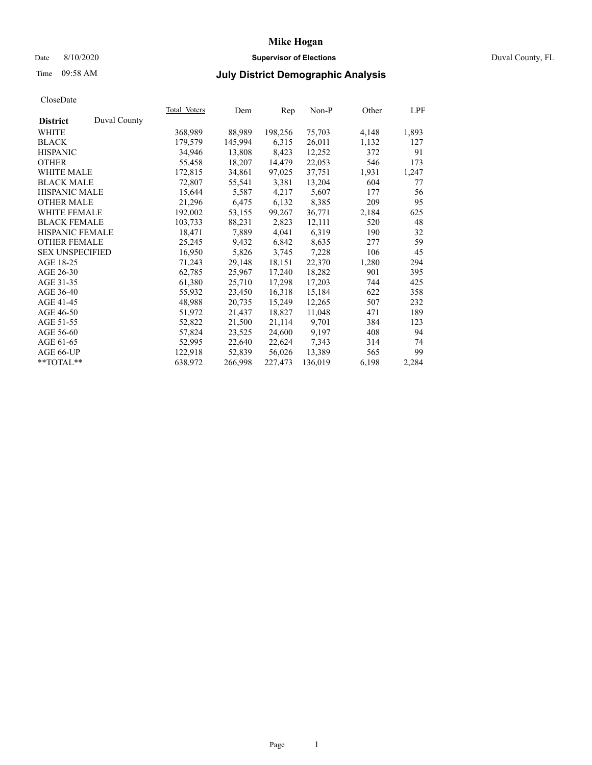# Mike Hogan

Date 8/10/2020 **Supervisor of Elections** Duval County, FL

Time 09:58 AM **July District Demographic Analysis**

CloseDate

| District Duval County | Total_Voters | Dem | Rep | Non-P | Other | LPF |
|---|---|---|---|---|---|---|
| WHITE | 368,989 | 88,989 | 198,256 | 75,703 | 4,148 | 1,893 |
| BLACK | 179,579 | 145,994 | 6,315 | 26,011 | 1,132 | 127 |
| HISPANIC | 34,946 | 13,808 | 8,423 | 12,252 | 372 | 91 |
| OTHER | 55,458 | 18,207 | 14,479 | 22,053 | 546 | 173 |
| WHITE MALE | 172,815 | 34,861 | 97,025 | 37,751 | 1,931 | 1,247 |
| BLACK MALE | 72,807 | 55,541 | 3,381 | 13,204 | 604 | 77 |
| HISPANIC MALE | 15,644 | 5,587 | 4,217 | 5,607 | 177 | 56 |
| OTHER MALE | 21,296 | 6,475 | 6,132 | 8,385 | 209 | 95 |
| WHITE FEMALE | 192,002 | 53,155 | 99,267 | 36,771 | 2,184 | 625 |
| BLACK FEMALE | 103,733 | 88,231 | 2,823 | 12,111 | 520 | 48 |
| HISPANIC FEMALE | 18,471 | 7,889 | 4,041 | 6,319 | 190 | 32 |
| OTHER FEMALE | 25,245 | 9,432 | 6,842 | 8,635 | 277 | 59 |
| SEX UNSPECIFIED | 16,950 | 5,826 | 3,745 | 7,228 | 106 | 45 |
| AGE 18-25 | 71,243 | 29,148 | 18,151 | 22,370 | 1,280 | 294 |
| AGE 26-30 | 62,785 | 25,967 | 17,240 | 18,282 | 901 | 395 |
| AGE 31-35 | 61,380 | 25,710 | 17,298 | 17,203 | 744 | 425 |
| AGE 36-40 | 55,932 | 23,450 | 16,318 | 15,184 | 622 | 358 |
| AGE 41-45 | 48,988 | 20,735 | 15,249 | 12,265 | 507 | 232 |
| AGE 46-50 | 51,972 | 21,437 | 18,827 | 11,048 | 471 | 189 |
| AGE 51-55 | 52,822 | 21,500 | 21,114 | 9,701 | 384 | 123 |
| AGE 56-60 | 57,824 | 23,525 | 24,600 | 9,197 | 408 | 94 |
| AGE 61-65 | 52,995 | 22,640 | 22,624 | 7,343 | 314 | 74 |
| AGE 66-UP | 122,918 | 52,839 | 56,026 | 13,389 | 565 | 99 |
| **TOTAL** | 638,972 | 266,998 | 227,473 | 136,019 | 6,198 | 2,284 |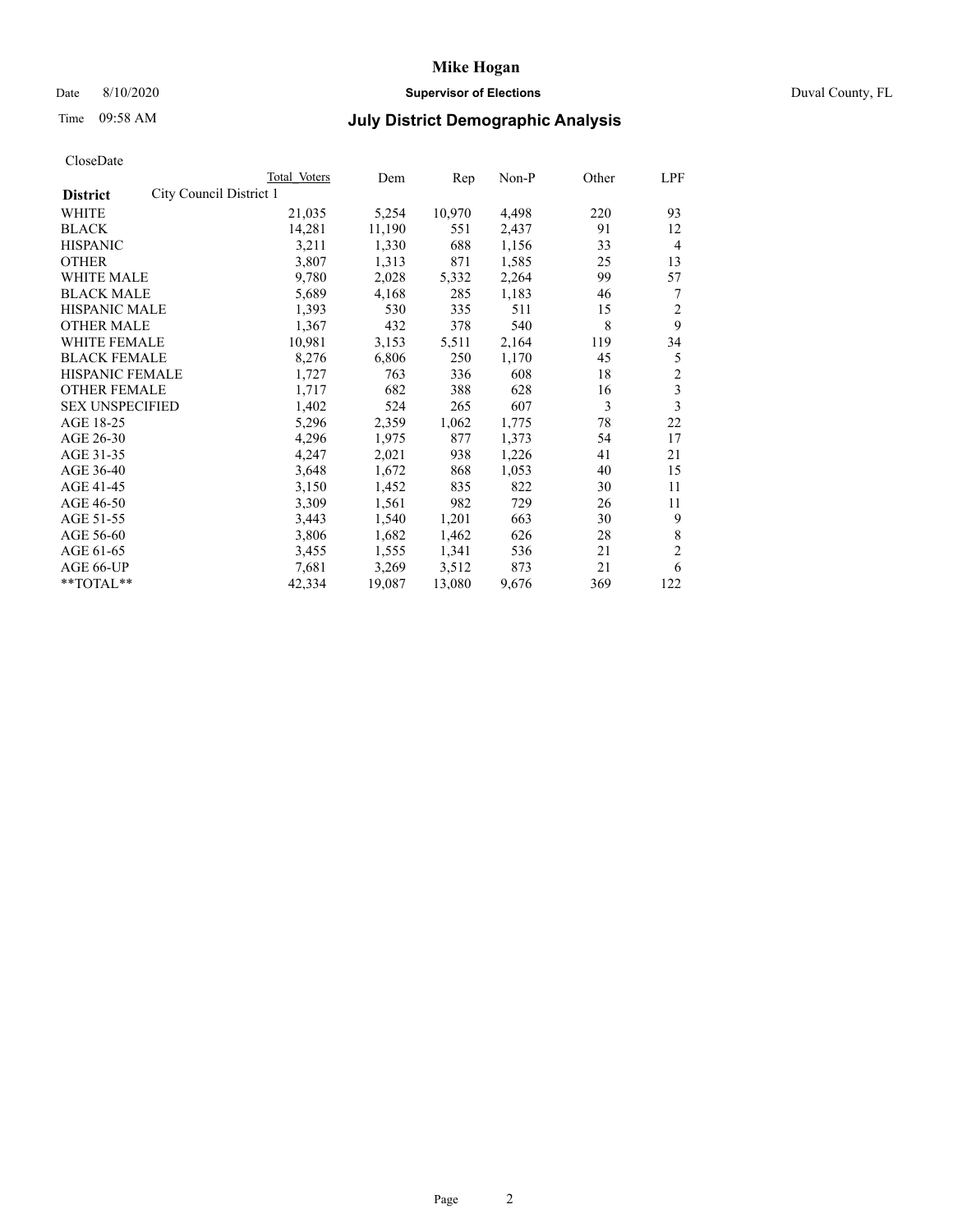# Mike Hogan

Date 8/10/2020 **Supervisor of Elections** Duval County, FL

Time 09:58 AM **July District Demographic Analysis**

CloseDate

| District | City Council District 1 | Total Voters | Dem | Rep | Non-P | Other | LPF |
|---|---|---|---|---|---|---|---|
| WHITE | | 21,035 | 5,254 | 10,970 | 4,498 | 220 | 93 |
| BLACK | | 14,281 | 11,190 | 551 | 2,437 | 91 | 12 |
| HISPANIC | | 3,211 | 1,330 | 688 | 1,156 | 33 | 4 |
| OTHER | | 3,807 | 1,313 | 871 | 1,585 | 25 | 13 |
| WHITE MALE | | 9,780 | 2,028 | 5,332 | 2,264 | 99 | 57 |
| BLACK MALE | | 5,689 | 4,168 | 285 | 1,183 | 46 | 7 |
| HISPANIC MALE | | 1,393 | 530 | 335 | 511 | 15 | 2 |
| OTHER MALE | | 1,367 | 432 | 378 | 540 | 8 | 9 |
| WHITE FEMALE | | 10,981 | 3,153 | 5,511 | 2,164 | 119 | 34 |
| BLACK FEMALE | | 8,276 | 6,806 | 250 | 1,170 | 45 | 5 |
| HISPANIC FEMALE | | 1,727 | 763 | 336 | 608 | 18 | 2 |
| OTHER FEMALE | | 1,717 | 682 | 388 | 628 | 16 | 3 |
| SEX UNSPECIFIED | | 1,402 | 524 | 265 | 607 | 3 | 3 |
| AGE 18-25 | | 5,296 | 2,359 | 1,062 | 1,775 | 78 | 22 |
| AGE 26-30 | | 4,296 | 1,975 | 877 | 1,373 | 54 | 17 |
| AGE 31-35 | | 4,247 | 2,021 | 938 | 1,226 | 41 | 21 |
| AGE 36-40 | | 3,648 | 1,672 | 868 | 1,053 | 40 | 15 |
| AGE 41-45 | | 3,150 | 1,452 | 835 | 822 | 30 | 11 |
| AGE 46-50 | | 3,309 | 1,561 | 982 | 729 | 26 | 11 |
| AGE 51-55 | | 3,443 | 1,540 | 1,201 | 663 | 30 | 9 |
| AGE 56-60 | | 3,806 | 1,682 | 1,462 | 626 | 28 | 8 |
| AGE 61-65 | | 3,455 | 1,555 | 1,341 | 536 | 21 | 2 |
| AGE 66-UP | | 7,681 | 3,269 | 3,512 | 873 | 21 | 6 |
| **TOTAL** | | 42,334 | 19,087 | 13,080 | 9,676 | 369 | 122 |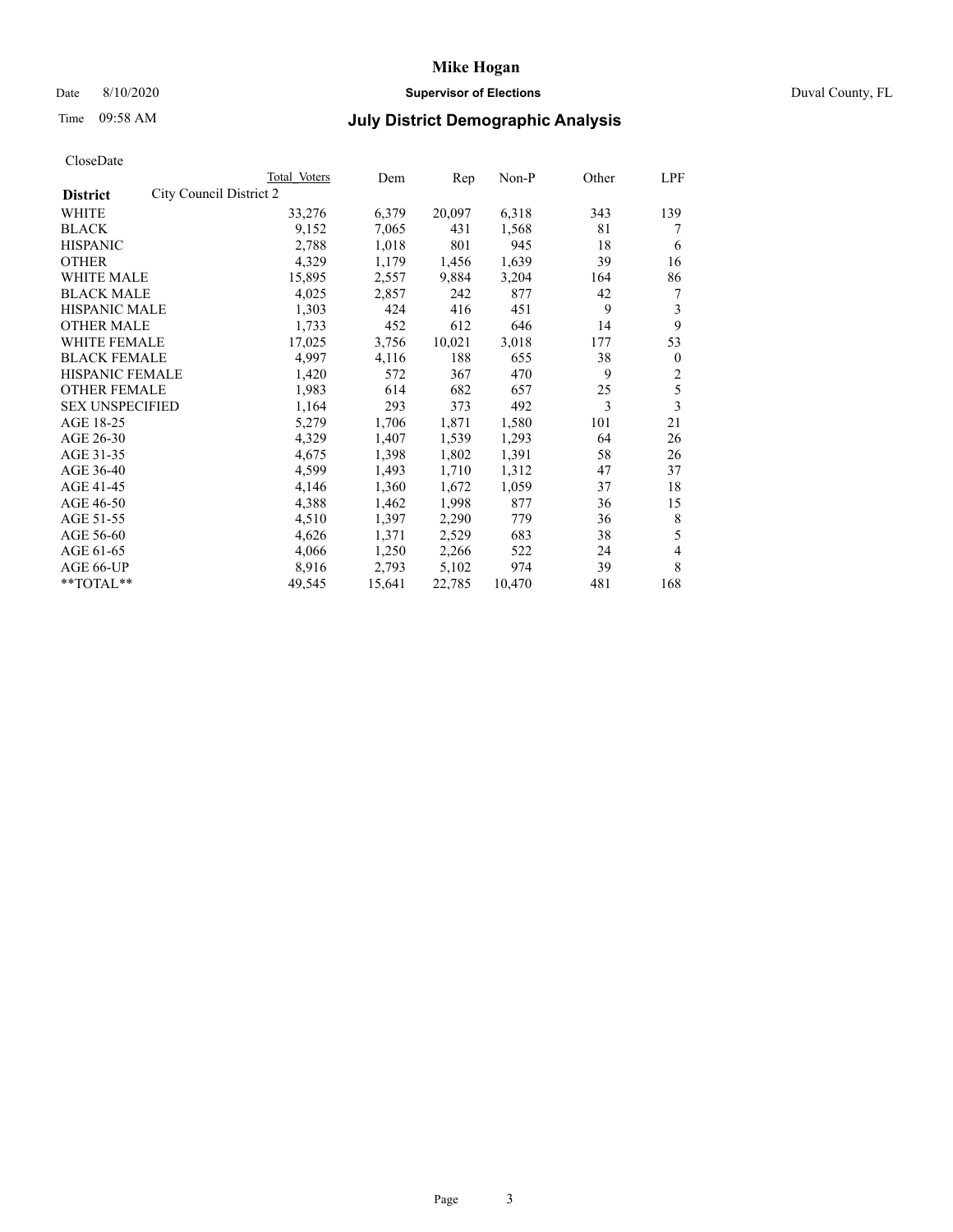# Mike Hogan

Date 8/10/2020 **Supervisor of Elections** Duval County, FL

Time 09:58 AM **July District Demographic Analysis**

CloseDate

| **District** | City Council District 2 | Total Voters | Dem | Rep | Non-P | Other | LPF |
|---|---|---|---|---|---|---|---|
| WHITE | | 33,276 | 6,379 | 20,097 | 6,318 | 343 | 139 |
| BLACK | | 9,152 | 7,065 | 431 | 1,568 | 81 | 7 |
| HISPANIC | | 2,788 | 1,018 | 801 | 945 | 18 | 6 |
| OTHER | | 4,329 | 1,179 | 1,456 | 1,639 | 39 | 16 |
| WHITE MALE | | 15,895 | 2,557 | 9,884 | 3,204 | 164 | 86 |
| BLACK MALE | | 4,025 | 2,857 | 242 | 877 | 42 | 7 |
| HISPANIC MALE | | 1,303 | 424 | 416 | 451 | 9 | 3 |
| OTHER MALE | | 1,733 | 452 | 612 | 646 | 14 | 9 |
| WHITE FEMALE | | 17,025 | 3,756 | 10,021 | 3,018 | 177 | 53 |
| BLACK FEMALE | | 4,997 | 4,116 | 188 | 655 | 38 | 0 |
| HISPANIC FEMALE | | 1,420 | 572 | 367 | 470 | 9 | 2 |
| OTHER FEMALE | | 1,983 | 614 | 682 | 657 | 25 | 5 |
| SEX UNSPECIFIED | | 1,164 | 293 | 373 | 492 | 3 | 3 |
| AGE 18-25 | | 5,279 | 1,706 | 1,871 | 1,580 | 101 | 21 |
| AGE 26-30 | | 4,329 | 1,407 | 1,539 | 1,293 | 64 | 26 |
| AGE 31-35 | | 4,675 | 1,398 | 1,802 | 1,391 | 58 | 26 |
| AGE 36-40 | | 4,599 | 1,493 | 1,710 | 1,312 | 47 | 37 |
| AGE 41-45 | | 4,146 | 1,360 | 1,672 | 1,059 | 37 | 18 |
| AGE 46-50 | | 4,388 | 1,462 | 1,998 | 877 | 36 | 15 |
| AGE 51-55 | | 4,510 | 1,397 | 2,290 | 779 | 36 | 8 |
| AGE 56-60 | | 4,626 | 1,371 | 2,529 | 683 | 38 | 5 |
| AGE 61-65 | | 4,066 | 1,250 | 2,266 | 522 | 24 | 4 |
| AGE 66-UP | | 8,916 | 2,793 | 5,102 | 974 | 39 | 8 |
| **TOTAL** | | 49,545 | 15,641 | 22,785 | 10,470 | 481 | 168 |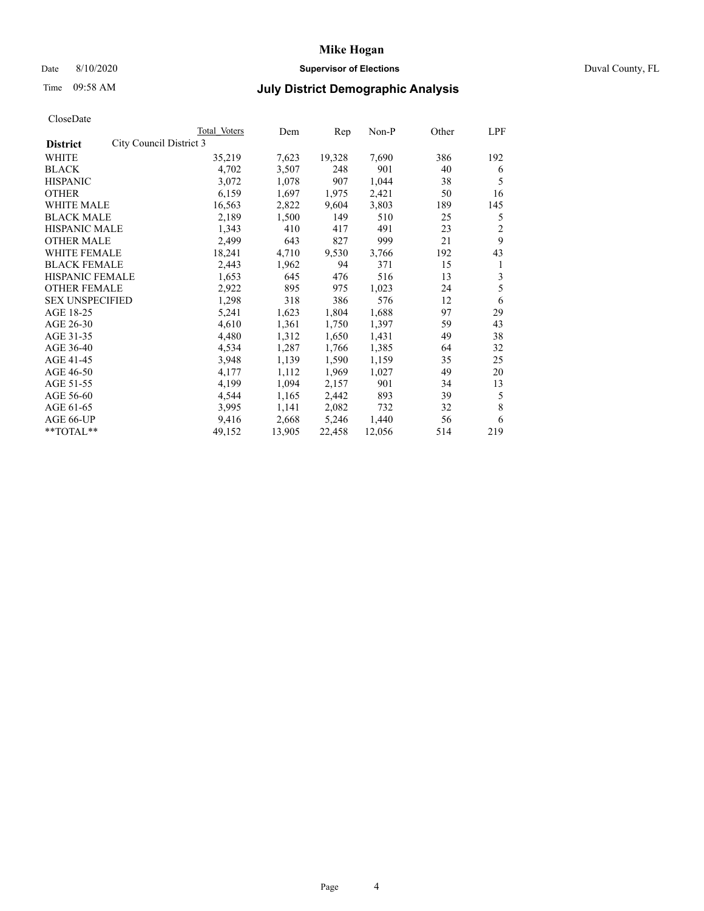# Mike Hogan

Date 8/10/2020 **Supervisor of Elections** Duval County, FL

Time 09:58 AM **July District Demographic Analysis**

CloseDate

| **District** City Council District 3 | Total Voters | Dem | Rep | Non-P | Other | LPF |
|---|---|---|---|---|---|---|
| WHITE | 35,219 | 7,623 | 19,328 | 7,690 | 386 | 192 |
| BLACK | 4,702 | 3,507 | 248 | 901 | 40 | 6 |
| HISPANIC | 3,072 | 1,078 | 907 | 1,044 | 38 | 5 |
| OTHER | 6,159 | 1,697 | 1,975 | 2,421 | 50 | 16 |
| WHITE MALE | 16,563 | 2,822 | 9,604 | 3,803 | 189 | 145 |
| BLACK MALE | 2,189 | 1,500 | 149 | 510 | 25 | 5 |
| HISPANIC MALE | 1,343 | 410 | 417 | 491 | 23 | 2 |
| OTHER MALE | 2,499 | 643 | 827 | 999 | 21 | 9 |
| WHITE FEMALE | 18,241 | 4,710 | 9,530 | 3,766 | 192 | 43 |
| BLACK FEMALE | 2,443 | 1,962 | 94 | 371 | 15 | 1 |
| HISPANIC FEMALE | 1,653 | 645 | 476 | 516 | 13 | 3 |
| OTHER FEMALE | 2,922 | 895 | 975 | 1,023 | 24 | 5 |
| SEX UNSPECIFIED | 1,298 | 318 | 386 | 576 | 12 | 6 |
| AGE 18-25 | 5,241 | 1,623 | 1,804 | 1,688 | 97 | 29 |
| AGE 26-30 | 4,610 | 1,361 | 1,750 | 1,397 | 59 | 43 |
| AGE 31-35 | 4,480 | 1,312 | 1,650 | 1,431 | 49 | 38 |
| AGE 36-40 | 4,534 | 1,287 | 1,766 | 1,385 | 64 | 32 |
| AGE 41-45 | 3,948 | 1,139 | 1,590 | 1,159 | 35 | 25 |
| AGE 46-50 | 4,177 | 1,112 | 1,969 | 1,027 | 49 | 20 |
| AGE 51-55 | 4,199 | 1,094 | 2,157 | 901 | 34 | 13 |
| AGE 56-60 | 4,544 | 1,165 | 2,442 | 893 | 39 | 5 |
| AGE 61-65 | 3,995 | 1,141 | 2,082 | 732 | 32 | 8 |
| AGE 66-UP | 9,416 | 2,668 | 5,246 | 1,440 | 56 | 6 |
| **TOTAL** | 49,152 | 13,905 | 22,458 | 12,056 | 514 | 219 |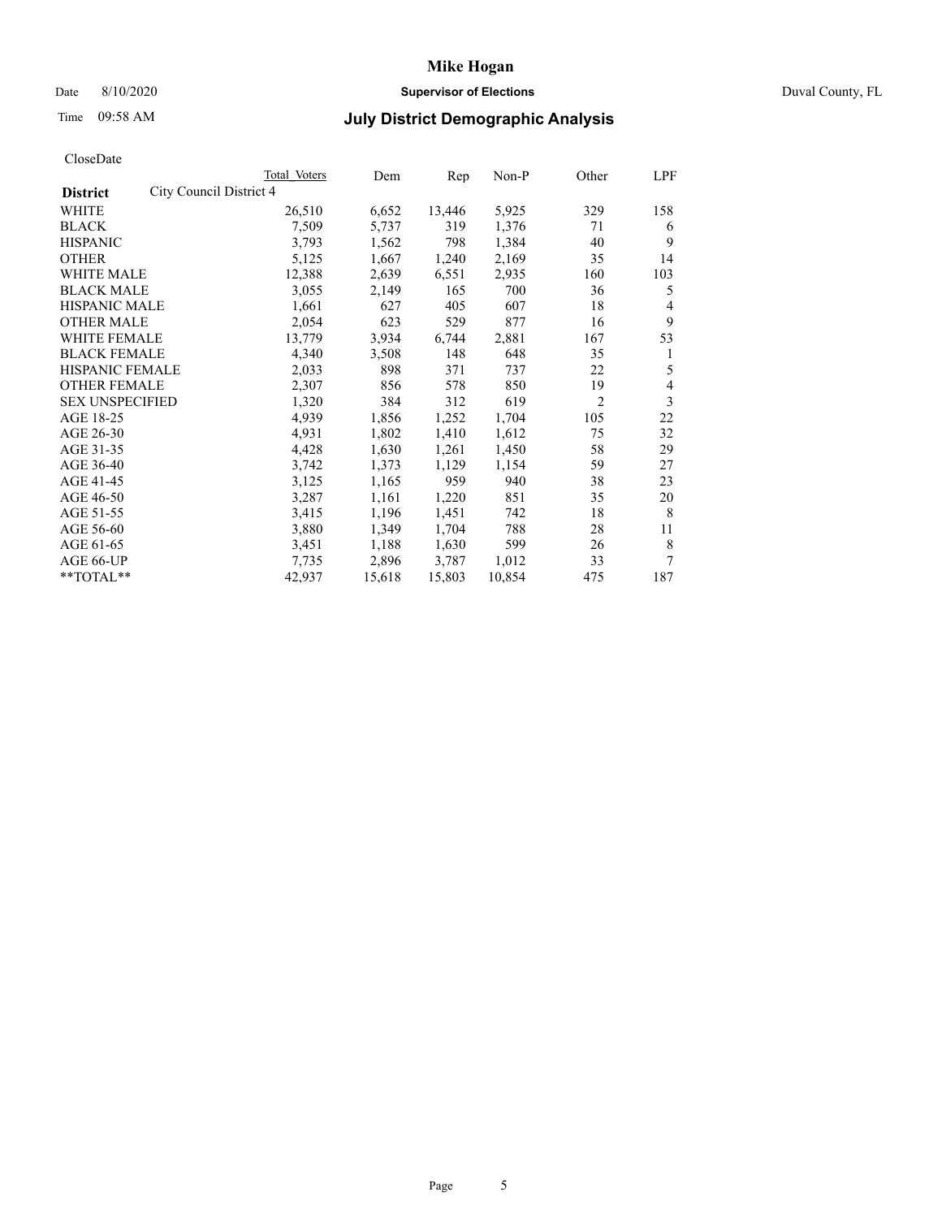# Mike Hogan

Date 8/10/2020 **Supervisor of Elections** Duval County, FL

Time 09:58 AM **July District Demographic Analysis**

CloseDate

| District | Total Voters | Dem | Rep | Non-P | Other | LPF |
|---|---|---|---|---|---|---|
| City Council District 4 | | | | | | |
| WHITE | 26,510 | 6,652 | 13,446 | 5,925 | 329 | 158 |
| BLACK | 7,509 | 5,737 | 319 | 1,376 | 71 | 6 |
| HISPANIC | 3,793 | 1,562 | 798 | 1,384 | 40 | 9 |
| OTHER | 5,125 | 1,667 | 1,240 | 2,169 | 35 | 14 |
| WHITE MALE | 12,388 | 2,639 | 6,551 | 2,935 | 160 | 103 |
| BLACK MALE | 3,055 | 2,149 | 165 | 700 | 36 | 5 |
| HISPANIC MALE | 1,661 | 627 | 405 | 607 | 18 | 4 |
| OTHER MALE | 2,054 | 623 | 529 | 877 | 16 | 9 |
| WHITE FEMALE | 13,779 | 3,934 | 6,744 | 2,881 | 167 | 53 |
| BLACK FEMALE | 4,340 | 3,508 | 148 | 648 | 35 | 1 |
| HISPANIC FEMALE | 2,033 | 898 | 371 | 737 | 22 | 5 |
| OTHER FEMALE | 2,307 | 856 | 578 | 850 | 19 | 4 |
| SEX UNSPECIFIED | 1,320 | 384 | 312 | 619 | 2 | 3 |
| AGE 18-25 | 4,939 | 1,856 | 1,252 | 1,704 | 105 | 22 |
| AGE 26-30 | 4,931 | 1,802 | 1,410 | 1,612 | 75 | 32 |
| AGE 31-35 | 4,428 | 1,630 | 1,261 | 1,450 | 58 | 29 |
| AGE 36-40 | 3,742 | 1,373 | 1,129 | 1,154 | 59 | 27 |
| AGE 41-45 | 3,125 | 1,165 | 959 | 940 | 38 | 23 |
| AGE 46-50 | 3,287 | 1,161 | 1,220 | 851 | 35 | 20 |
| AGE 51-55 | 3,415 | 1,196 | 1,451 | 742 | 18 | 8 |
| AGE 56-60 | 3,880 | 1,349 | 1,704 | 788 | 28 | 11 |
| AGE 61-65 | 3,451 | 1,188 | 1,630 | 599 | 26 | 8 |
| AGE 66-UP | 7,735 | 2,896 | 3,787 | 1,012 | 33 | 7 |
| **TOTAL** | 42,937 | 15,618 | 15,803 | 10,854 | 475 | 187 |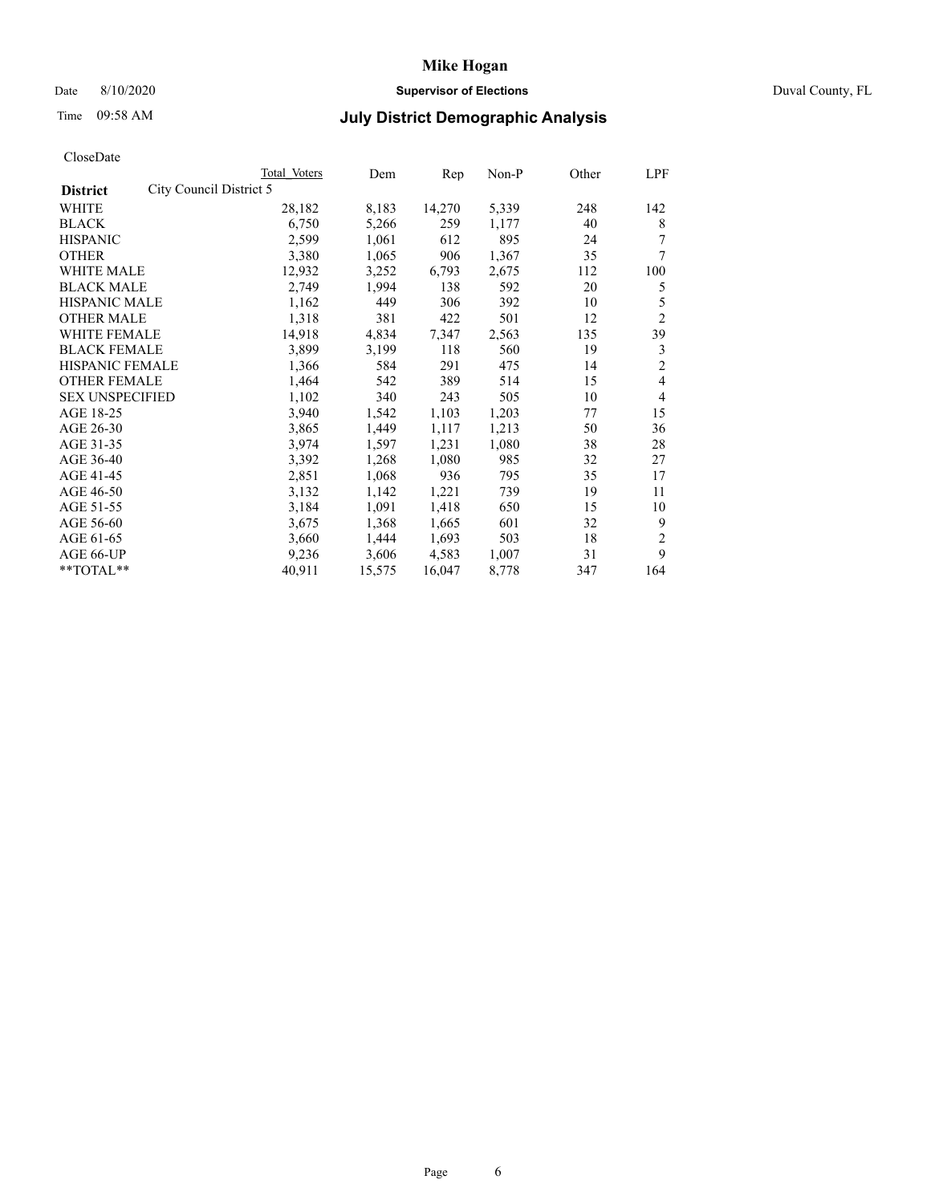# Mike Hogan

Date 8/10/2020 **Supervisor of Elections** Duval County, FL

Time 09:58 AM

## July District Demographic Analysis

CloseDate

| District | Total Voters | Dem | Rep | Non-P | Other | LPF |
|---|---|---|---|---|---|---|
| City Council District 5 | | | | | | |
| WHITE | 28,182 | 8,183 | 14,270 | 5,339 | 248 | 142 |
| BLACK | 6,750 | 5,266 | 259 | 1,177 | 40 | 8 |
| HISPANIC | 2,599 | 1,061 | 612 | 895 | 24 | 7 |
| OTHER | 3,380 | 1,065 | 906 | 1,367 | 35 | 7 |
| WHITE MALE | 12,932 | 3,252 | 6,793 | 2,675 | 112 | 100 |
| BLACK MALE | 2,749 | 1,994 | 138 | 592 | 20 | 5 |
| HISPANIC MALE | 1,162 | 449 | 306 | 392 | 10 | 5 |
| OTHER MALE | 1,318 | 381 | 422 | 501 | 12 | 2 |
| WHITE FEMALE | 14,918 | 4,834 | 7,347 | 2,563 | 135 | 39 |
| BLACK FEMALE | 3,899 | 3,199 | 118 | 560 | 19 | 3 |
| HISPANIC FEMALE | 1,366 | 584 | 291 | 475 | 14 | 2 |
| OTHER FEMALE | 1,464 | 542 | 389 | 514 | 15 | 4 |
| SEX UNSPECIFIED | 1,102 | 340 | 243 | 505 | 10 | 4 |
| AGE 18-25 | 3,940 | 1,542 | 1,103 | 1,203 | 77 | 15 |
| AGE 26-30 | 3,865 | 1,449 | 1,117 | 1,213 | 50 | 36 |
| AGE 31-35 | 3,974 | 1,597 | 1,231 | 1,080 | 38 | 28 |
| AGE 36-40 | 3,392 | 1,268 | 1,080 | 985 | 32 | 27 |
| AGE 41-45 | 2,851 | 1,068 | 936 | 795 | 35 | 17 |
| AGE 46-50 | 3,132 | 1,142 | 1,221 | 739 | 19 | 11 |
| AGE 51-55 | 3,184 | 1,091 | 1,418 | 650 | 15 | 10 |
| AGE 56-60 | 3,675 | 1,368 | 1,665 | 601 | 32 | 9 |
| AGE 61-65 | 3,660 | 1,444 | 1,693 | 503 | 18 | 2 |
| AGE 66-UP | 9,236 | 3,606 | 4,583 | 1,007 | 31 | 9 |
| **TOTAL** | 40,911 | 15,575 | 16,047 | 8,778 | 347 | 164 |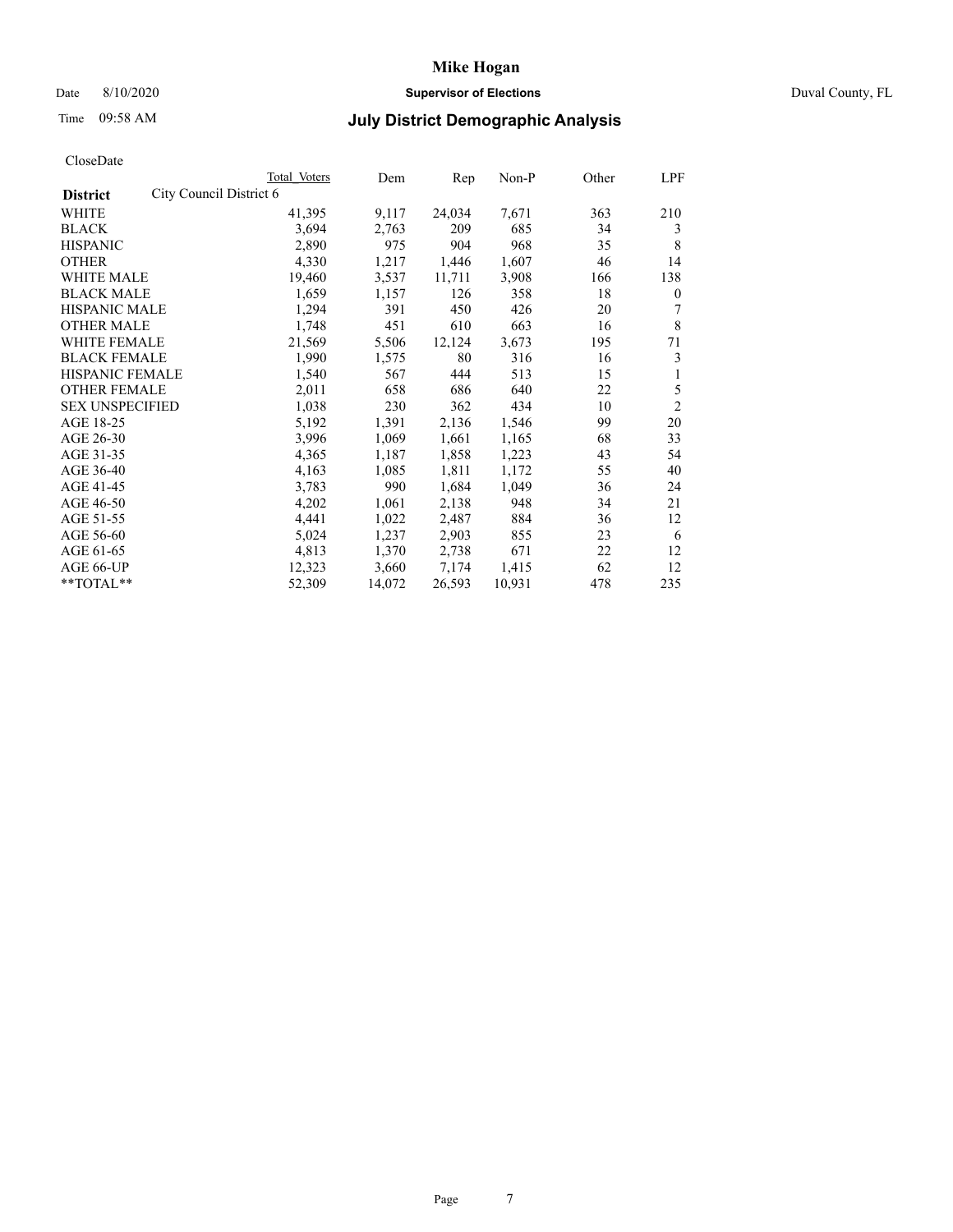CloseDate

| District | City Council District 6 | Total Voters | Dem | Rep | Non-P | Other | LPF |
|---|---|---|---|---|---|---|---|
| WHITE | | 41,395 | 9,117 | 24,034 | 7,671 | 363 | 210 |
| BLACK | | 3,694 | 2,763 | 209 | 685 | 34 | 3 |
| HISPANIC | | 2,890 | 975 | 904 | 968 | 35 | 8 |
| OTHER | | 4,330 | 1,217 | 1,446 | 1,607 | 46 | 14 |
| WHITE MALE | | 19,460 | 3,537 | 11,711 | 3,908 | 166 | 138 |
| BLACK MALE | | 1,659 | 1,157 | 126 | 358 | 18 | 0 |
| HISPANIC MALE | | 1,294 | 391 | 450 | 426 | 20 | 7 |
| OTHER MALE | | 1,748 | 451 | 610 | 663 | 16 | 8 |
| WHITE FEMALE | | 21,569 | 5,506 | 12,124 | 3,673 | 195 | 71 |
| BLACK FEMALE | | 1,990 | 1,575 | 80 | 316 | 16 | 3 |
| HISPANIC FEMALE | | 1,540 | 567 | 444 | 513 | 15 | 1 |
| OTHER FEMALE | | 2,011 | 658 | 686 | 640 | 22 | 5 |
| SEX UNSPECIFIED | | 1,038 | 230 | 362 | 434 | 10 | 2 |
| AGE 18-25 | | 5,192 | 1,391 | 2,136 | 1,546 | 99 | 20 |
| AGE 26-30 | | 3,996 | 1,069 | 1,661 | 1,165 | 68 | 33 |
| AGE 31-35 | | 4,365 | 1,187 | 1,858 | 1,223 | 43 | 54 |
| AGE 36-40 | | 4,163 | 1,085 | 1,811 | 1,172 | 55 | 40 |
| AGE 41-45 | | 3,783 | 990 | 1,684 | 1,049 | 36 | 24 |
| AGE 46-50 | | 4,202 | 1,061 | 2,138 | 948 | 34 | 21 |
| AGE 51-55 | | 4,441 | 1,022 | 2,487 | 884 | 36 | 12 |
| AGE 56-60 | | 5,024 | 1,237 | 2,903 | 855 | 23 | 6 |
| AGE 61-65 | | 4,813 | 1,370 | 2,738 | 671 | 22 | 12 |
| AGE 66-UP | | 12,323 | 3,660 | 7,174 | 1,415 | 62 | 12 |
| **TOTAL** | | 52,309 | 14,072 | 26,593 | 10,931 | 478 | 235 |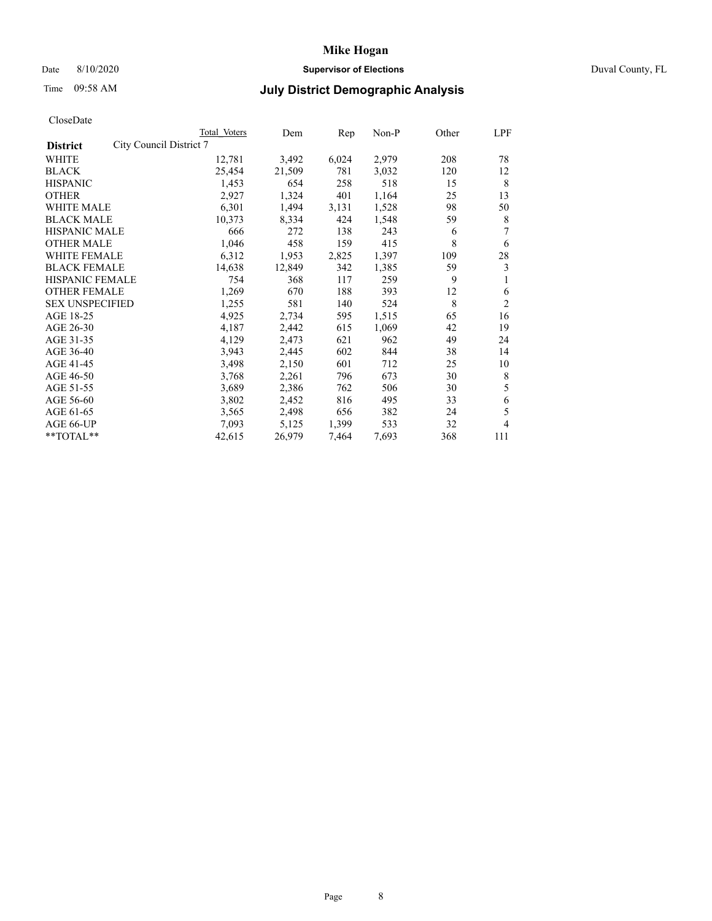# Mike Hogan

Date 8/10/2020 **Supervisor of Elections** Duval County, FL

Time 09:58 AM **July District Demographic Analysis**

CloseDate

| District | Total Voters | Dem | Rep | Non-P | Other | LPF |
|---|---|---|---|---|---|---|
| City Council District 7 | | | | | | |
| WHITE | 12,781 | 3,492 | 6,024 | 2,979 | 208 | 78 |
| BLACK | 25,454 | 21,509 | 781 | 3,032 | 120 | 12 |
| HISPANIC | 1,453 | 654 | 258 | 518 | 15 | 8 |
| OTHER | 2,927 | 1,324 | 401 | 1,164 | 25 | 13 |
| WHITE MALE | 6,301 | 1,494 | 3,131 | 1,528 | 98 | 50 |
| BLACK MALE | 10,373 | 8,334 | 424 | 1,548 | 59 | 8 |
| HISPANIC MALE | 666 | 272 | 138 | 243 | 6 | 7 |
| OTHER MALE | 1,046 | 458 | 159 | 415 | 8 | 6 |
| WHITE FEMALE | 6,312 | 1,953 | 2,825 | 1,397 | 109 | 28 |
| BLACK FEMALE | 14,638 | 12,849 | 342 | 1,385 | 59 | 3 |
| HISPANIC FEMALE | 754 | 368 | 117 | 259 | 9 | 1 |
| OTHER FEMALE | 1,269 | 670 | 188 | 393 | 12 | 6 |
| SEX UNSPECIFIED | 1,255 | 581 | 140 | 524 | 8 | 2 |
| AGE 18-25 | 4,925 | 2,734 | 595 | 1,515 | 65 | 16 |
| AGE 26-30 | 4,187 | 2,442 | 615 | 1,069 | 42 | 19 |
| AGE 31-35 | 4,129 | 2,473 | 621 | 962 | 49 | 24 |
| AGE 36-40 | 3,943 | 2,445 | 602 | 844 | 38 | 14 |
| AGE 41-45 | 3,498 | 2,150 | 601 | 712 | 25 | 10 |
| AGE 46-50 | 3,768 | 2,261 | 796 | 673 | 30 | 8 |
| AGE 51-55 | 3,689 | 2,386 | 762 | 506 | 30 | 5 |
| AGE 56-60 | 3,802 | 2,452 | 816 | 495 | 33 | 6 |
| AGE 61-65 | 3,565 | 2,498 | 656 | 382 | 24 | 5 |
| AGE 66-UP | 7,093 | 5,125 | 1,399 | 533 | 32 | 4 |
| **TOTAL** | 42,615 | 26,979 | 7,464 | 7,693 | 368 | 111 |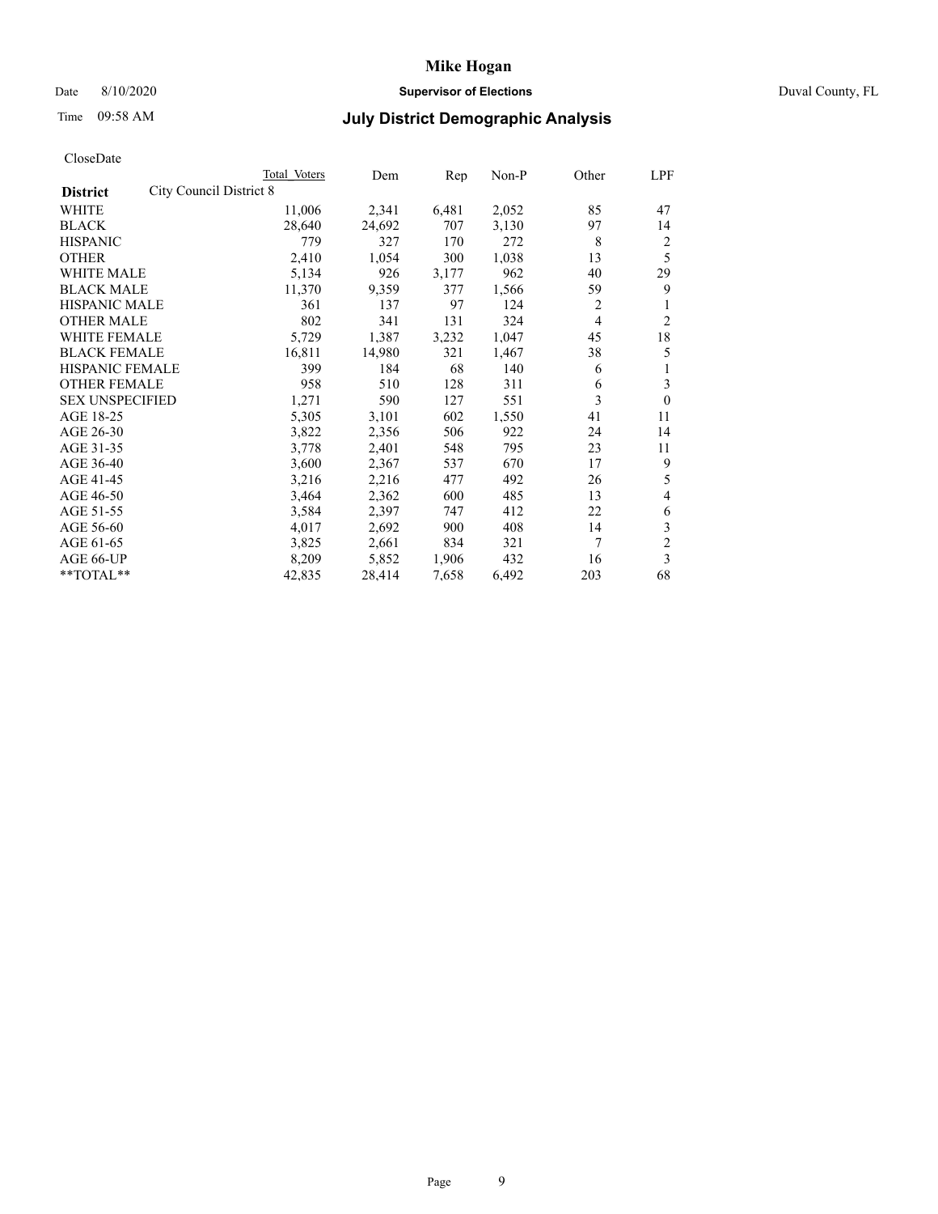# Mike Hogan

Date 8/10/2020 **Supervisor of Elections** Duval County, FL

Time 09:58 AM **July District Demographic Analysis**

CloseDate

| District | City Council District 8 | Total Voters | Dem | Rep | Non-P | Other | LPF |
|---|---|---|---|---|---|---|---|
| WHITE | | 11,006 | 2,341 | 6,481 | 2,052 | 85 | 47 |
| BLACK | | 28,640 | 24,692 | 707 | 3,130 | 97 | 14 |
| HISPANIC | | 779 | 327 | 170 | 272 | 8 | 2 |
| OTHER | | 2,410 | 1,054 | 300 | 1,038 | 13 | 5 |
| WHITE MALE | | 5,134 | 926 | 3,177 | 962 | 40 | 29 |
| BLACK MALE | | 11,370 | 9,359 | 377 | 1,566 | 59 | 9 |
| HISPANIC MALE | | 361 | 137 | 97 | 124 | 2 | 1 |
| OTHER MALE | | 802 | 341 | 131 | 324 | 4 | 2 |
| WHITE FEMALE | | 5,729 | 1,387 | 3,232 | 1,047 | 45 | 18 |
| BLACK FEMALE | | 16,811 | 14,980 | 321 | 1,467 | 38 | 5 |
| HISPANIC FEMALE | | 399 | 184 | 68 | 140 | 6 | 1 |
| OTHER FEMALE | | 958 | 510 | 128 | 311 | 6 | 3 |
| SEX UNSPECIFIED | | 1,271 | 590 | 127 | 551 | 3 | 0 |
| AGE 18-25 | | 5,305 | 3,101 | 602 | 1,550 | 41 | 11 |
| AGE 26-30 | | 3,822 | 2,356 | 506 | 922 | 24 | 14 |
| AGE 31-35 | | 3,778 | 2,401 | 548 | 795 | 23 | 11 |
| AGE 36-40 | | 3,600 | 2,367 | 537 | 670 | 17 | 9 |
| AGE 41-45 | | 3,216 | 2,216 | 477 | 492 | 26 | 5 |
| AGE 46-50 | | 3,464 | 2,362 | 600 | 485 | 13 | 4 |
| AGE 51-55 | | 3,584 | 2,397 | 747 | 412 | 22 | 6 |
| AGE 56-60 | | 4,017 | 2,692 | 900 | 408 | 14 | 3 |
| AGE 61-65 | | 3,825 | 2,661 | 834 | 321 | 7 | 2 |
| AGE 66-UP | | 8,209 | 5,852 | 1,906 | 432 | 16 | 3 |
| **TOTAL** | | 42,835 | 28,414 | 7,658 | 6,492 | 203 | 68 |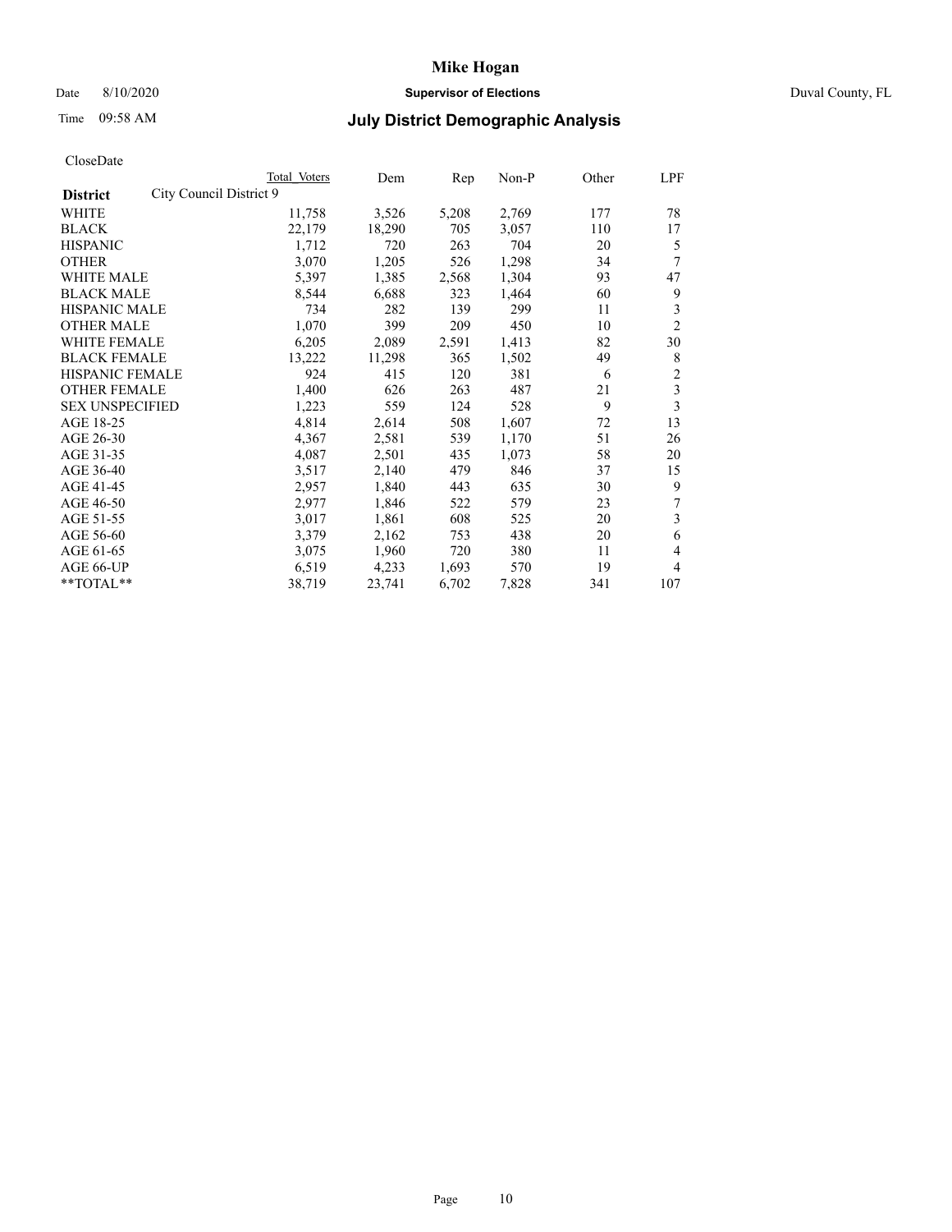# Mike Hogan

Date 8/10/2020 **Supervisor of Elections** Duval County, FL

Time 09:58 AM **July District Demographic Analysis**

CloseDate

| District | City Council District 9 | Total Voters | Dem | Rep | Non-P | Other | LPF |
|---|---|---|---|---|---|---|---|
| WHITE | | 11,758 | 3,526 | 5,208 | 2,769 | 177 | 78 |
| BLACK | | 22,179 | 18,290 | 705 | 3,057 | 110 | 17 |
| HISPANIC | | 1,712 | 720 | 263 | 704 | 20 | 5 |
| OTHER | | 3,070 | 1,205 | 526 | 1,298 | 34 | 7 |
| WHITE MALE | | 5,397 | 1,385 | 2,568 | 1,304 | 93 | 47 |
| BLACK MALE | | 8,544 | 6,688 | 323 | 1,464 | 60 | 9 |
| HISPANIC MALE | | 734 | 282 | 139 | 299 | 11 | 3 |
| OTHER MALE | | 1,070 | 399 | 209 | 450 | 10 | 2 |
| WHITE FEMALE | | 6,205 | 2,089 | 2,591 | 1,413 | 82 | 30 |
| BLACK FEMALE | | 13,222 | 11,298 | 365 | 1,502 | 49 | 8 |
| HISPANIC FEMALE | | 924 | 415 | 120 | 381 | 6 | 2 |
| OTHER FEMALE | | 1,400 | 626 | 263 | 487 | 21 | 3 |
| SEX UNSPECIFIED | | 1,223 | 559 | 124 | 528 | 9 | 3 |
| AGE 18-25 | | 4,814 | 2,614 | 508 | 1,607 | 72 | 13 |
| AGE 26-30 | | 4,367 | 2,581 | 539 | 1,170 | 51 | 26 |
| AGE 31-35 | | 4,087 | 2,501 | 435 | 1,073 | 58 | 20 |
| AGE 36-40 | | 3,517 | 2,140 | 479 | 846 | 37 | 15 |
| AGE 41-45 | | 2,957 | 1,840 | 443 | 635 | 30 | 9 |
| AGE 46-50 | | 2,977 | 1,846 | 522 | 579 | 23 | 7 |
| AGE 51-55 | | 3,017 | 1,861 | 608 | 525 | 20 | 3 |
| AGE 56-60 | | 3,379 | 2,162 | 753 | 438 | 20 | 6 |
| AGE 61-65 | | 3,075 | 1,960 | 720 | 380 | 11 | 4 |
| AGE 66-UP | | 6,519 | 4,233 | 1,693 | 570 | 19 | 4 |
| **TOTAL** | | 38,719 | 23,741 | 6,702 | 7,828 | 341 | 107 |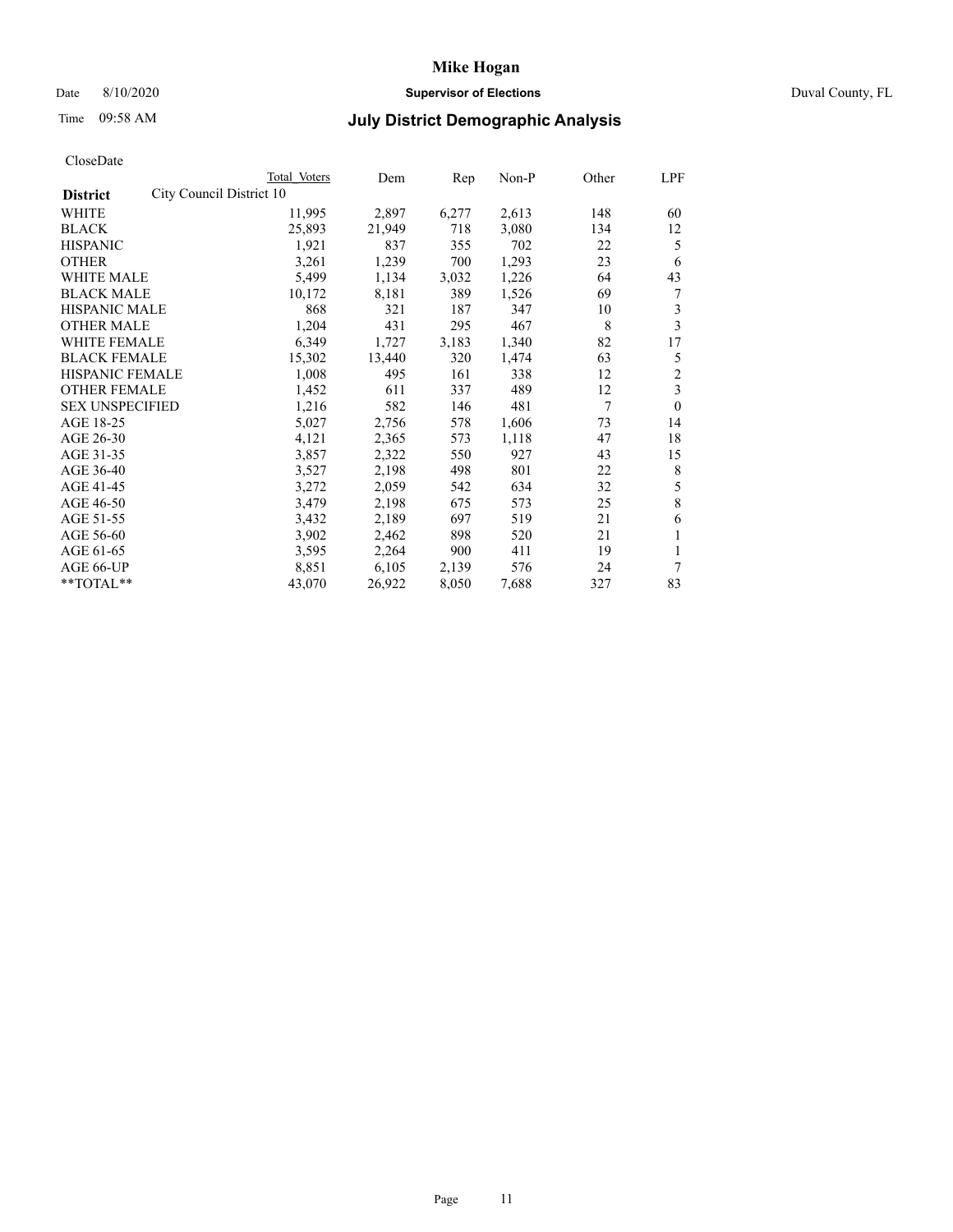# Mike Hogan

Date 8/10/2020 **Supervisor of Elections** Duval County, FL

Time 09:58 AM **July District Demographic Analysis**

CloseDate

| District | Total Voters | Dem | Rep | Non-P | Other | LPF |
|---|---|---|---|---|---|---|
| City Council District 10 | | | | | | |
| WHITE | 11,995 | 2,897 | 6,277 | 2,613 | 148 | 60 |
| BLACK | 25,893 | 21,949 | 718 | 3,080 | 134 | 12 |
| HISPANIC | 1,921 | 837 | 355 | 702 | 22 | 5 |
| OTHER | 3,261 | 1,239 | 700 | 1,293 | 23 | 6 |
| WHITE MALE | 5,499 | 1,134 | 3,032 | 1,226 | 64 | 43 |
| BLACK MALE | 10,172 | 8,181 | 389 | 1,526 | 69 | 7 |
| HISPANIC MALE | 868 | 321 | 187 | 347 | 10 | 3 |
| OTHER MALE | 1,204 | 431 | 295 | 467 | 8 | 3 |
| WHITE FEMALE | 6,349 | 1,727 | 3,183 | 1,340 | 82 | 17 |
| BLACK FEMALE | 15,302 | 13,440 | 320 | 1,474 | 63 | 5 |
| HISPANIC FEMALE | 1,008 | 495 | 161 | 338 | 12 | 2 |
| OTHER FEMALE | 1,452 | 611 | 337 | 489 | 12 | 3 |
| SEX UNSPECIFIED | 1,216 | 582 | 146 | 481 | 7 | 0 |
| AGE 18-25 | 5,027 | 2,756 | 578 | 1,606 | 73 | 14 |
| AGE 26-30 | 4,121 | 2,365 | 573 | 1,118 | 47 | 18 |
| AGE 31-35 | 3,857 | 2,322 | 550 | 927 | 43 | 15 |
| AGE 36-40 | 3,527 | 2,198 | 498 | 801 | 22 | 8 |
| AGE 41-45 | 3,272 | 2,059 | 542 | 634 | 32 | 5 |
| AGE 46-50 | 3,479 | 2,198 | 675 | 573 | 25 | 8 |
| AGE 51-55 | 3,432 | 2,189 | 697 | 519 | 21 | 6 |
| AGE 56-60 | 3,902 | 2,462 | 898 | 520 | 21 | 1 |
| AGE 61-65 | 3,595 | 2,264 | 900 | 411 | 19 | 1 |
| AGE 66-UP | 8,851 | 6,105 | 2,139 | 576 | 24 | 7 |
| **TOTAL** | 43,070 | 26,922 | 8,050 | 7,688 | 327 | 83 |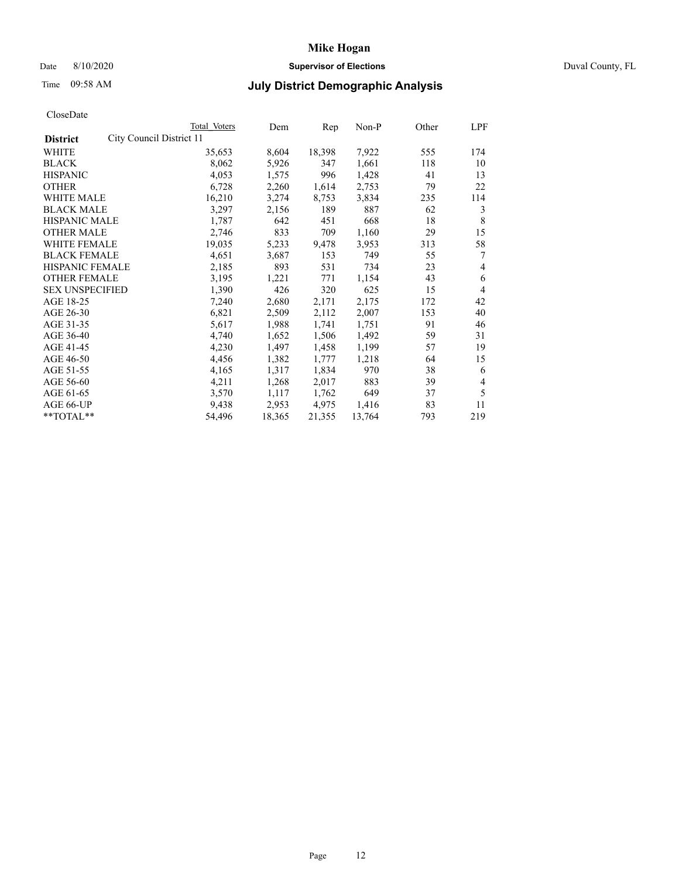# Mike Hogan

Date 8/10/2020 **Supervisor of Elections** Duval County, FL

Time 09:58 AM **July District Demographic Analysis**

CloseDate

| District | City Council District 11 | Total Voters | Dem | Rep | Non-P | Other | LPF |
|---|---|---|---|---|---|---|---|
| WHITE | | 35,653 | 8,604 | 18,398 | 7,922 | 555 | 174 |
| BLACK | | 8,062 | 5,926 | 347 | 1,661 | 118 | 10 |
| HISPANIC | | 4,053 | 1,575 | 996 | 1,428 | 41 | 13 |
| OTHER | | 6,728 | 2,260 | 1,614 | 2,753 | 79 | 22 |
| WHITE MALE | | 16,210 | 3,274 | 8,753 | 3,834 | 235 | 114 |
| BLACK MALE | | 3,297 | 2,156 | 189 | 887 | 62 | 3 |
| HISPANIC MALE | | 1,787 | 642 | 451 | 668 | 18 | 8 |
| OTHER MALE | | 2,746 | 833 | 709 | 1,160 | 29 | 15 |
| WHITE FEMALE | | 19,035 | 5,233 | 9,478 | 3,953 | 313 | 58 |
| BLACK FEMALE | | 4,651 | 3,687 | 153 | 749 | 55 | 7 |
| HISPANIC FEMALE | | 2,185 | 893 | 531 | 734 | 23 | 4 |
| OTHER FEMALE | | 3,195 | 1,221 | 771 | 1,154 | 43 | 6 |
| SEX UNSPECIFIED | | 1,390 | 426 | 320 | 625 | 15 | 4 |
| AGE 18-25 | | 7,240 | 2,680 | 2,171 | 2,175 | 172 | 42 |
| AGE 26-30 | | 6,821 | 2,509 | 2,112 | 2,007 | 153 | 40 |
| AGE 31-35 | | 5,617 | 1,988 | 1,741 | 1,751 | 91 | 46 |
| AGE 36-40 | | 4,740 | 1,652 | 1,506 | 1,492 | 59 | 31 |
| AGE 41-45 | | 4,230 | 1,497 | 1,458 | 1,199 | 57 | 19 |
| AGE 46-50 | | 4,456 | 1,382 | 1,777 | 1,218 | 64 | 15 |
| AGE 51-55 | | 4,165 | 1,317 | 1,834 | 970 | 38 | 6 |
| AGE 56-60 | | 4,211 | 1,268 | 2,017 | 883 | 39 | 4 |
| AGE 61-65 | | 3,570 | 1,117 | 1,762 | 649 | 37 | 5 |
| AGE 66-UP | | 9,438 | 2,953 | 4,975 | 1,416 | 83 | 11 |
| **TOTAL** | | 54,496 | 18,365 | 21,355 | 13,764 | 793 | 219 |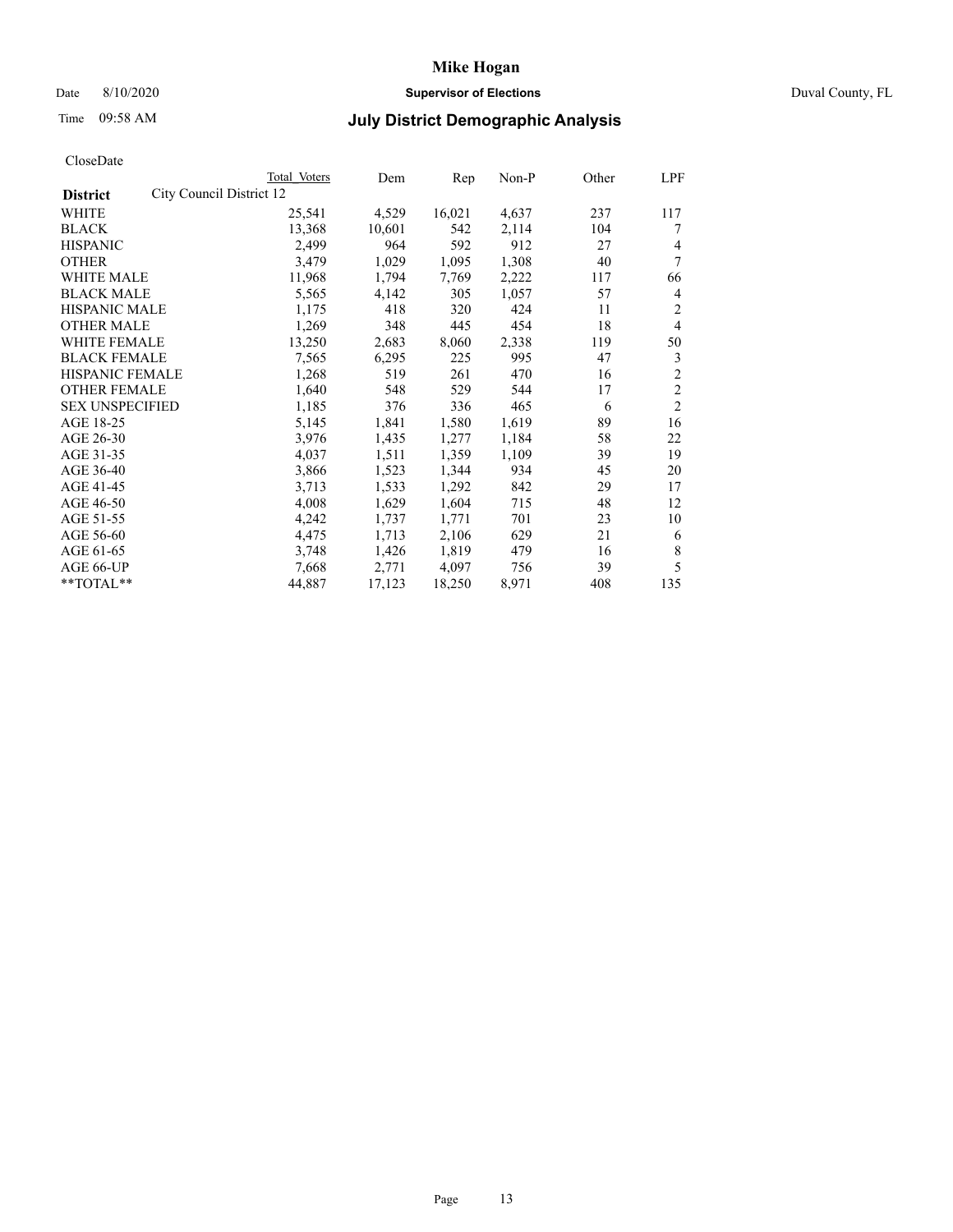CloseDate

| District | City Council District 12 | Total Voters | Dem | Rep | Non-P | Other | LPF |
|---|---|---|---|---|---|---|---|
| WHITE | | 25,541 | 4,529 | 16,021 | 4,637 | 237 | 117 |
| BLACK | | 13,368 | 10,601 | 542 | 2,114 | 104 | 7 |
| HISPANIC | | 2,499 | 964 | 592 | 912 | 27 | 4 |
| OTHER | | 3,479 | 1,029 | 1,095 | 1,308 | 40 | 7 |
| WHITE MALE | | 11,968 | 1,794 | 7,769 | 2,222 | 117 | 66 |
| BLACK MALE | | 5,565 | 4,142 | 305 | 1,057 | 57 | 4 |
| HISPANIC MALE | | 1,175 | 418 | 320 | 424 | 11 | 2 |
| OTHER MALE | | 1,269 | 348 | 445 | 454 | 18 | 4 |
| WHITE FEMALE | | 13,250 | 2,683 | 8,060 | 2,338 | 119 | 50 |
| BLACK FEMALE | | 7,565 | 6,295 | 225 | 995 | 47 | 3 |
| HISPANIC FEMALE | | 1,268 | 519 | 261 | 470 | 16 | 2 |
| OTHER FEMALE | | 1,640 | 548 | 529 | 544 | 17 | 2 |
| SEX UNSPECIFIED | | 1,185 | 376 | 336 | 465 | 6 | 2 |
| AGE 18-25 | | 5,145 | 1,841 | 1,580 | 1,619 | 89 | 16 |
| AGE 26-30 | | 3,976 | 1,435 | 1,277 | 1,184 | 58 | 22 |
| AGE 31-35 | | 4,037 | 1,511 | 1,359 | 1,109 | 39 | 19 |
| AGE 36-40 | | 3,866 | 1,523 | 1,344 | 934 | 45 | 20 |
| AGE 41-45 | | 3,713 | 1,533 | 1,292 | 842 | 29 | 17 |
| AGE 46-50 | | 4,008 | 1,629 | 1,604 | 715 | 48 | 12 |
| AGE 51-55 | | 4,242 | 1,737 | 1,771 | 701 | 23 | 10 |
| AGE 56-60 | | 4,475 | 1,713 | 2,106 | 629 | 21 | 6 |
| AGE 61-65 | | 3,748 | 1,426 | 1,819 | 479 | 16 | 8 |
| AGE 66-UP | | 7,668 | 2,771 | 4,097 | 756 | 39 | 5 |
| **TOTAL** | | 44,887 | 17,123 | 18,250 | 8,971 | 408 | 135 |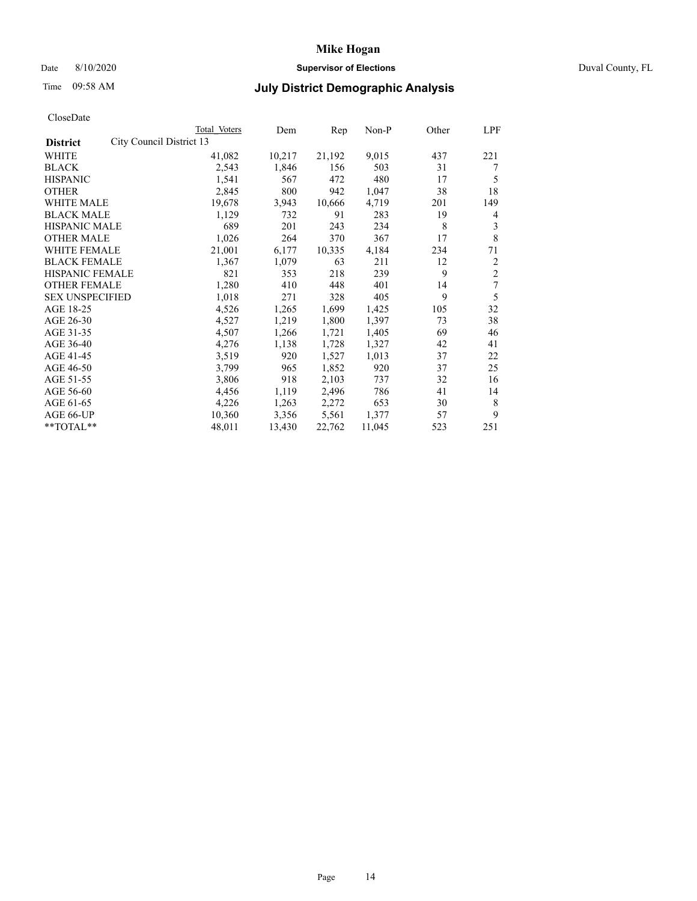# Mike Hogan

Date 8/10/2020 **Supervisor of Elections** Duval County, FL

Time 09:58 AM **July District Demographic Analysis**

CloseDate

| District | City Council District 13 | Total Voters | Dem | Rep | Non-P | Other | LPF |
|---|---|---|---|---|---|---|---|
| WHITE | | 41,082 | 10,217 | 21,192 | 9,015 | 437 | 221 |
| BLACK | | 2,543 | 1,846 | 156 | 503 | 31 | 7 |
| HISPANIC | | 1,541 | 567 | 472 | 480 | 17 | 5 |
| OTHER | | 2,845 | 800 | 942 | 1,047 | 38 | 18 |
| WHITE MALE | | 19,678 | 3,943 | 10,666 | 4,719 | 201 | 149 |
| BLACK MALE | | 1,129 | 732 | 91 | 283 | 19 | 4 |
| HISPANIC MALE | | 689 | 201 | 243 | 234 | 8 | 3 |
| OTHER MALE | | 1,026 | 264 | 370 | 367 | 17 | 8 |
| WHITE FEMALE | | 21,001 | 6,177 | 10,335 | 4,184 | 234 | 71 |
| BLACK FEMALE | | 1,367 | 1,079 | 63 | 211 | 12 | 2 |
| HISPANIC FEMALE | | 821 | 353 | 218 | 239 | 9 | 2 |
| OTHER FEMALE | | 1,280 | 410 | 448 | 401 | 14 | 7 |
| SEX UNSPECIFIED | | 1,018 | 271 | 328 | 405 | 9 | 5 |
| AGE 18-25 | | 4,526 | 1,265 | 1,699 | 1,425 | 105 | 32 |
| AGE 26-30 | | 4,527 | 1,219 | 1,800 | 1,397 | 73 | 38 |
| AGE 31-35 | | 4,507 | 1,266 | 1,721 | 1,405 | 69 | 46 |
| AGE 36-40 | | 4,276 | 1,138 | 1,728 | 1,327 | 42 | 41 |
| AGE 41-45 | | 3,519 | 920 | 1,527 | 1,013 | 37 | 22 |
| AGE 46-50 | | 3,799 | 965 | 1,852 | 920 | 37 | 25 |
| AGE 51-55 | | 3,806 | 918 | 2,103 | 737 | 32 | 16 |
| AGE 56-60 | | 4,456 | 1,119 | 2,496 | 786 | 41 | 14 |
| AGE 61-65 | | 4,226 | 1,263 | 2,272 | 653 | 30 | 8 |
| AGE 66-UP | | 10,360 | 3,356 | 5,561 | 1,377 | 57 | 9 |
| **TOTAL** | | 48,011 | 13,430 | 22,762 | 11,045 | 523 | 251 |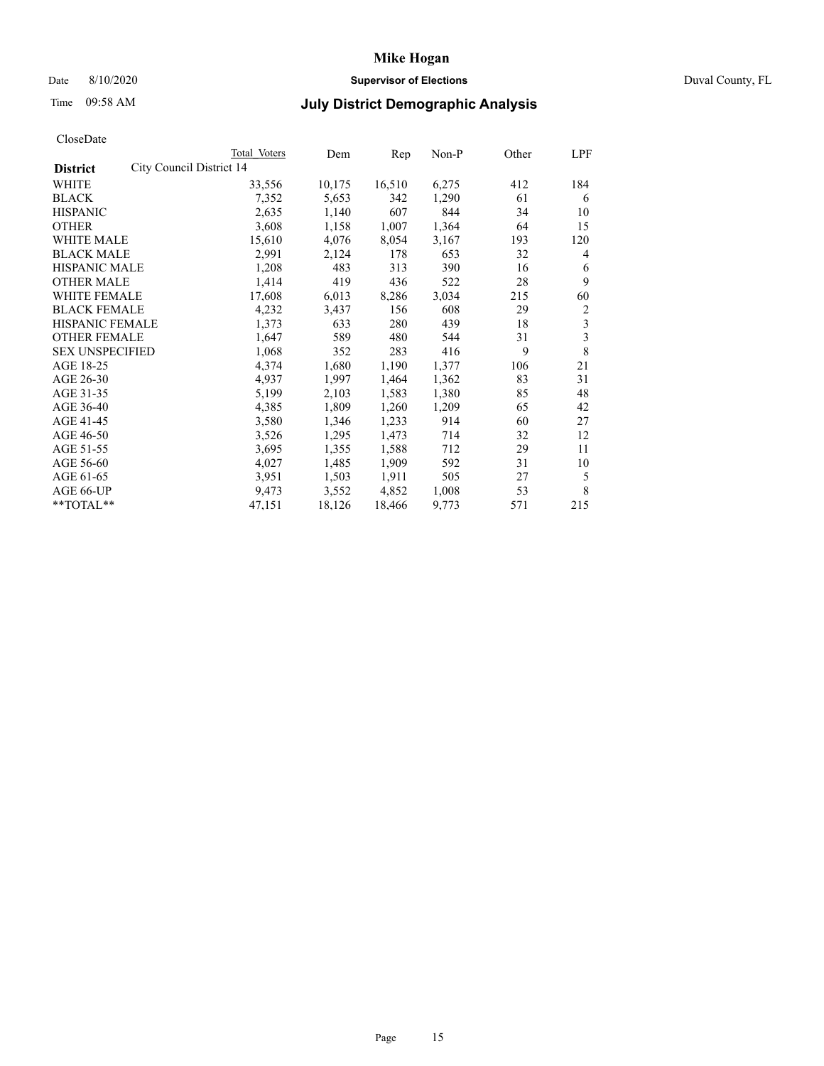# Mike Hogan

Date 8/10/2020 **Supervisor of Elections** Duval County, FL

Time 09:58 AM **July District Demographic Analysis**

CloseDate

| District | City Council District 14 | Total Voters | Dem | Rep | Non-P | Other | LPF |
|---|---|---|---|---|---|---|---|
| WHITE | | 33,556 | 10,175 | 16,510 | 6,275 | 412 | 184 |
| BLACK | | 7,352 | 5,653 | 342 | 1,290 | 61 | 6 |
| HISPANIC | | 2,635 | 1,140 | 607 | 844 | 34 | 10 |
| OTHER | | 3,608 | 1,158 | 1,007 | 1,364 | 64 | 15 |
| WHITE MALE | | 15,610 | 4,076 | 8,054 | 3,167 | 193 | 120 |
| BLACK MALE | | 2,991 | 2,124 | 178 | 653 | 32 | 4 |
| HISPANIC MALE | | 1,208 | 483 | 313 | 390 | 16 | 6 |
| OTHER MALE | | 1,414 | 419 | 436 | 522 | 28 | 9 |
| WHITE FEMALE | | 17,608 | 6,013 | 8,286 | 3,034 | 215 | 60 |
| BLACK FEMALE | | 4,232 | 3,437 | 156 | 608 | 29 | 2 |
| HISPANIC FEMALE | | 1,373 | 633 | 280 | 439 | 18 | 3 |
| OTHER FEMALE | | 1,647 | 589 | 480 | 544 | 31 | 3 |
| SEX UNSPECIFIED | | 1,068 | 352 | 283 | 416 | 9 | 8 |
| AGE 18-25 | | 4,374 | 1,680 | 1,190 | 1,377 | 106 | 21 |
| AGE 26-30 | | 4,937 | 1,997 | 1,464 | 1,362 | 83 | 31 |
| AGE 31-35 | | 5,199 | 2,103 | 1,583 | 1,380 | 85 | 48 |
| AGE 36-40 | | 4,385 | 1,809 | 1,260 | 1,209 | 65 | 42 |
| AGE 41-45 | | 3,580 | 1,346 | 1,233 | 914 | 60 | 27 |
| AGE 46-50 | | 3,526 | 1,295 | 1,473 | 714 | 32 | 12 |
| AGE 51-55 | | 3,695 | 1,355 | 1,588 | 712 | 29 | 11 |
| AGE 56-60 | | 4,027 | 1,485 | 1,909 | 592 | 31 | 10 |
| AGE 61-65 | | 3,951 | 1,503 | 1,911 | 505 | 27 | 5 |
| AGE 66-UP | | 9,473 | 3,552 | 4,852 | 1,008 | 53 | 8 |
| **TOTAL** | | 47,151 | 18,126 | 18,466 | 9,773 | 571 | 215 |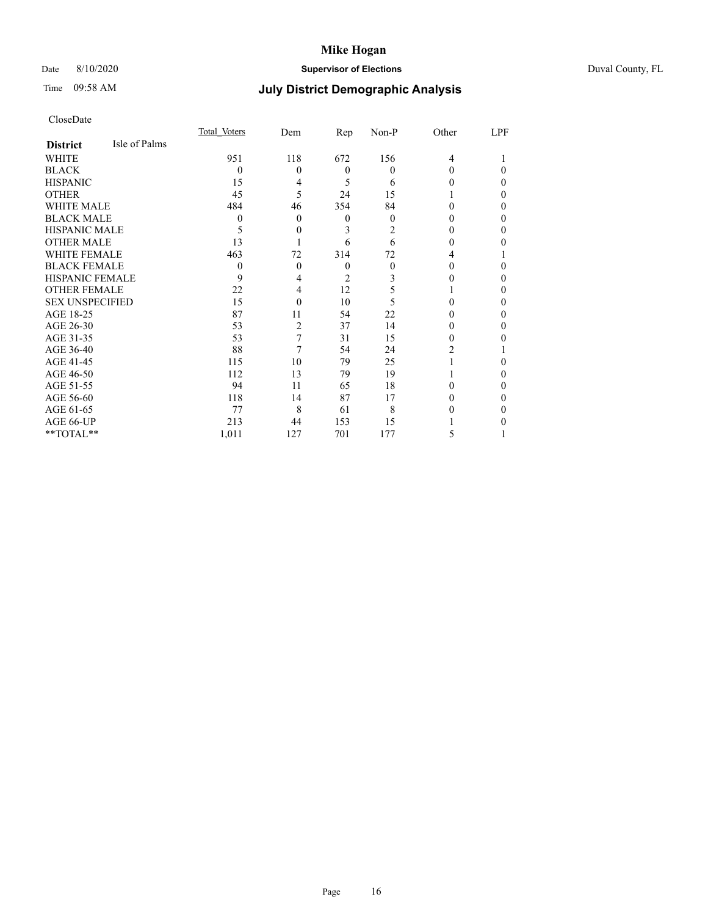# Mike Hogan

Date 8/10/2020 **Supervisor of Elections** Duval County, FL

Time 09:58 AM **July District Demographic Analysis**

CloseDate

| **District** Isle of Palms | Total Voters | Dem | Rep | Non-P | Other | LPF |
|---|---|---|---|---|---|---|
| WHITE | 951 | 118 | 672 | 156 | 4 | 1 |
| BLACK | 0 | 0 | 0 | 0 | 0 | 0 |
| HISPANIC | 15 | 4 | 5 | 6 | 0 | 0 |
| OTHER | 45 | 5 | 24 | 15 | 1 | 0 |
| WHITE MALE | 484 | 46 | 354 | 84 | 0 | 0 |
| BLACK MALE | 0 | 0 | 0 | 0 | 0 | 0 |
| HISPANIC MALE | 5 | 0 | 3 | 2 | 0 | 0 |
| OTHER MALE | 13 | 1 | 6 | 6 | 0 | 0 |
| WHITE FEMALE | 463 | 72 | 314 | 72 | 4 | 1 |
| BLACK FEMALE | 0 | 0 | 0 | 0 | 0 | 0 |
| HISPANIC FEMALE | 9 | 4 | 2 | 3 | 0 | 0 |
| OTHER FEMALE | 22 | 4 | 12 | 5 | 1 | 0 |
| SEX UNSPECIFIED | 15 | 0 | 10 | 5 | 0 | 0 |
| AGE 18-25 | 87 | 11 | 54 | 22 | 0 | 0 |
| AGE 26-30 | 53 | 2 | 37 | 14 | 0 | 0 |
| AGE 31-35 | 53 | 7 | 31 | 15 | 0 | 0 |
| AGE 36-40 | 88 | 7 | 54 | 24 | 2 | 1 |
| AGE 41-45 | 115 | 10 | 79 | 25 | 1 | 0 |
| AGE 46-50 | 112 | 13 | 79 | 19 | 1 | 0 |
| AGE 51-55 | 94 | 11 | 65 | 18 | 0 | 0 |
| AGE 56-60 | 118 | 14 | 87 | 17 | 0 | 0 |
| AGE 61-65 | 77 | 8 | 61 | 8 | 0 | 0 |
| AGE 66-UP | 213 | 44 | 153 | 15 | 1 | 0 |
| **TOTAL** | 1,011 | 127 | 701 | 177 | 5 | 1 |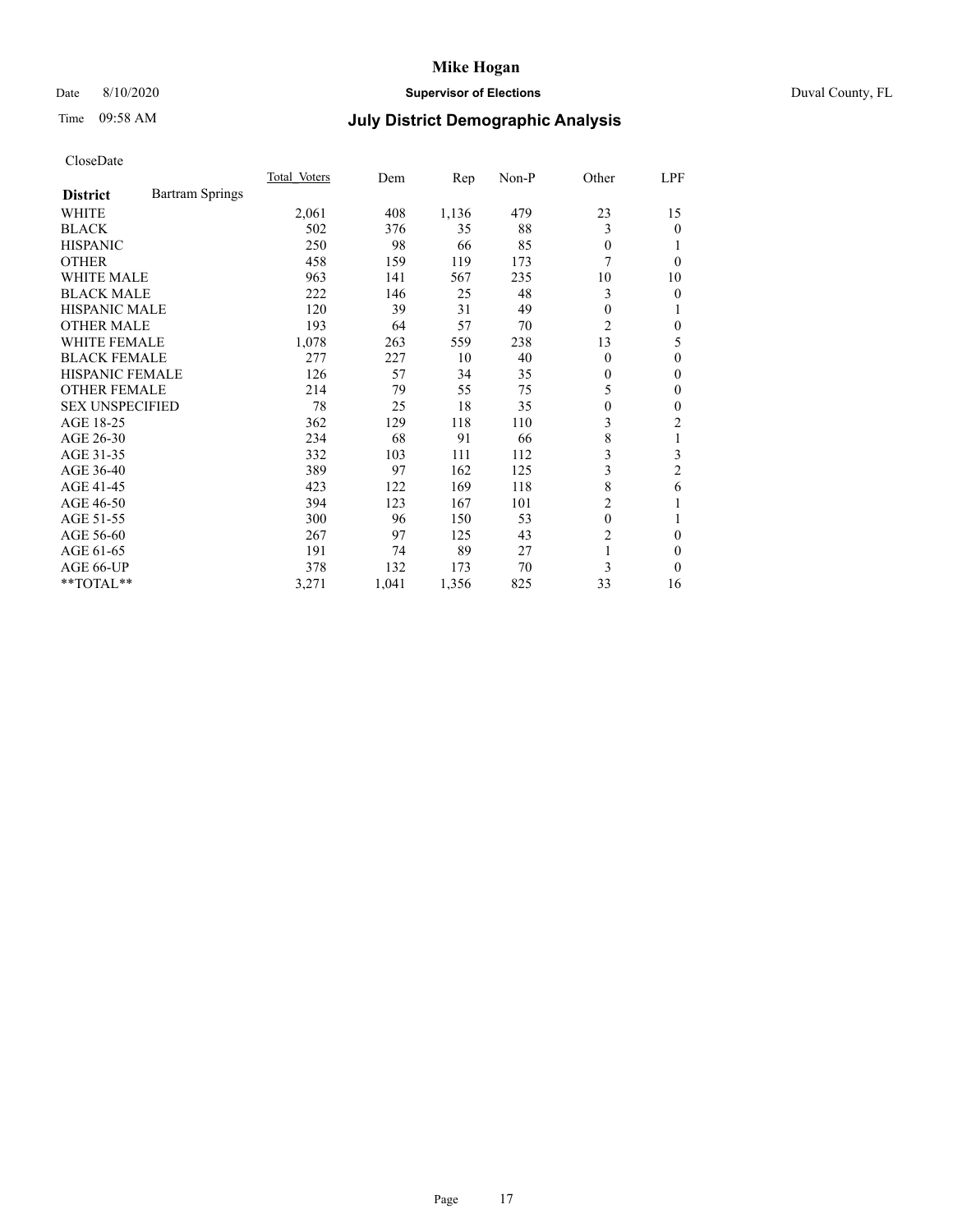# Mike Hogan

Date 8/10/2020 **Supervisor of Elections** Duval County, FL

Time 09:58 AM **July District Demographic Analysis**

CloseDate

| **District** Bartram Springs | Total Voters | Dem | Rep | Non-P | Other | LPF |
|---|---|---|---|---|---|---|
| WHITE | 2,061 | 408 | 1,136 | 479 | 23 | 15 |
| BLACK | 502 | 376 | 35 | 88 | 3 | 0 |
| HISPANIC | 250 | 98 | 66 | 85 | 0 | 1 |
| OTHER | 458 | 159 | 119 | 173 | 7 | 0 |
| WHITE MALE | 963 | 141 | 567 | 235 | 10 | 10 |
| BLACK MALE | 222 | 146 | 25 | 48 | 3 | 0 |
| HISPANIC MALE | 120 | 39 | 31 | 49 | 0 | 1 |
| OTHER MALE | 193 | 64 | 57 | 70 | 2 | 0 |
| WHITE FEMALE | 1,078 | 263 | 559 | 238 | 13 | 5 |
| BLACK FEMALE | 277 | 227 | 10 | 40 | 0 | 0 |
| HISPANIC FEMALE | 126 | 57 | 34 | 35 | 0 | 0 |
| OTHER FEMALE | 214 | 79 | 55 | 75 | 5 | 0 |
| SEX UNSPECIFIED | 78 | 25 | 18 | 35 | 0 | 0 |
| AGE 18-25 | 362 | 129 | 118 | 110 | 3 | 2 |
| AGE 26-30 | 234 | 68 | 91 | 66 | 8 | 1 |
| AGE 31-35 | 332 | 103 | 111 | 112 | 3 | 3 |
| AGE 36-40 | 389 | 97 | 162 | 125 | 3 | 2 |
| AGE 41-45 | 423 | 122 | 169 | 118 | 8 | 6 |
| AGE 46-50 | 394 | 123 | 167 | 101 | 2 | 1 |
| AGE 51-55 | 300 | 96 | 150 | 53 | 0 | 1 |
| AGE 56-60 | 267 | 97 | 125 | 43 | 2 | 0 |
| AGE 61-65 | 191 | 74 | 89 | 27 | 1 | 0 |
| AGE 66-UP | 378 | 132 | 173 | 70 | 3 | 0 |
| **TOTAL** | 3,271 | 1,041 | 1,356 | 825 | 33 | 16 |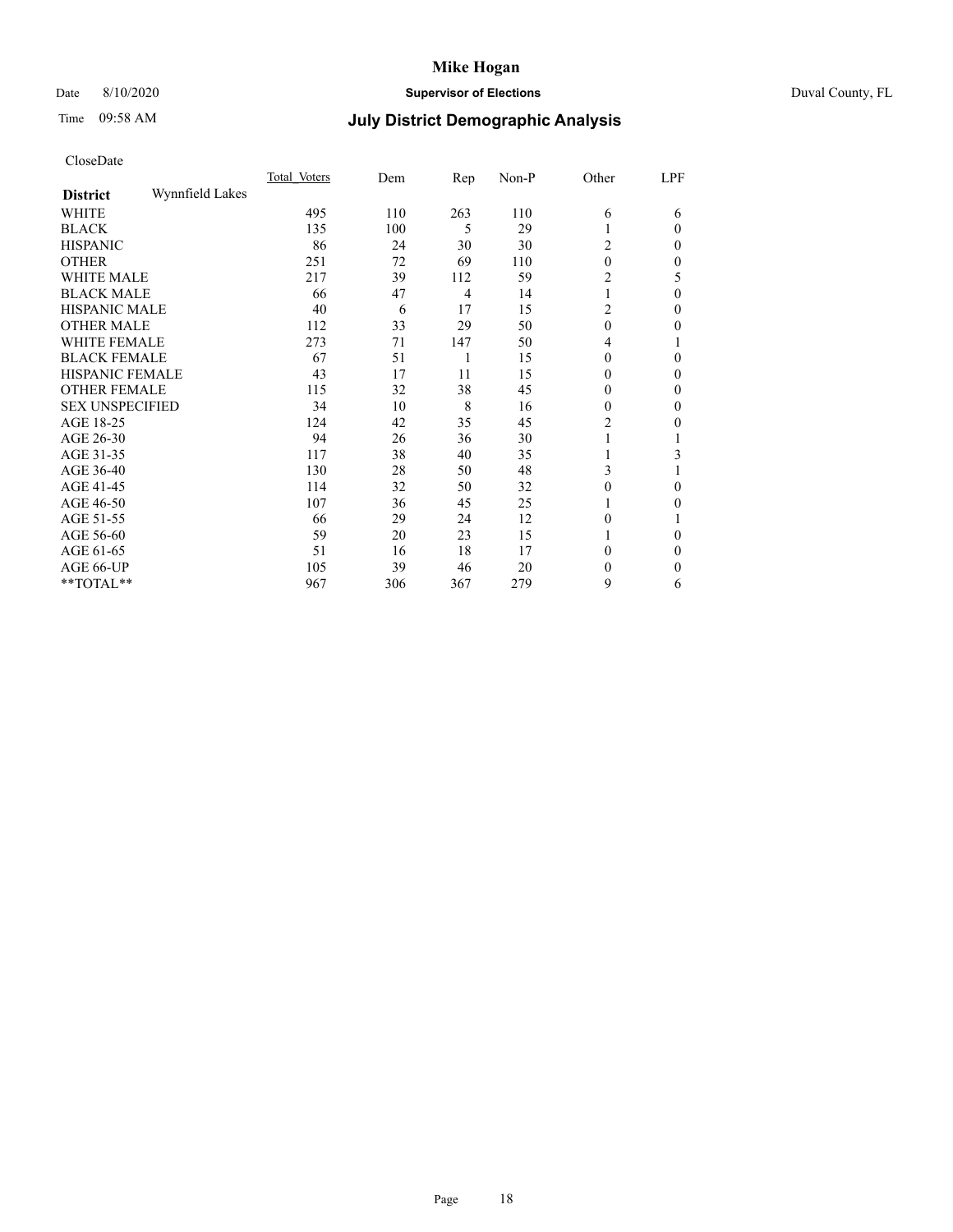CloseDate

| District | Wynnfield Lakes | Total Voters | Dem | Rep | Non-P | Other | LPF |
|---|---|---|---|---|---|---|---|
| WHITE | | 495 | 110 | 263 | 110 | 6 | 6 |
| BLACK | | 135 | 100 | 5 | 29 | 1 | 0 |
| HISPANIC | | 86 | 24 | 30 | 30 | 2 | 0 |
| OTHER | | 251 | 72 | 69 | 110 | 0 | 0 |
| WHITE MALE | | 217 | 39 | 112 | 59 | 2 | 5 |
| BLACK MALE | | 66 | 47 | 4 | 14 | 1 | 0 |
| HISPANIC MALE | | 40 | 6 | 17 | 15 | 2 | 0 |
| OTHER MALE | | 112 | 33 | 29 | 50 | 0 | 0 |
| WHITE FEMALE | | 273 | 71 | 147 | 50 | 4 | 1 |
| BLACK FEMALE | | 67 | 51 | 1 | 15 | 0 | 0 |
| HISPANIC FEMALE | | 43 | 17 | 11 | 15 | 0 | 0 |
| OTHER FEMALE | | 115 | 32 | 38 | 45 | 0 | 0 |
| SEX UNSPECIFIED | | 34 | 10 | 8 | 16 | 0 | 0 |
| AGE 18-25 | | 124 | 42 | 35 | 45 | 2 | 0 |
| AGE 26-30 | | 94 | 26 | 36 | 30 | 1 | 1 |
| AGE 31-35 | | 117 | 38 | 40 | 35 | 1 | 3 |
| AGE 36-40 | | 130 | 28 | 50 | 48 | 3 | 1 |
| AGE 41-45 | | 114 | 32 | 50 | 32 | 0 | 0 |
| AGE 46-50 | | 107 | 36 | 45 | 25 | 1 | 0 |
| AGE 51-55 | | 66 | 29 | 24 | 12 | 0 | 1 |
| AGE 56-60 | | 59 | 20 | 23 | 15 | 1 | 0 |
| AGE 61-65 | | 51 | 16 | 18 | 17 | 0 | 0 |
| AGE 66-UP | | 105 | 39 | 46 | 20 | 0 | 0 |
| **TOTAL** | | 967 | 306 | 367 | 279 | 9 | 6 |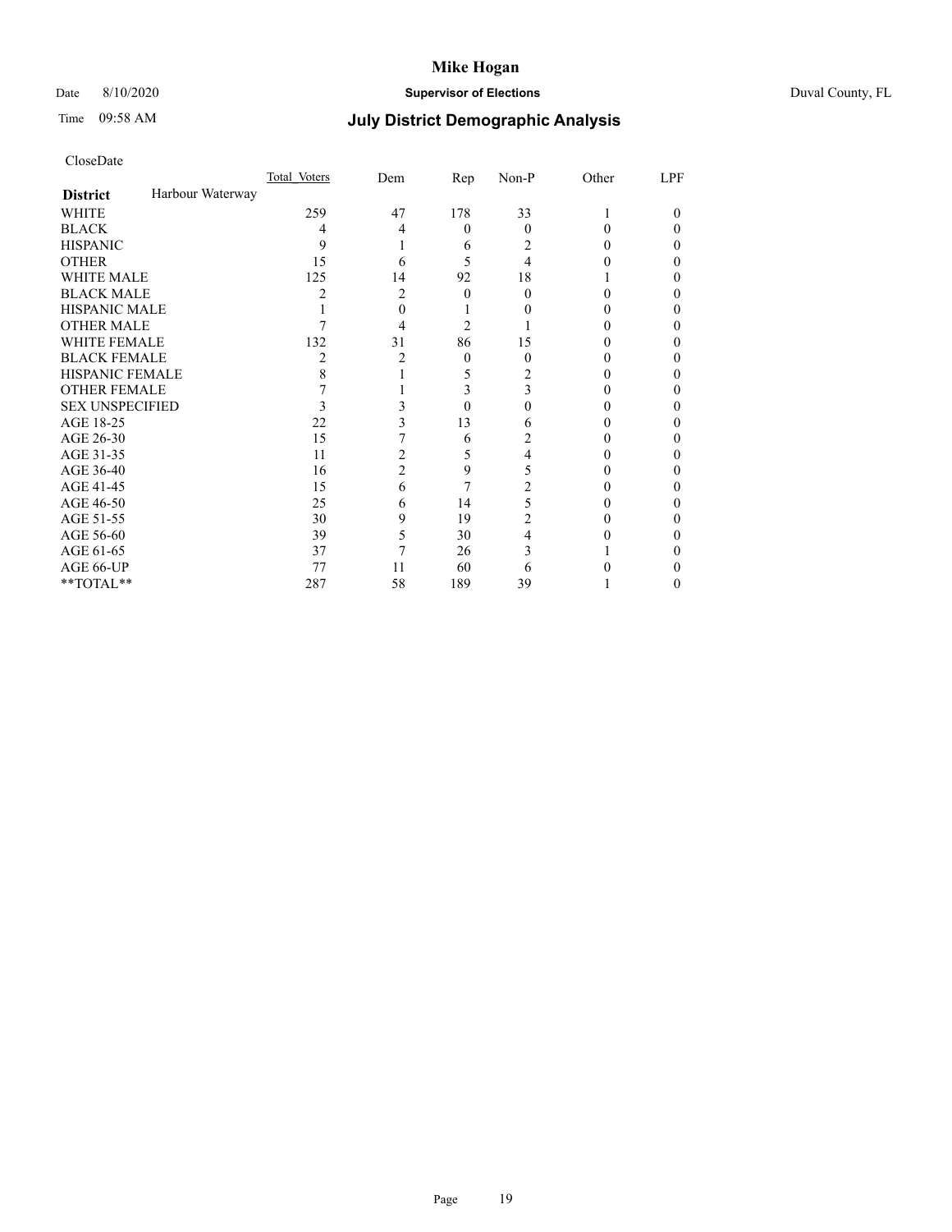CloseDate

| District | Harbour Waterway | Total_Voters | Dem | Rep | Non-P | Other | LPF |
|---|---|---|---|---|---|---|---|
| WHITE | | 259 | 47 | 178 | 33 | 1 | 0 |
| BLACK | | 4 | 4 | 0 | 0 | 0 | 0 |
| HISPANIC | | 9 | 1 | 6 | 2 | 0 | 0 |
| OTHER | | 15 | 6 | 5 | 4 | 0 | 0 |
| WHITE MALE | | 125 | 14 | 92 | 18 | 1 | 0 |
| BLACK MALE | | 2 | 2 | 0 | 0 | 0 | 0 |
| HISPANIC MALE | | 1 | 0 | 1 | 0 | 0 | 0 |
| OTHER MALE | | 7 | 4 | 2 | 1 | 0 | 0 |
| WHITE FEMALE | | 132 | 31 | 86 | 15 | 0 | 0 |
| BLACK FEMALE | | 2 | 2 | 0 | 0 | 0 | 0 |
| HISPANIC FEMALE | | 8 | 1 | 5 | 2 | 0 | 0 |
| OTHER FEMALE | | 7 | 1 | 3 | 3 | 0 | 0 |
| SEX UNSPECIFIED | | 3 | 3 | 0 | 0 | 0 | 0 |
| AGE 18-25 | | 22 | 3 | 13 | 6 | 0 | 0 |
| AGE 26-30 | | 15 | 7 | 6 | 2 | 0 | 0 |
| AGE 31-35 | | 11 | 2 | 5 | 4 | 0 | 0 |
| AGE 36-40 | | 16 | 2 | 9 | 5 | 0 | 0 |
| AGE 41-45 | | 15 | 6 | 7 | 2 | 0 | 0 |
| AGE 46-50 | | 25 | 6 | 14 | 5 | 0 | 0 |
| AGE 51-55 | | 30 | 9 | 19 | 2 | 0 | 0 |
| AGE 56-60 | | 39 | 5 | 30 | 4 | 0 | 0 |
| AGE 61-65 | | 37 | 7 | 26 | 3 | 1 | 0 |
| AGE 66-UP | | 77 | 11 | 60 | 6 | 0 | 0 |
| **TOTAL** | | 287 | 58 | 189 | 39 | 1 | 0 |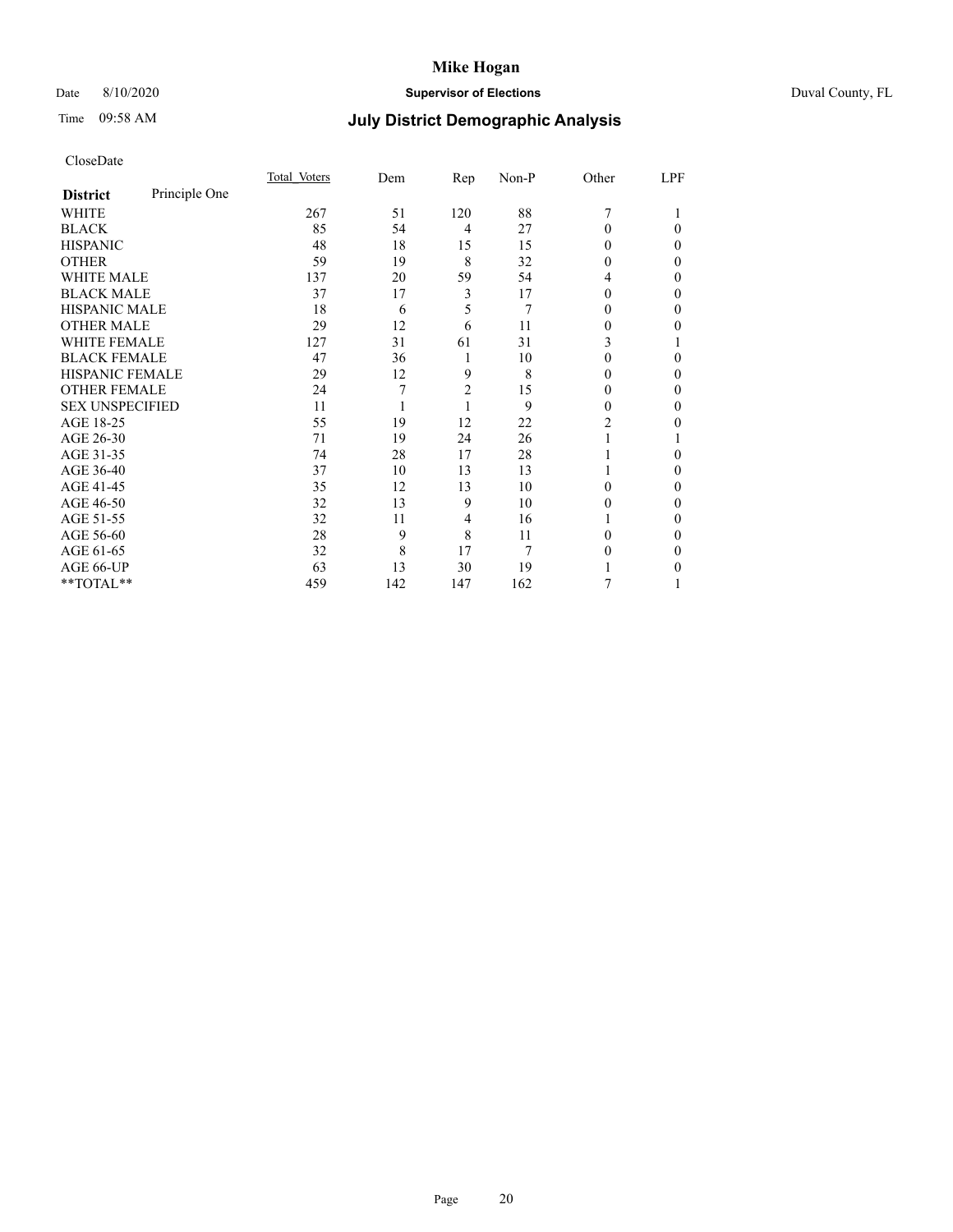# Mike Hogan

Date 8/10/2020 **Supervisor of Elections** Duval County, FL

Time 09:58 AM **July District Demographic Analysis**

CloseDate

| **District** Principle One | Total Voters | Dem | Rep | Non-P | Other | LPF |
|---|---|---|---|---|---|---|
| WHITE | 267 | 51 | 120 | 88 | 7 | 1 |
| BLACK | 85 | 54 | 4 | 27 | 0 | 0 |
| HISPANIC | 48 | 18 | 15 | 15 | 0 | 0 |
| OTHER | 59 | 19 | 8 | 32 | 0 | 0 |
| WHITE MALE | 137 | 20 | 59 | 54 | 4 | 0 |
| BLACK MALE | 37 | 17 | 3 | 17 | 0 | 0 |
| HISPANIC MALE | 18 | 6 | 5 | 7 | 0 | 0 |
| OTHER MALE | 29 | 12 | 6 | 11 | 0 | 0 |
| WHITE FEMALE | 127 | 31 | 61 | 31 | 3 | 1 |
| BLACK FEMALE | 47 | 36 | 1 | 10 | 0 | 0 |
| HISPANIC FEMALE | 29 | 12 | 9 | 8 | 0 | 0 |
| OTHER FEMALE | 24 | 7 | 2 | 15 | 0 | 0 |
| SEX UNSPECIFIED | 11 | 1 | 1 | 9 | 0 | 0 |
| AGE 18-25 | 55 | 19 | 12 | 22 | 2 | 0 |
| AGE 26-30 | 71 | 19 | 24 | 26 | 1 | 1 |
| AGE 31-35 | 74 | 28 | 17 | 28 | 1 | 0 |
| AGE 36-40 | 37 | 10 | 13 | 13 | 1 | 0 |
| AGE 41-45 | 35 | 12 | 13 | 10 | 0 | 0 |
| AGE 46-50 | 32 | 13 | 9 | 10 | 0 | 0 |
| AGE 51-55 | 32 | 11 | 4 | 16 | 1 | 0 |
| AGE 56-60 | 28 | 9 | 8 | 11 | 0 | 0 |
| AGE 61-65 | 32 | 8 | 17 | 7 | 0 | 0 |
| AGE 66-UP | 63 | 13 | 30 | 19 | 1 | 0 |
| **TOTAL** | 459 | 142 | 147 | 162 | 7 | 1 |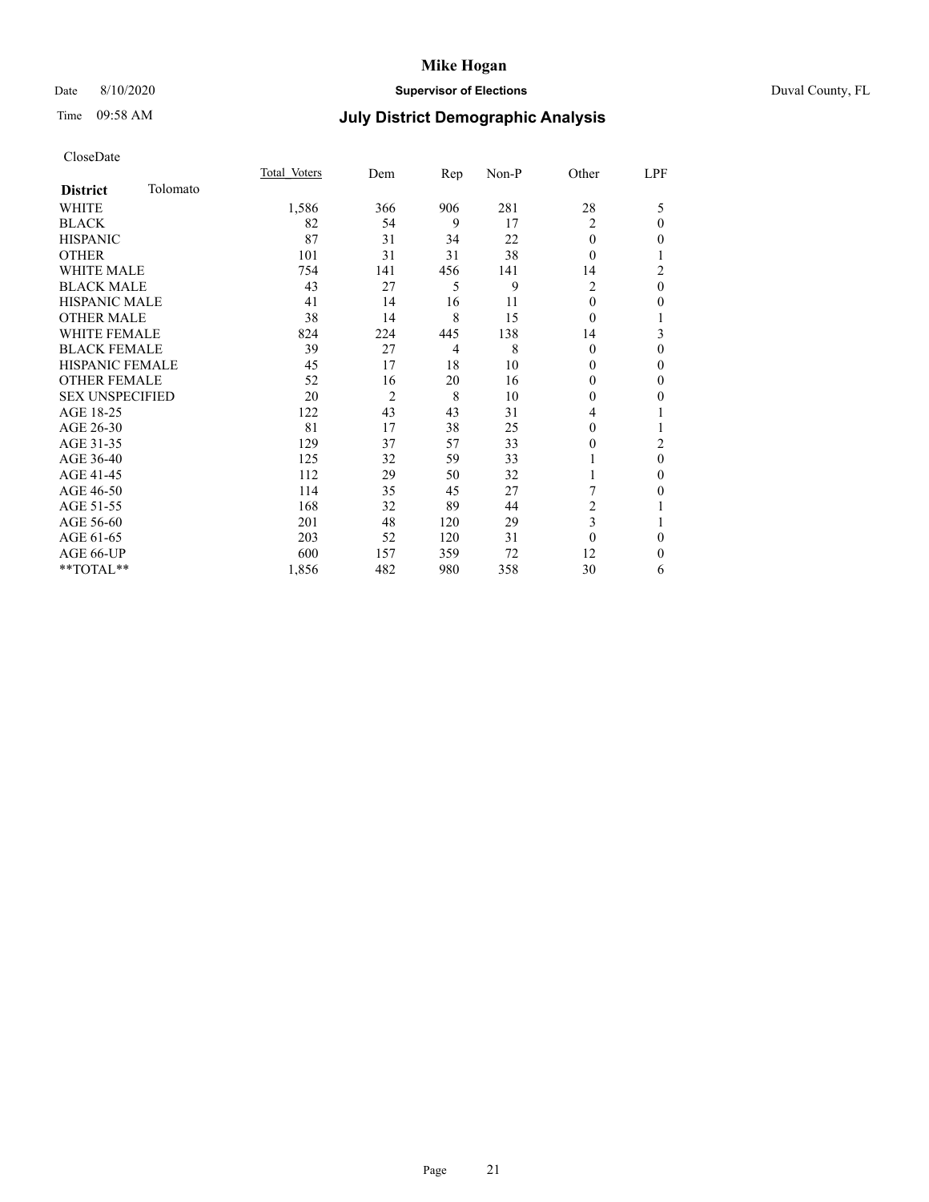# Mike Hogan

Date 8/10/2020 **Supervisor of Elections** Duval County, FL

Time 09:58 AM **July District Demographic Analysis**

CloseDate

| **District** Tolomato | Total Voters | Dem | Rep | Non-P | Other | LPF |
|---|---|---|---|---|---|---|
| WHITE | 1,586 | 366 | 906 | 281 | 28 | 5 |
| BLACK | 82 | 54 | 9 | 17 | 2 | 0 |
| HISPANIC | 87 | 31 | 34 | 22 | 0 | 0 |
| OTHER | 101 | 31 | 31 | 38 | 0 | 1 |
| WHITE MALE | 754 | 141 | 456 | 141 | 14 | 2 |
| BLACK MALE | 43 | 27 | 5 | 9 | 2 | 0 |
| HISPANIC MALE | 41 | 14 | 16 | 11 | 0 | 0 |
| OTHER MALE | 38 | 14 | 8 | 15 | 0 | 1 |
| WHITE FEMALE | 824 | 224 | 445 | 138 | 14 | 3 |
| BLACK FEMALE | 39 | 27 | 4 | 8 | 0 | 0 |
| HISPANIC FEMALE | 45 | 17 | 18 | 10 | 0 | 0 |
| OTHER FEMALE | 52 | 16 | 20 | 16 | 0 | 0 |
| SEX UNSPECIFIED | 20 | 2 | 8 | 10 | 0 | 0 |
| AGE 18-25 | 122 | 43 | 43 | 31 | 4 | 1 |
| AGE 26-30 | 81 | 17 | 38 | 25 | 0 | 1 |
| AGE 31-35 | 129 | 37 | 57 | 33 | 0 | 2 |
| AGE 36-40 | 125 | 32 | 59 | 33 | 1 | 0 |
| AGE 41-45 | 112 | 29 | 50 | 32 | 1 | 0 |
| AGE 46-50 | 114 | 35 | 45 | 27 | 7 | 0 |
| AGE 51-55 | 168 | 32 | 89 | 44 | 2 | 1 |
| AGE 56-60 | 201 | 48 | 120 | 29 | 3 | 1 |
| AGE 61-65 | 203 | 52 | 120 | 31 | 0 | 0 |
| AGE 66-UP | 600 | 157 | 359 | 72 | 12 | 0 |
| **TOTAL** | 1,856 | 482 | 980 | 358 | 30 | 6 |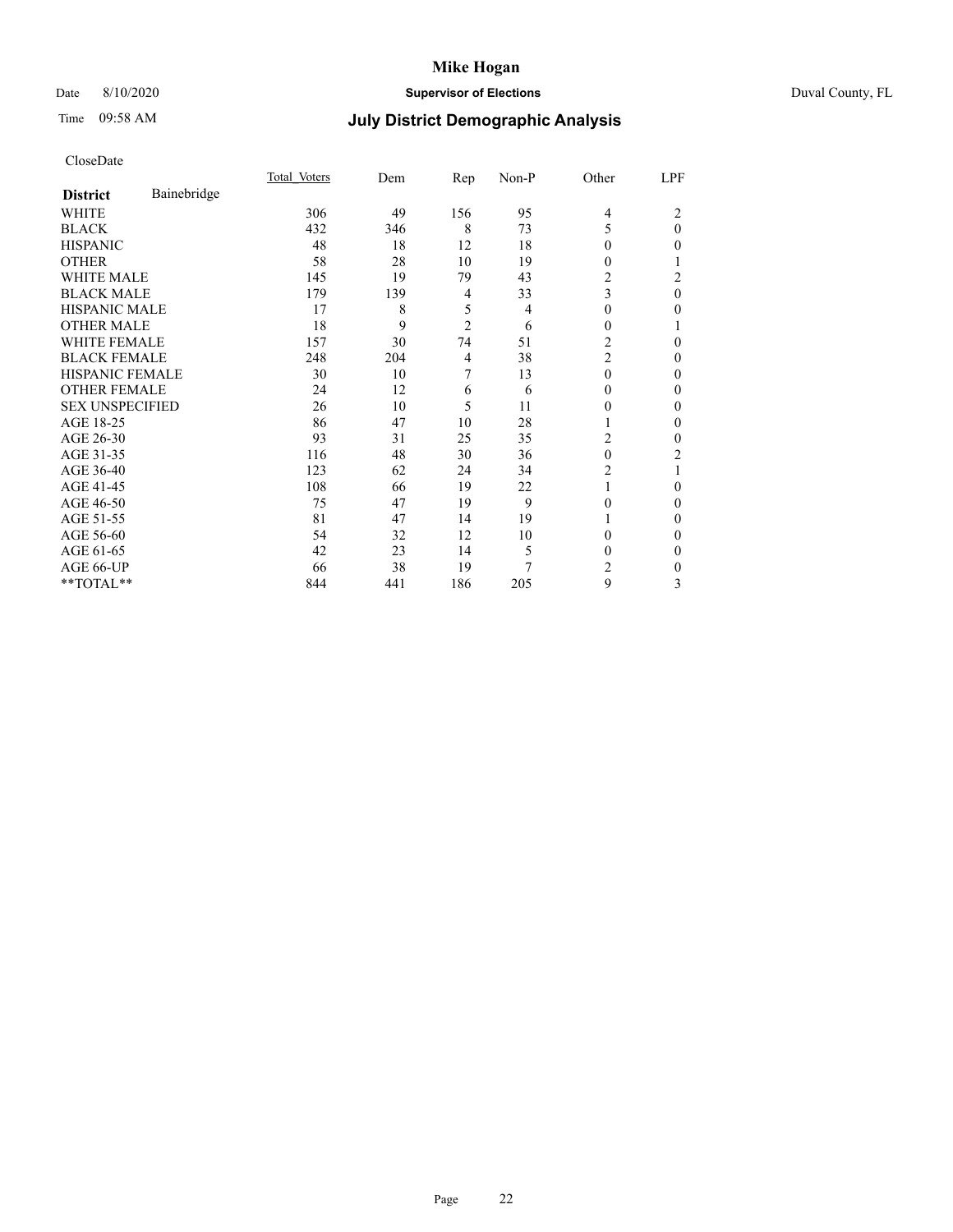**Mike Hogan**

Date 8/10/2020 **Supervisor of Elections** Duval County, FL

Time 09:58 AM **July District Demographic Analysis**

CloseDate

| **District** Bainebridge | Total Voters | Dem | Rep | Non-P | Other | LPF |
|---|---|---|---|---|---|---|
| WHITE | 306 | 49 | 156 | 95 | 4 | 2 |
| BLACK | 432 | 346 | 8 | 73 | 5 | 0 |
| HISPANIC | 48 | 18 | 12 | 18 | 0 | 0 |
| OTHER | 58 | 28 | 10 | 19 | 0 | 1 |
| WHITE MALE | 145 | 19 | 79 | 43 | 2 | 2 |
| BLACK MALE | 179 | 139 | 4 | 33 | 3 | 0 |
| HISPANIC MALE | 17 | 8 | 5 | 4 | 0 | 0 |
| OTHER MALE | 18 | 9 | 2 | 6 | 0 | 1 |
| WHITE FEMALE | 157 | 30 | 74 | 51 | 2 | 0 |
| BLACK FEMALE | 248 | 204 | 4 | 38 | 2 | 0 |
| HISPANIC FEMALE | 30 | 10 | 7 | 13 | 0 | 0 |
| OTHER FEMALE | 24 | 12 | 6 | 6 | 0 | 0 |
| SEX UNSPECIFIED | 26 | 10 | 5 | 11 | 0 | 0 |
| AGE 18-25 | 86 | 47 | 10 | 28 | 1 | 0 |
| AGE 26-30 | 93 | 31 | 25 | 35 | 2 | 0 |
| AGE 31-35 | 116 | 48 | 30 | 36 | 0 | 2 |
| AGE 36-40 | 123 | 62 | 24 | 34 | 2 | 1 |
| AGE 41-45 | 108 | 66 | 19 | 22 | 1 | 0 |
| AGE 46-50 | 75 | 47 | 19 | 9 | 0 | 0 |
| AGE 51-55 | 81 | 47 | 14 | 19 | 1 | 0 |
| AGE 56-60 | 54 | 32 | 12 | 10 | 0 | 0 |
| AGE 61-65 | 42 | 23 | 14 | 5 | 0 | 0 |
| AGE 66-UP | 66 | 38 | 19 | 7 | 2 | 0 |
| **TOTAL** | 844 | 441 | 186 | 205 | 9 | 3 |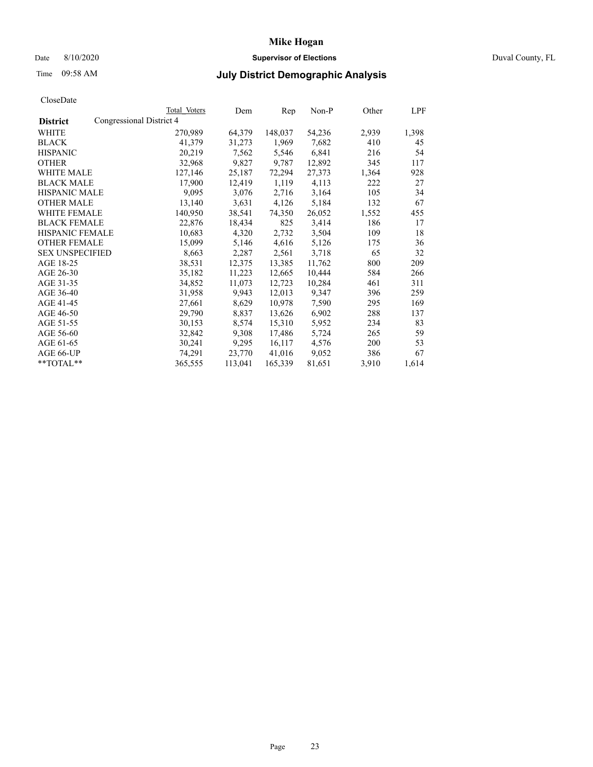# Mike Hogan

Date 8/10/2020 **Supervisor of Elections** Duval County, FL

Time 09:58 AM **July District Demographic Analysis**

CloseDate

| District | Total Voters | Dem | Rep | Non-P | Other | LPF |
|---|---|---|---|---|---|---|
| Congressional District 4 | | | | | | |
| WHITE | 270,989 | 64,379 | 148,037 | 54,236 | 2,939 | 1,398 |
| BLACK | 41,379 | 31,273 | 1,969 | 7,682 | 410 | 45 |
| HISPANIC | 20,219 | 7,562 | 5,546 | 6,841 | 216 | 54 |
| OTHER | 32,968 | 9,827 | 9,787 | 12,892 | 345 | 117 |
| WHITE MALE | 127,146 | 25,187 | 72,294 | 27,373 | 1,364 | 928 |
| BLACK MALE | 17,900 | 12,419 | 1,119 | 4,113 | 222 | 27 |
| HISPANIC MALE | 9,095 | 3,076 | 2,716 | 3,164 | 105 | 34 |
| OTHER MALE | 13,140 | 3,631 | 4,126 | 5,184 | 132 | 67 |
| WHITE FEMALE | 140,950 | 38,541 | 74,350 | 26,052 | 1,552 | 455 |
| BLACK FEMALE | 22,876 | 18,434 | 825 | 3,414 | 186 | 17 |
| HISPANIC FEMALE | 10,683 | 4,320 | 2,732 | 3,504 | 109 | 18 |
| OTHER FEMALE | 15,099 | 5,146 | 4,616 | 5,126 | 175 | 36 |
| SEX UNSPECIFIED | 8,663 | 2,287 | 2,561 | 3,718 | 65 | 32 |
| AGE 18-25 | 38,531 | 12,375 | 13,385 | 11,762 | 800 | 209 |
| AGE 26-30 | 35,182 | 11,223 | 12,665 | 10,444 | 584 | 266 |
| AGE 31-35 | 34,852 | 11,073 | 12,723 | 10,284 | 461 | 311 |
| AGE 36-40 | 31,958 | 9,943 | 12,013 | 9,347 | 396 | 259 |
| AGE 41-45 | 27,661 | 8,629 | 10,978 | 7,590 | 295 | 169 |
| AGE 46-50 | 29,790 | 8,837 | 13,626 | 6,902 | 288 | 137 |
| AGE 51-55 | 30,153 | 8,574 | 15,310 | 5,952 | 234 | 83 |
| AGE 56-60 | 32,842 | 9,308 | 17,486 | 5,724 | 265 | 59 |
| AGE 61-65 | 30,241 | 9,295 | 16,117 | 4,576 | 200 | 53 |
| AGE 66-UP | 74,291 | 23,770 | 41,016 | 9,052 | 386 | 67 |
| **TOTAL** | 365,555 | 113,041 | 165,339 | 81,651 | 3,910 | 1,614 |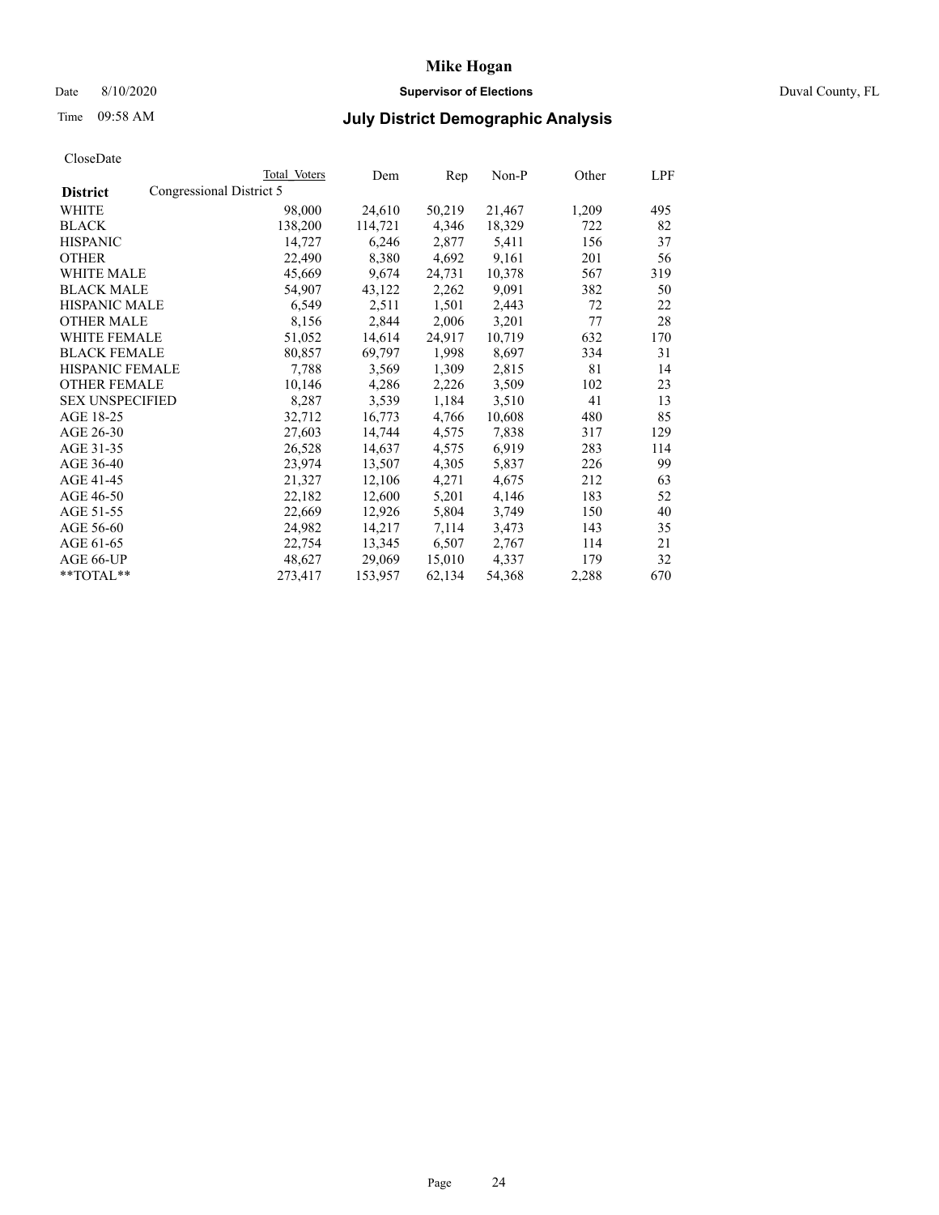# Mike Hogan

Date 8/10/2020 **Supervisor of Elections** Duval County, FL

Time 09:58 AM **July District Demographic Analysis**

CloseDate

| District | Total Voters | Dem | Rep | Non-P | Other | LPF |
|---|---|---|---|---|---|---|
| Congressional District 5 | | | | | | |
| WHITE | 98,000 | 24,610 | 50,219 | 21,467 | 1,209 | 495 |
| BLACK | 138,200 | 114,721 | 4,346 | 18,329 | 722 | 82 |
| HISPANIC | 14,727 | 6,246 | 2,877 | 5,411 | 156 | 37 |
| OTHER | 22,490 | 8,380 | 4,692 | 9,161 | 201 | 56 |
| WHITE MALE | 45,669 | 9,674 | 24,731 | 10,378 | 567 | 319 |
| BLACK MALE | 54,907 | 43,122 | 2,262 | 9,091 | 382 | 50 |
| HISPANIC MALE | 6,549 | 2,511 | 1,501 | 2,443 | 72 | 22 |
| OTHER MALE | 8,156 | 2,844 | 2,006 | 3,201 | 77 | 28 |
| WHITE FEMALE | 51,052 | 14,614 | 24,917 | 10,719 | 632 | 170 |
| BLACK FEMALE | 80,857 | 69,797 | 1,998 | 8,697 | 334 | 31 |
| HISPANIC FEMALE | 7,788 | 3,569 | 1,309 | 2,815 | 81 | 14 |
| OTHER FEMALE | 10,146 | 4,286 | 2,226 | 3,509 | 102 | 23 |
| SEX UNSPECIFIED | 8,287 | 3,539 | 1,184 | 3,510 | 41 | 13 |
| AGE 18-25 | 32,712 | 16,773 | 4,766 | 10,608 | 480 | 85 |
| AGE 26-30 | 27,603 | 14,744 | 4,575 | 7,838 | 317 | 129 |
| AGE 31-35 | 26,528 | 14,637 | 4,575 | 6,919 | 283 | 114 |
| AGE 36-40 | 23,974 | 13,507 | 4,305 | 5,837 | 226 | 99 |
| AGE 41-45 | 21,327 | 12,106 | 4,271 | 4,675 | 212 | 63 |
| AGE 46-50 | 22,182 | 12,600 | 5,201 | 4,146 | 183 | 52 |
| AGE 51-55 | 22,669 | 12,926 | 5,804 | 3,749 | 150 | 40 |
| AGE 56-60 | 24,982 | 14,217 | 7,114 | 3,473 | 143 | 35 |
| AGE 61-65 | 22,754 | 13,345 | 6,507 | 2,767 | 114 | 21 |
| AGE 66-UP | 48,627 | 29,069 | 15,010 | 4,337 | 179 | 32 |
| **TOTAL** | 273,417 | 153,957 | 62,134 | 54,368 | 2,288 | 670 |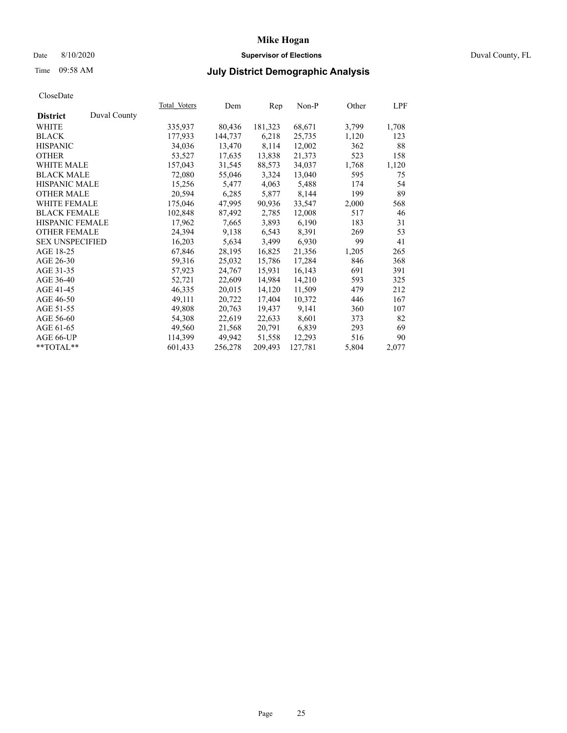# Mike Hogan

Date 8/10/2020 **Supervisor of Elections** Duval County, FL

Time 09:58 AM **July District Demographic Analysis**

CloseDate

| **District** Duval County | Total Voters | Dem | Rep | Non-P | Other | LPF |
|---|---|---|---|---|---|---|
| WHITE | 335,937 | 80,436 | 181,323 | 68,671 | 3,799 | 1,708 |
| BLACK | 177,933 | 144,737 | 6,218 | 25,735 | 1,120 | 123 |
| HISPANIC | 34,036 | 13,470 | 8,114 | 12,002 | 362 | 88 |
| OTHER | 53,527 | 17,635 | 13,838 | 21,373 | 523 | 158 |
| WHITE MALE | 157,043 | 31,545 | 88,573 | 34,037 | 1,768 | 1,120 |
| BLACK MALE | 72,080 | 55,046 | 3,324 | 13,040 | 595 | 75 |
| HISPANIC MALE | 15,256 | 5,477 | 4,063 | 5,488 | 174 | 54 |
| OTHER MALE | 20,594 | 6,285 | 5,877 | 8,144 | 199 | 89 |
| WHITE FEMALE | 175,046 | 47,995 | 90,936 | 33,547 | 2,000 | 568 |
| BLACK FEMALE | 102,848 | 87,492 | 2,785 | 12,008 | 517 | 46 |
| HISPANIC FEMALE | 17,962 | 7,665 | 3,893 | 6,190 | 183 | 31 |
| OTHER FEMALE | 24,394 | 9,138 | 6,543 | 8,391 | 269 | 53 |
| SEX UNSPECIFIED | 16,203 | 5,634 | 3,499 | 6,930 | 99 | 41 |
| AGE 18-25 | 67,846 | 28,195 | 16,825 | 21,356 | 1,205 | 265 |
| AGE 26-30 | 59,316 | 25,032 | 15,786 | 17,284 | 846 | 368 |
| AGE 31-35 | 57,923 | 24,767 | 15,931 | 16,143 | 691 | 391 |
| AGE 36-40 | 52,721 | 22,609 | 14,984 | 14,210 | 593 | 325 |
| AGE 41-45 | 46,335 | 20,015 | 14,120 | 11,509 | 479 | 212 |
| AGE 46-50 | 49,111 | 20,722 | 17,404 | 10,372 | 446 | 167 |
| AGE 51-55 | 49,808 | 20,763 | 19,437 | 9,141 | 360 | 107 |
| AGE 56-60 | 54,308 | 22,619 | 22,633 | 8,601 | 373 | 82 |
| AGE 61-65 | 49,560 | 21,568 | 20,791 | 6,839 | 293 | 69 |
| AGE 66-UP | 114,399 | 49,942 | 51,558 | 12,293 | 516 | 90 |
| **TOTAL** | 601,433 | 256,278 | 209,493 | 127,781 | 5,804 | 2,077 |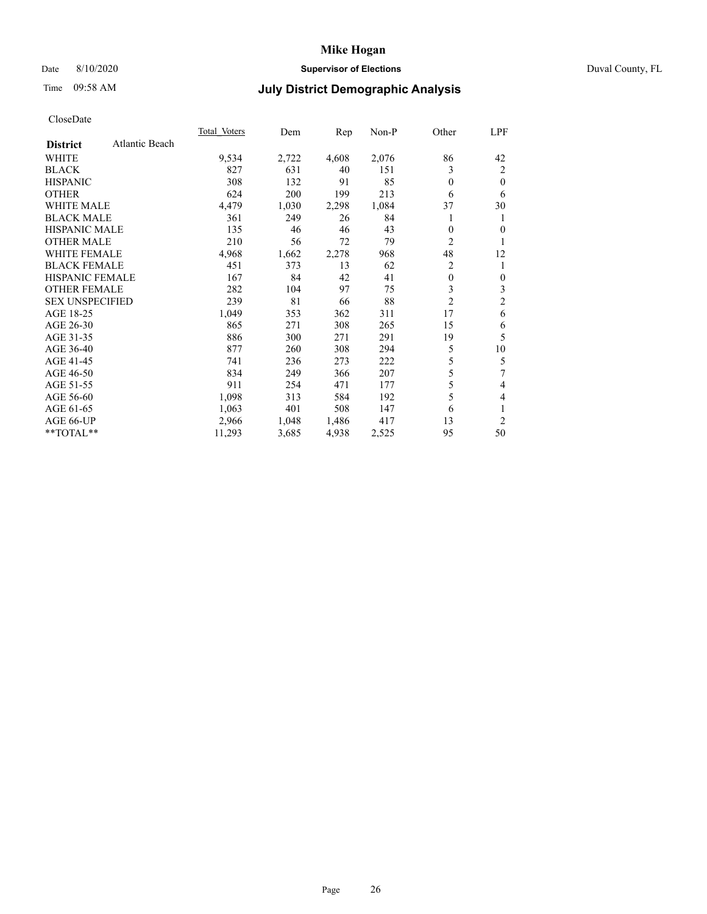# Mike Hogan

Date 8/10/2020 **Supervisor of Elections** Duval County, FL

Time 09:58 AM **July District Demographic Analysis**

CloseDate

| **District** Atlantic Beach | Total Voters | Dem | Rep | Non-P | Other | LPF |
|---|---|---|---|---|---|---|
| WHITE | 9,534 | 2,722 | 4,608 | 2,076 | 86 | 42 |
| BLACK | 827 | 631 | 40 | 151 | 3 | 2 |
| HISPANIC | 308 | 132 | 91 | 85 | 0 | 0 |
| OTHER | 624 | 200 | 199 | 213 | 6 | 6 |
| WHITE MALE | 4,479 | 1,030 | 2,298 | 1,084 | 37 | 30 |
| BLACK MALE | 361 | 249 | 26 | 84 | 1 | 1 |
| HISPANIC MALE | 135 | 46 | 46 | 43 | 0 | 0 |
| OTHER MALE | 210 | 56 | 72 | 79 | 2 | 1 |
| WHITE FEMALE | 4,968 | 1,662 | 2,278 | 968 | 48 | 12 |
| BLACK FEMALE | 451 | 373 | 13 | 62 | 2 | 1 |
| HISPANIC FEMALE | 167 | 84 | 42 | 41 | 0 | 0 |
| OTHER FEMALE | 282 | 104 | 97 | 75 | 3 | 3 |
| SEX UNSPECIFIED | 239 | 81 | 66 | 88 | 2 | 2 |
| AGE 18-25 | 1,049 | 353 | 362 | 311 | 17 | 6 |
| AGE 26-30 | 865 | 271 | 308 | 265 | 15 | 6 |
| AGE 31-35 | 886 | 300 | 271 | 291 | 19 | 5 |
| AGE 36-40 | 877 | 260 | 308 | 294 | 5 | 10 |
| AGE 41-45 | 741 | 236 | 273 | 222 | 5 | 5 |
| AGE 46-50 | 834 | 249 | 366 | 207 | 5 | 7 |
| AGE 51-55 | 911 | 254 | 471 | 177 | 5 | 4 |
| AGE 56-60 | 1,098 | 313 | 584 | 192 | 5 | 4 |
| AGE 61-65 | 1,063 | 401 | 508 | 147 | 6 | 1 |
| AGE 66-UP | 2,966 | 1,048 | 1,486 | 417 | 13 | 2 |
| **TOTAL** | 11,293 | 3,685 | 4,938 | 2,525 | 95 | 50 |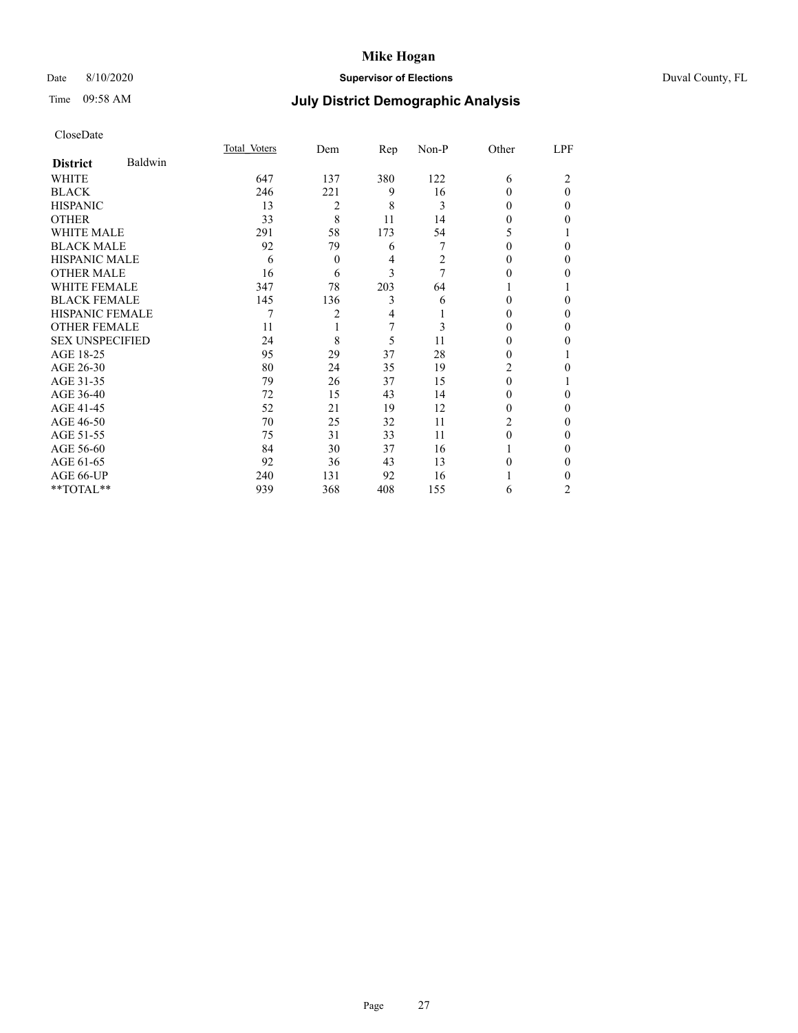# Mike Hogan

Date 8/10/2020 **Supervisor of Elections** Duval County, FL

Time 09:58 AM **July District Demographic Analysis**

CloseDate

| **District** Baldwin | Total Voters | Dem | Rep | Non-P | Other | LPF |
|---|---|---|---|---|---|---|
| WHITE | 647 | 137 | 380 | 122 | 6 | 2 |
| BLACK | 246 | 221 | 9 | 16 | 0 | 0 |
| HISPANIC | 13 | 2 | 8 | 3 | 0 | 0 |
| OTHER | 33 | 8 | 11 | 14 | 0 | 0 |
| WHITE MALE | 291 | 58 | 173 | 54 | 5 | 1 |
| BLACK MALE | 92 | 79 | 6 | 7 | 0 | 0 |
| HISPANIC MALE | 6 | 0 | 4 | 2 | 0 | 0 |
| OTHER MALE | 16 | 6 | 3 | 7 | 0 | 0 |
| WHITE FEMALE | 347 | 78 | 203 | 64 | 1 | 1 |
| BLACK FEMALE | 145 | 136 | 3 | 6 | 0 | 0 |
| HISPANIC FEMALE | 7 | 2 | 4 | 1 | 0 | 0 |
| OTHER FEMALE | 11 | 1 | 7 | 3 | 0 | 0 |
| SEX UNSPECIFIED | 24 | 8 | 5 | 11 | 0 | 0 |
| AGE 18-25 | 95 | 29 | 37 | 28 | 0 | 1 |
| AGE 26-30 | 80 | 24 | 35 | 19 | 2 | 0 |
| AGE 31-35 | 79 | 26 | 37 | 15 | 0 | 1 |
| AGE 36-40 | 72 | 15 | 43 | 14 | 0 | 0 |
| AGE 41-45 | 52 | 21 | 19 | 12 | 0 | 0 |
| AGE 46-50 | 70 | 25 | 32 | 11 | 2 | 0 |
| AGE 51-55 | 75 | 31 | 33 | 11 | 0 | 0 |
| AGE 56-60 | 84 | 30 | 37 | 16 | 1 | 0 |
| AGE 61-65 | 92 | 36 | 43 | 13 | 0 | 0 |
| AGE 66-UP | 240 | 131 | 92 | 16 | 1 | 0 |
| **TOTAL** | 939 | 368 | 408 | 155 | 6 | 2 |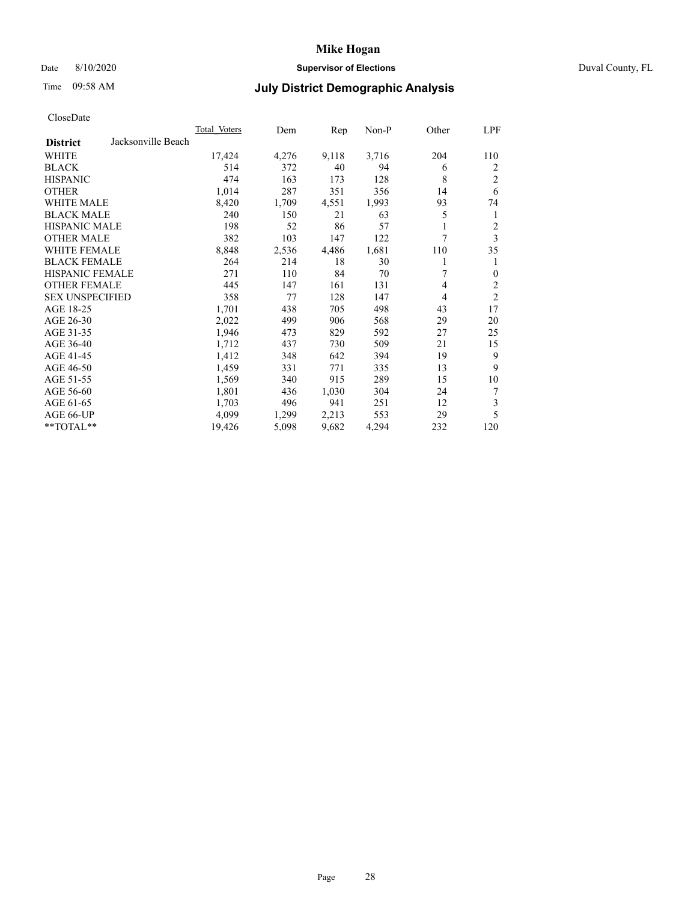# Mike Hogan

Date 8/10/2020 **Supervisor of Elections** Duval County, FL

Time 09:58 AM **July District Demographic Analysis**

CloseDate

| **District** Jacksonville Beach | Total Voters | Dem | Rep | Non-P | Other | LPF |
|---|---|---|---|---|---|---|
| WHITE | 17,424 | 4,276 | 9,118 | 3,716 | 204 | 110 |
| BLACK | 514 | 372 | 40 | 94 | 6 | 2 |
| HISPANIC | 474 | 163 | 173 | 128 | 8 | 2 |
| OTHER | 1,014 | 287 | 351 | 356 | 14 | 6 |
| WHITE MALE | 8,420 | 1,709 | 4,551 | 1,993 | 93 | 74 |
| BLACK MALE | 240 | 150 | 21 | 63 | 5 | 1 |
| HISPANIC MALE | 198 | 52 | 86 | 57 | 1 | 2 |
| OTHER MALE | 382 | 103 | 147 | 122 | 7 | 3 |
| WHITE FEMALE | 8,848 | 2,536 | 4,486 | 1,681 | 110 | 35 |
| BLACK FEMALE | 264 | 214 | 18 | 30 | 1 | 1 |
| HISPANIC FEMALE | 271 | 110 | 84 | 70 | 7 | 0 |
| OTHER FEMALE | 445 | 147 | 161 | 131 | 4 | 2 |
| SEX UNSPECIFIED | 358 | 77 | 128 | 147 | 4 | 2 |
| AGE 18-25 | 1,701 | 438 | 705 | 498 | 43 | 17 |
| AGE 26-30 | 2,022 | 499 | 906 | 568 | 29 | 20 |
| AGE 31-35 | 1,946 | 473 | 829 | 592 | 27 | 25 |
| AGE 36-40 | 1,712 | 437 | 730 | 509 | 21 | 15 |
| AGE 41-45 | 1,412 | 348 | 642 | 394 | 19 | 9 |
| AGE 46-50 | 1,459 | 331 | 771 | 335 | 13 | 9 |
| AGE 51-55 | 1,569 | 340 | 915 | 289 | 15 | 10 |
| AGE 56-60 | 1,801 | 436 | 1,030 | 304 | 24 | 7 |
| AGE 61-65 | 1,703 | 496 | 941 | 251 | 12 | 3 |
| AGE 66-UP | 4,099 | 1,299 | 2,213 | 553 | 29 | 5 |
| **TOTAL** | 19,426 | 5,098 | 9,682 | 4,294 | 232 | 120 |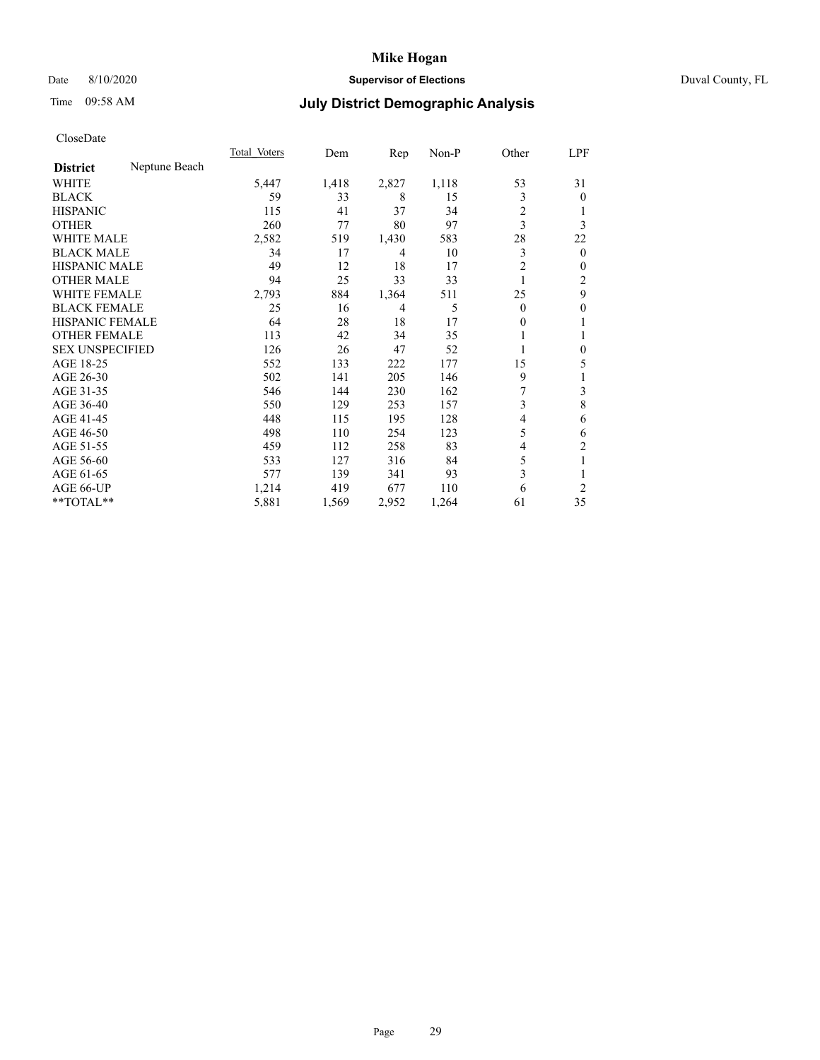# Mike Hogan

Date 8/10/2020 **Supervisor of Elections** Duval County, FL

Time 09:58 AM

## July District Demographic Analysis

CloseDate

| District | Neptune Beach | Total Voters | Dem | Rep | Non-P | Other | LPF |
|---|---|---|---|---|---|---|---|
| WHITE | | 5,447 | 1,418 | 2,827 | 1,118 | 53 | 31 |
| BLACK | | 59 | 33 | 8 | 15 | 3 | 0 |
| HISPANIC | | 115 | 41 | 37 | 34 | 2 | 1 |
| OTHER | | 260 | 77 | 80 | 97 | 3 | 3 |
| WHITE MALE | | 2,582 | 519 | 1,430 | 583 | 28 | 22 |
| BLACK MALE | | 34 | 17 | 4 | 10 | 3 | 0 |
| HISPANIC MALE | | 49 | 12 | 18 | 17 | 2 | 0 |
| OTHER MALE | | 94 | 25 | 33 | 33 | 1 | 2 |
| WHITE FEMALE | | 2,793 | 884 | 1,364 | 511 | 25 | 9 |
| BLACK FEMALE | | 25 | 16 | 4 | 5 | 0 | 0 |
| HISPANIC FEMALE | | 64 | 28 | 18 | 17 | 0 | 1 |
| OTHER FEMALE | | 113 | 42 | 34 | 35 | 1 | 1 |
| SEX UNSPECIFIED | | 126 | 26 | 47 | 52 | 1 | 0 |
| AGE 18-25 | | 552 | 133 | 222 | 177 | 15 | 5 |
| AGE 26-30 | | 502 | 141 | 205 | 146 | 9 | 1 |
| AGE 31-35 | | 546 | 144 | 230 | 162 | 7 | 3 |
| AGE 36-40 | | 550 | 129 | 253 | 157 | 3 | 8 |
| AGE 41-45 | | 448 | 115 | 195 | 128 | 4 | 6 |
| AGE 46-50 | | 498 | 110 | 254 | 123 | 5 | 6 |
| AGE 51-55 | | 459 | 112 | 258 | 83 | 4 | 2 |
| AGE 56-60 | | 533 | 127 | 316 | 84 | 5 | 1 |
| AGE 61-65 | | 577 | 139 | 341 | 93 | 3 | 1 |
| AGE 66-UP | | 1,214 | 419 | 677 | 110 | 6 | 2 |
| **TOTAL** | | 5,881 | 1,569 | 2,952 | 1,264 | 61 | 35 |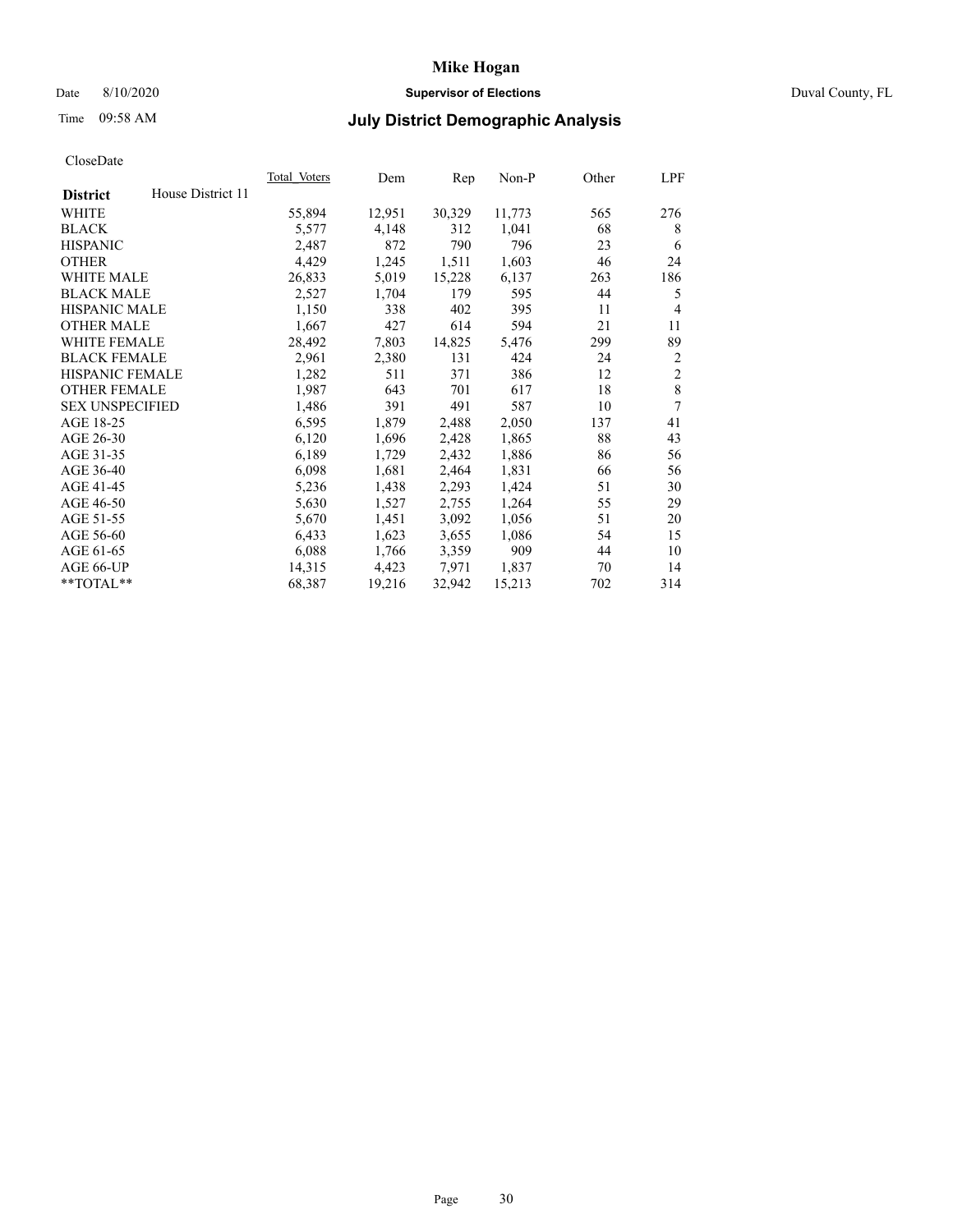# Mike Hogan

Date 8/10/2020 **Supervisor of Elections** Duval County, FL

Time 09:58 AM **July District Demographic Analysis**

CloseDate

| **District** House District 11 | Total Voters | Dem | Rep | Non-P | Other | LPF |
|---|---|---|---|---|---|---|
| WHITE | 55,894 | 12,951 | 30,329 | 11,773 | 565 | 276 |
| BLACK | 5,577 | 4,148 | 312 | 1,041 | 68 | 8 |
| HISPANIC | 2,487 | 872 | 790 | 796 | 23 | 6 |
| OTHER | 4,429 | 1,245 | 1,511 | 1,603 | 46 | 24 |
| WHITE MALE | 26,833 | 5,019 | 15,228 | 6,137 | 263 | 186 |
| BLACK MALE | 2,527 | 1,704 | 179 | 595 | 44 | 5 |
| HISPANIC MALE | 1,150 | 338 | 402 | 395 | 11 | 4 |
| OTHER MALE | 1,667 | 427 | 614 | 594 | 21 | 11 |
| WHITE FEMALE | 28,492 | 7,803 | 14,825 | 5,476 | 299 | 89 |
| BLACK FEMALE | 2,961 | 2,380 | 131 | 424 | 24 | 2 |
| HISPANIC FEMALE | 1,282 | 511 | 371 | 386 | 12 | 2 |
| OTHER FEMALE | 1,987 | 643 | 701 | 617 | 18 | 8 |
| SEX UNSPECIFIED | 1,486 | 391 | 491 | 587 | 10 | 7 |
| AGE 18-25 | 6,595 | 1,879 | 2,488 | 2,050 | 137 | 41 |
| AGE 26-30 | 6,120 | 1,696 | 2,428 | 1,865 | 88 | 43 |
| AGE 31-35 | 6,189 | 1,729 | 2,432 | 1,886 | 86 | 56 |
| AGE 36-40 | 6,098 | 1,681 | 2,464 | 1,831 | 66 | 56 |
| AGE 41-45 | 5,236 | 1,438 | 2,293 | 1,424 | 51 | 30 |
| AGE 46-50 | 5,630 | 1,527 | 2,755 | 1,264 | 55 | 29 |
| AGE 51-55 | 5,670 | 1,451 | 3,092 | 1,056 | 51 | 20 |
| AGE 56-60 | 6,433 | 1,623 | 3,655 | 1,086 | 54 | 15 |
| AGE 61-65 | 6,088 | 1,766 | 3,359 | 909 | 44 | 10 |
| AGE 66-UP | 14,315 | 4,423 | 7,971 | 1,837 | 70 | 14 |
| **TOTAL** | 68,387 | 19,216 | 32,942 | 15,213 | 702 | 314 |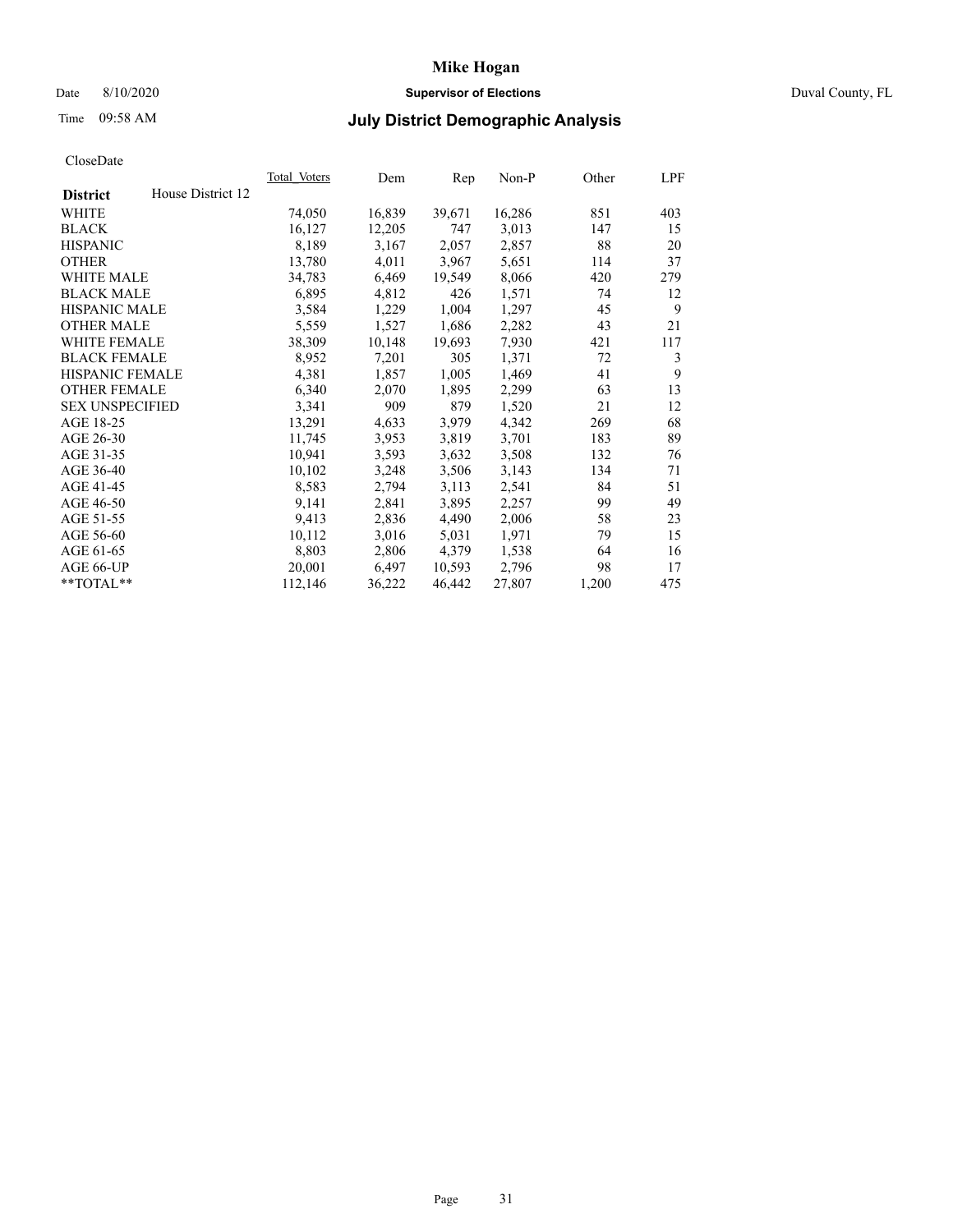# Mike Hogan

Date 8/10/2020 **Supervisor of Elections** Duval County, FL

Time 09:58 AM **July District Demographic Analysis**

CloseDate

| **District** House District 12 | Total Voters | Dem | Rep | Non-P | Other | LPF |
|---|---|---|---|---|---|---|
| WHITE | 74,050 | 16,839 | 39,671 | 16,286 | 851 | 403 |
| BLACK | 16,127 | 12,205 | 747 | 3,013 | 147 | 15 |
| HISPANIC | 8,189 | 3,167 | 2,057 | 2,857 | 88 | 20 |
| OTHER | 13,780 | 4,011 | 3,967 | 5,651 | 114 | 37 |
| WHITE MALE | 34,783 | 6,469 | 19,549 | 8,066 | 420 | 279 |
| BLACK MALE | 6,895 | 4,812 | 426 | 1,571 | 74 | 12 |
| HISPANIC MALE | 3,584 | 1,229 | 1,004 | 1,297 | 45 | 9 |
| OTHER MALE | 5,559 | 1,527 | 1,686 | 2,282 | 43 | 21 |
| WHITE FEMALE | 38,309 | 10,148 | 19,693 | 7,930 | 421 | 117 |
| BLACK FEMALE | 8,952 | 7,201 | 305 | 1,371 | 72 | 3 |
| HISPANIC FEMALE | 4,381 | 1,857 | 1,005 | 1,469 | 41 | 9 |
| OTHER FEMALE | 6,340 | 2,070 | 1,895 | 2,299 | 63 | 13 |
| SEX UNSPECIFIED | 3,341 | 909 | 879 | 1,520 | 21 | 12 |
| AGE 18-25 | 13,291 | 4,633 | 3,979 | 4,342 | 269 | 68 |
| AGE 26-30 | 11,745 | 3,953 | 3,819 | 3,701 | 183 | 89 |
| AGE 31-35 | 10,941 | 3,593 | 3,632 | 3,508 | 132 | 76 |
| AGE 36-40 | 10,102 | 3,248 | 3,506 | 3,143 | 134 | 71 |
| AGE 41-45 | 8,583 | 2,794 | 3,113 | 2,541 | 84 | 51 |
| AGE 46-50 | 9,141 | 2,841 | 3,895 | 2,257 | 99 | 49 |
| AGE 51-55 | 9,413 | 2,836 | 4,490 | 2,006 | 58 | 23 |
| AGE 56-60 | 10,112 | 3,016 | 5,031 | 1,971 | 79 | 15 |
| AGE 61-65 | 8,803 | 2,806 | 4,379 | 1,538 | 64 | 16 |
| AGE 66-UP | 20,001 | 6,497 | 10,593 | 2,796 | 98 | 17 |
| **TOTAL** | 112,146 | 36,222 | 46,442 | 27,807 | 1,200 | 475 |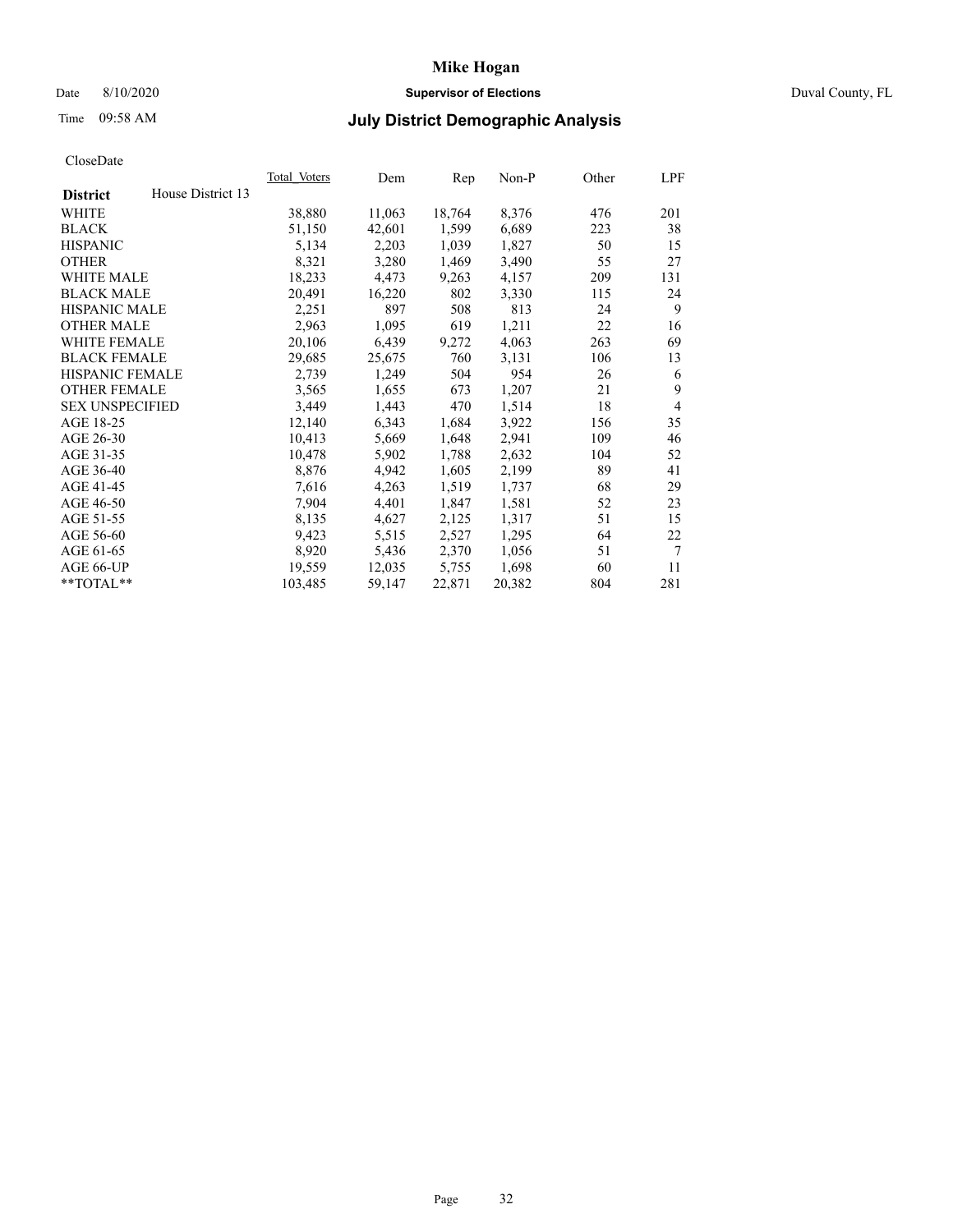# Mike Hogan

Date 8/10/2020 **Supervisor of Elections** Duval County, FL

Time 09:58 AM **July District Demographic Analysis**

CloseDate

| District | House District 13 | Total_Voters | Dem | Rep | Non-P | Other | LPF |
|---|---|---|---|---|---|---|---|
| WHITE | | 38,880 | 11,063 | 18,764 | 8,376 | 476 | 201 |
| BLACK | | 51,150 | 42,601 | 1,599 | 6,689 | 223 | 38 |
| HISPANIC | | 5,134 | 2,203 | 1,039 | 1,827 | 50 | 15 |
| OTHER | | 8,321 | 3,280 | 1,469 | 3,490 | 55 | 27 |
| WHITE MALE | | 18,233 | 4,473 | 9,263 | 4,157 | 209 | 131 |
| BLACK MALE | | 20,491 | 16,220 | 802 | 3,330 | 115 | 24 |
| HISPANIC MALE | | 2,251 | 897 | 508 | 813 | 24 | 9 |
| OTHER MALE | | 2,963 | 1,095 | 619 | 1,211 | 22 | 16 |
| WHITE FEMALE | | 20,106 | 6,439 | 9,272 | 4,063 | 263 | 69 |
| BLACK FEMALE | | 29,685 | 25,675 | 760 | 3,131 | 106 | 13 |
| HISPANIC FEMALE | | 2,739 | 1,249 | 504 | 954 | 26 | 6 |
| OTHER FEMALE | | 3,565 | 1,655 | 673 | 1,207 | 21 | 9 |
| SEX UNSPECIFIED | | 3,449 | 1,443 | 470 | 1,514 | 18 | 4 |
| AGE 18-25 | | 12,140 | 6,343 | 1,684 | 3,922 | 156 | 35 |
| AGE 26-30 | | 10,413 | 5,669 | 1,648 | 2,941 | 109 | 46 |
| AGE 31-35 | | 10,478 | 5,902 | 1,788 | 2,632 | 104 | 52 |
| AGE 36-40 | | 8,876 | 4,942 | 1,605 | 2,199 | 89 | 41 |
| AGE 41-45 | | 7,616 | 4,263 | 1,519 | 1,737 | 68 | 29 |
| AGE 46-50 | | 7,904 | 4,401 | 1,847 | 1,581 | 52 | 23 |
| AGE 51-55 | | 8,135 | 4,627 | 2,125 | 1,317 | 51 | 15 |
| AGE 56-60 | | 9,423 | 5,515 | 2,527 | 1,295 | 64 | 22 |
| AGE 61-65 | | 8,920 | 5,436 | 2,370 | 1,056 | 51 | 7 |
| AGE 66-UP | | 19,559 | 12,035 | 5,755 | 1,698 | 60 | 11 |
| **TOTAL** | | 103,485 | 59,147 | 22,871 | 20,382 | 804 | 281 |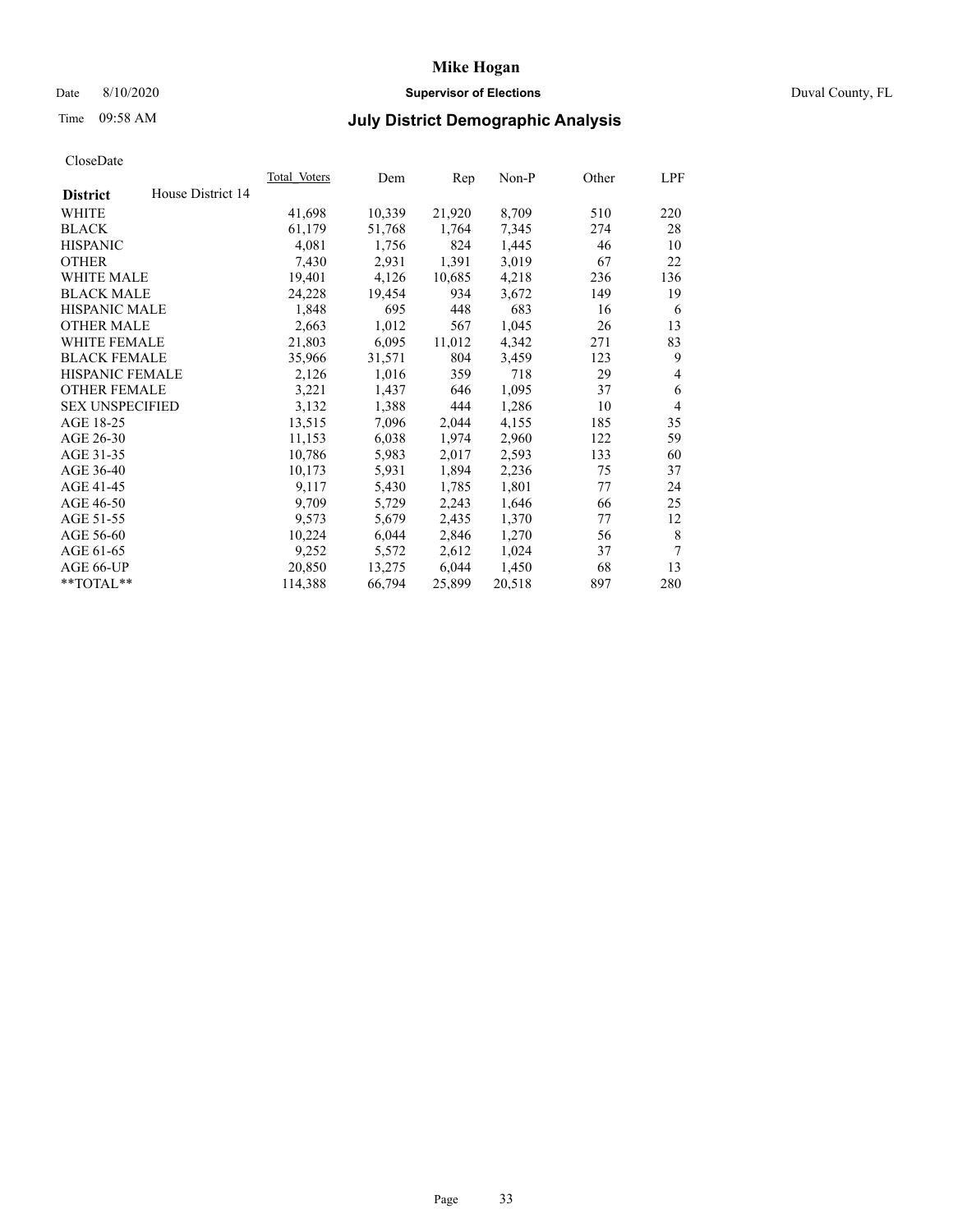# Mike Hogan

Date 8/10/2020 **Supervisor of Elections** Duval County, FL

Time 09:58 AM **July District Demographic Analysis**

CloseDate

| **District** House District 14 | Total Voters | Dem | Rep | Non-P | Other | LPF |
|---|---|---|---|---|---|---|
| WHITE | 41,698 | 10,339 | 21,920 | 8,709 | 510 | 220 |
| BLACK | 61,179 | 51,768 | 1,764 | 7,345 | 274 | 28 |
| HISPANIC | 4,081 | 1,756 | 824 | 1,445 | 46 | 10 |
| OTHER | 7,430 | 2,931 | 1,391 | 3,019 | 67 | 22 |
| WHITE MALE | 19,401 | 4,126 | 10,685 | 4,218 | 236 | 136 |
| BLACK MALE | 24,228 | 19,454 | 934 | 3,672 | 149 | 19 |
| HISPANIC MALE | 1,848 | 695 | 448 | 683 | 16 | 6 |
| OTHER MALE | 2,663 | 1,012 | 567 | 1,045 | 26 | 13 |
| WHITE FEMALE | 21,803 | 6,095 | 11,012 | 4,342 | 271 | 83 |
| BLACK FEMALE | 35,966 | 31,571 | 804 | 3,459 | 123 | 9 |
| HISPANIC FEMALE | 2,126 | 1,016 | 359 | 718 | 29 | 4 |
| OTHER FEMALE | 3,221 | 1,437 | 646 | 1,095 | 37 | 6 |
| SEX UNSPECIFIED | 3,132 | 1,388 | 444 | 1,286 | 10 | 4 |
| AGE 18-25 | 13,515 | 7,096 | 2,044 | 4,155 | 185 | 35 |
| AGE 26-30 | 11,153 | 6,038 | 1,974 | 2,960 | 122 | 59 |
| AGE 31-35 | 10,786 | 5,983 | 2,017 | 2,593 | 133 | 60 |
| AGE 36-40 | 10,173 | 5,931 | 1,894 | 2,236 | 75 | 37 |
| AGE 41-45 | 9,117 | 5,430 | 1,785 | 1,801 | 77 | 24 |
| AGE 46-50 | 9,709 | 5,729 | 2,243 | 1,646 | 66 | 25 |
| AGE 51-55 | 9,573 | 5,679 | 2,435 | 1,370 | 77 | 12 |
| AGE 56-60 | 10,224 | 6,044 | 2,846 | 1,270 | 56 | 8 |
| AGE 61-65 | 9,252 | 5,572 | 2,612 | 1,024 | 37 | 7 |
| AGE 66-UP | 20,850 | 13,275 | 6,044 | 1,450 | 68 | 13 |
| **TOTAL** | 114,388 | 66,794 | 25,899 | 20,518 | 897 | 280 |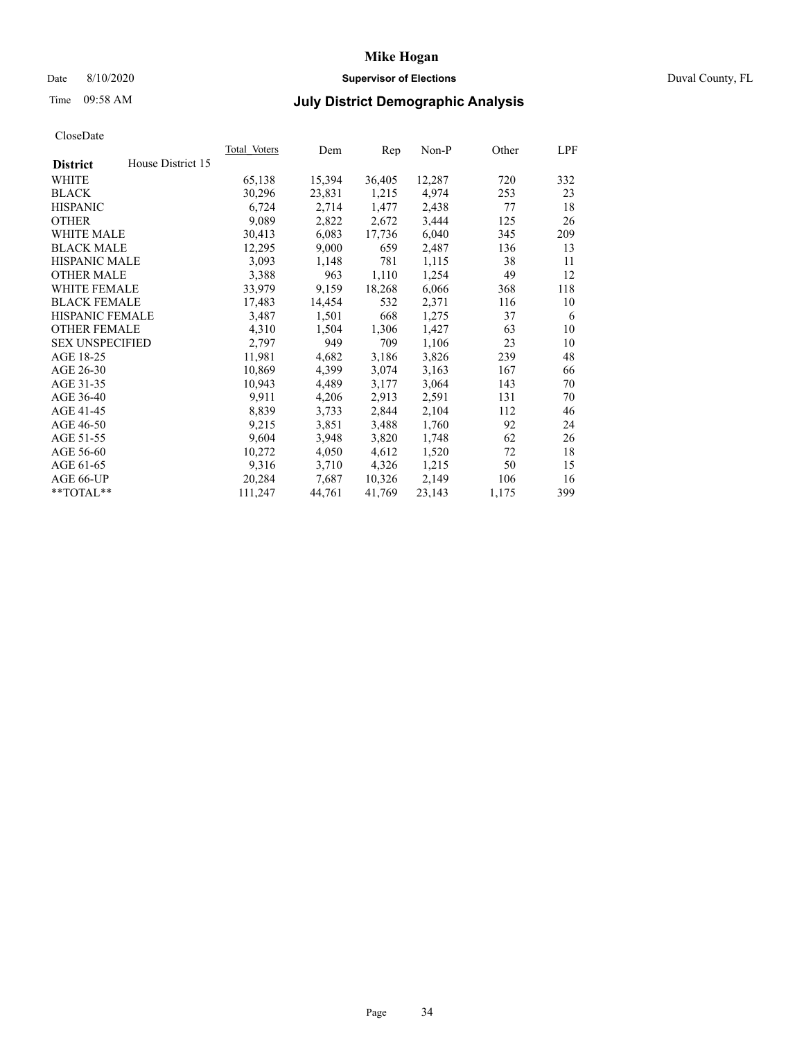# Mike Hogan

Date 8/10/2020 **Supervisor of Elections** Duval County, FL

Time 09:58 AM

## July District Demographic Analysis

CloseDate

| District | House District 15 | Total_Voters | Dem | Rep | Non-P | Other | LPF |
|---|---|---|---|---|---|---|---|
| WHITE | | 65,138 | 15,394 | 36,405 | 12,287 | 720 | 332 |
| BLACK | | 30,296 | 23,831 | 1,215 | 4,974 | 253 | 23 |
| HISPANIC | | 6,724 | 2,714 | 1,477 | 2,438 | 77 | 18 |
| OTHER | | 9,089 | 2,822 | 2,672 | 3,444 | 125 | 26 |
| WHITE MALE | | 30,413 | 6,083 | 17,736 | 6,040 | 345 | 209 |
| BLACK MALE | | 12,295 | 9,000 | 659 | 2,487 | 136 | 13 |
| HISPANIC MALE | | 3,093 | 1,148 | 781 | 1,115 | 38 | 11 |
| OTHER MALE | | 3,388 | 963 | 1,110 | 1,254 | 49 | 12 |
| WHITE FEMALE | | 33,979 | 9,159 | 18,268 | 6,066 | 368 | 118 |
| BLACK FEMALE | | 17,483 | 14,454 | 532 | 2,371 | 116 | 10 |
| HISPANIC FEMALE | | 3,487 | 1,501 | 668 | 1,275 | 37 | 6 |
| OTHER FEMALE | | 4,310 | 1,504 | 1,306 | 1,427 | 63 | 10 |
| SEX UNSPECIFIED | | 2,797 | 949 | 709 | 1,106 | 23 | 10 |
| AGE 18-25 | | 11,981 | 4,682 | 3,186 | 3,826 | 239 | 48 |
| AGE 26-30 | | 10,869 | 4,399 | 3,074 | 3,163 | 167 | 66 |
| AGE 31-35 | | 10,943 | 4,489 | 3,177 | 3,064 | 143 | 70 |
| AGE 36-40 | | 9,911 | 4,206 | 2,913 | 2,591 | 131 | 70 |
| AGE 41-45 | | 8,839 | 3,733 | 2,844 | 2,104 | 112 | 46 |
| AGE 46-50 | | 9,215 | 3,851 | 3,488 | 1,760 | 92 | 24 |
| AGE 51-55 | | 9,604 | 3,948 | 3,820 | 1,748 | 62 | 26 |
| AGE 56-60 | | 10,272 | 4,050 | 4,612 | 1,520 | 72 | 18 |
| AGE 61-65 | | 9,316 | 3,710 | 4,326 | 1,215 | 50 | 15 |
| AGE 66-UP | | 20,284 | 7,687 | 10,326 | 2,149 | 106 | 16 |
| **TOTAL** | | 111,247 | 44,761 | 41,769 | 23,143 | 1,175 | 399 |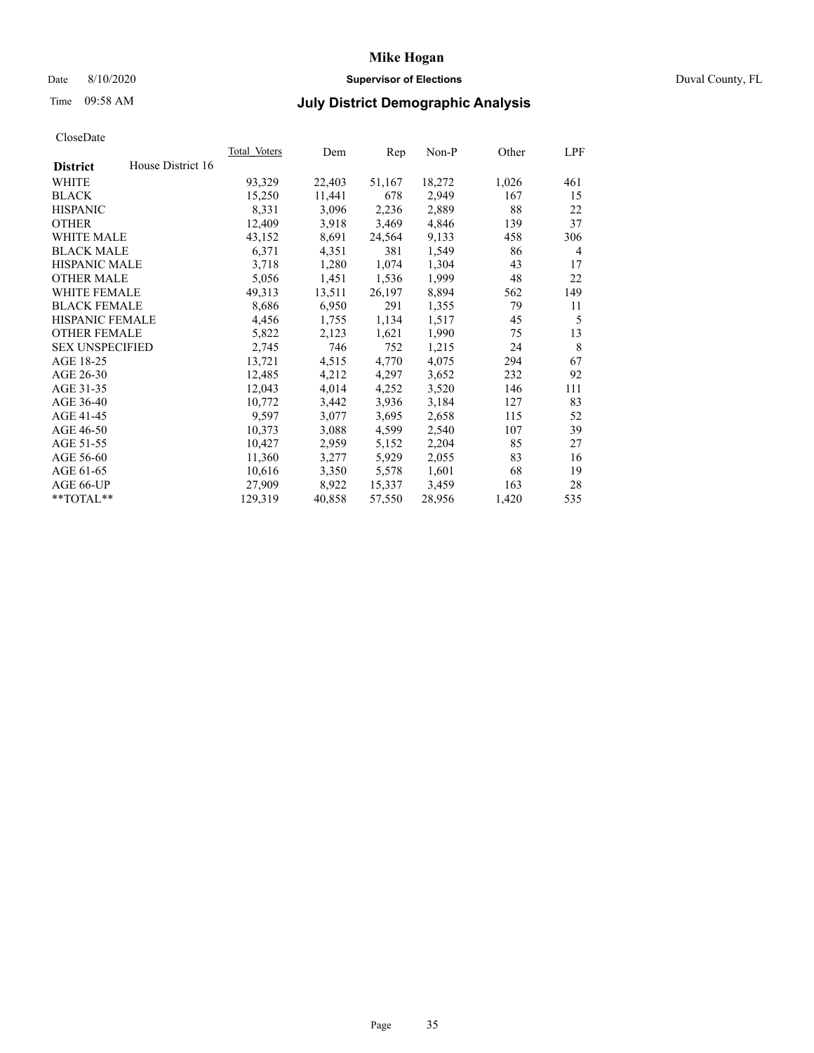CloseDate

| District: House District 16 | Total_Voters | Dem | Rep | Non-P | Other | LPF |
|---|---|---|---|---|---|---|
| WHITE | 93,329 | 22,403 | 51,167 | 18,272 | 1,026 | 461 |
| BLACK | 15,250 | 11,441 | 678 | 2,949 | 167 | 15 |
| HISPANIC | 8,331 | 3,096 | 2,236 | 2,889 | 88 | 22 |
| OTHER | 12,409 | 3,918 | 3,469 | 4,846 | 139 | 37 |
| WHITE MALE | 43,152 | 8,691 | 24,564 | 9,133 | 458 | 306 |
| BLACK MALE | 6,371 | 4,351 | 381 | 1,549 | 86 | 4 |
| HISPANIC MALE | 3,718 | 1,280 | 1,074 | 1,304 | 43 | 17 |
| OTHER MALE | 5,056 | 1,451 | 1,536 | 1,999 | 48 | 22 |
| WHITE FEMALE | 49,313 | 13,511 | 26,197 | 8,894 | 562 | 149 |
| BLACK FEMALE | 8,686 | 6,950 | 291 | 1,355 | 79 | 11 |
| HISPANIC FEMALE | 4,456 | 1,755 | 1,134 | 1,517 | 45 | 5 |
| OTHER FEMALE | 5,822 | 2,123 | 1,621 | 1,990 | 75 | 13 |
| SEX UNSPECIFIED | 2,745 | 746 | 752 | 1,215 | 24 | 8 |
| AGE 18-25 | 13,721 | 4,515 | 4,770 | 4,075 | 294 | 67 |
| AGE 26-30 | 12,485 | 4,212 | 4,297 | 3,652 | 232 | 92 |
| AGE 31-35 | 12,043 | 4,014 | 4,252 | 3,520 | 146 | 111 |
| AGE 36-40 | 10,772 | 3,442 | 3,936 | 3,184 | 127 | 83 |
| AGE 41-45 | 9,597 | 3,077 | 3,695 | 2,658 | 115 | 52 |
| AGE 46-50 | 10,373 | 3,088 | 4,599 | 2,540 | 107 | 39 |
| AGE 51-55 | 10,427 | 2,959 | 5,152 | 2,204 | 85 | 27 |
| AGE 56-60 | 11,360 | 3,277 | 5,929 | 2,055 | 83 | 16 |
| AGE 61-65 | 10,616 | 3,350 | 5,578 | 1,601 | 68 | 19 |
| AGE 66-UP | 27,909 | 8,922 | 15,337 | 3,459 | 163 | 28 |
| **TOTAL** | 129,319 | 40,858 | 57,550 | 28,956 | 1,420 | 535 |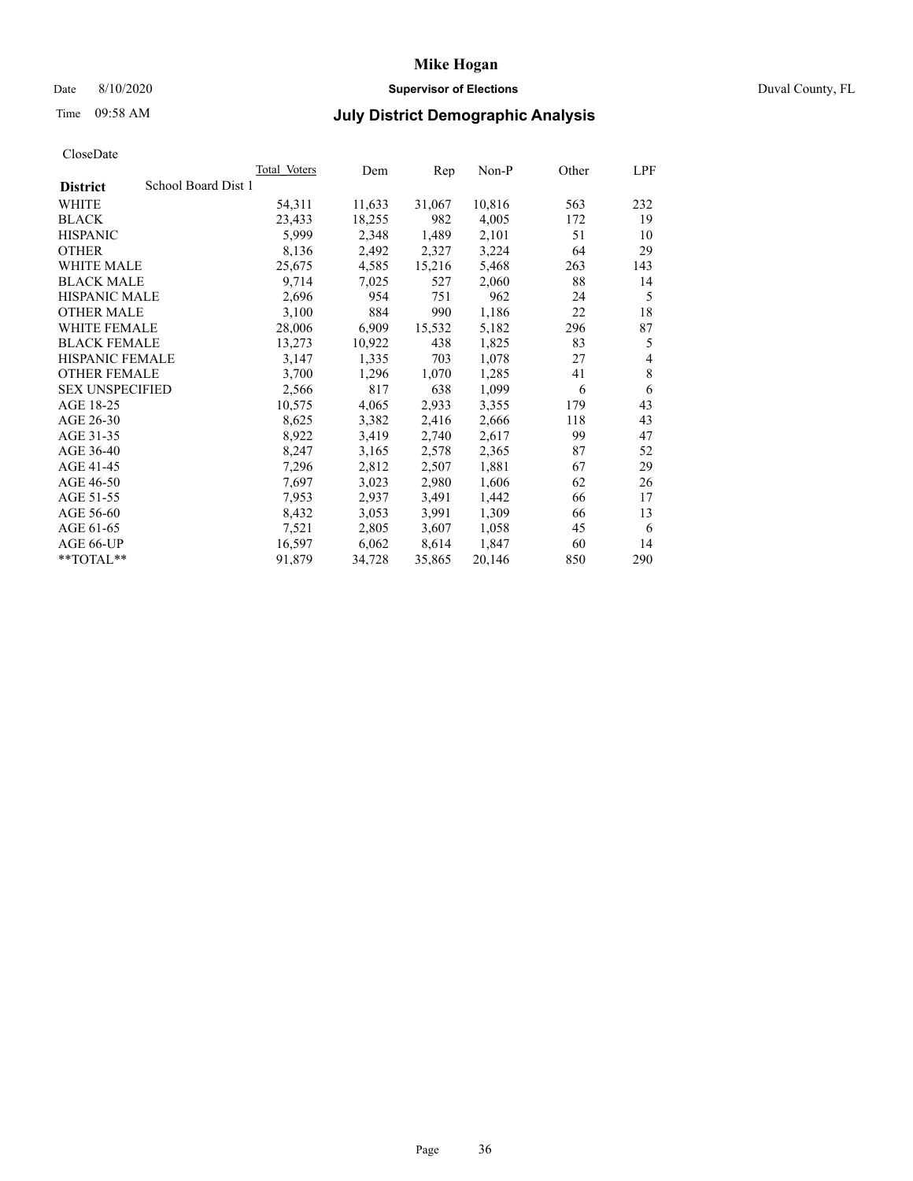# Mike Hogan

Date 8/10/2020 **Supervisor of Elections** Duval County, FL

Time 09:58 AM

## July District Demographic Analysis

CloseDate

| District | School Board Dist 1 | Total Voters | Dem | Rep | Non-P | Other | LPF |
|---|---|---|---|---|---|---|---|
| WHITE | | 54,311 | 11,633 | 31,067 | 10,816 | 563 | 232 |
| BLACK | | 23,433 | 18,255 | 982 | 4,005 | 172 | 19 |
| HISPANIC | | 5,999 | 2,348 | 1,489 | 2,101 | 51 | 10 |
| OTHER | | 8,136 | 2,492 | 2,327 | 3,224 | 64 | 29 |
| WHITE MALE | | 25,675 | 4,585 | 15,216 | 5,468 | 263 | 143 |
| BLACK MALE | | 9,714 | 7,025 | 527 | 2,060 | 88 | 14 |
| HISPANIC MALE | | 2,696 | 954 | 751 | 962 | 24 | 5 |
| OTHER MALE | | 3,100 | 884 | 990 | 1,186 | 22 | 18 |
| WHITE FEMALE | | 28,006 | 6,909 | 15,532 | 5,182 | 296 | 87 |
| BLACK FEMALE | | 13,273 | 10,922 | 438 | 1,825 | 83 | 5 |
| HISPANIC FEMALE | | 3,147 | 1,335 | 703 | 1,078 | 27 | 4 |
| OTHER FEMALE | | 3,700 | 1,296 | 1,070 | 1,285 | 41 | 8 |
| SEX UNSPECIFIED | | 2,566 | 817 | 638 | 1,099 | 6 | 6 |
| AGE 18-25 | | 10,575 | 4,065 | 2,933 | 3,355 | 179 | 43 |
| AGE 26-30 | | 8,625 | 3,382 | 2,416 | 2,666 | 118 | 43 |
| AGE 31-35 | | 8,922 | 3,419 | 2,740 | 2,617 | 99 | 47 |
| AGE 36-40 | | 8,247 | 3,165 | 2,578 | 2,365 | 87 | 52 |
| AGE 41-45 | | 7,296 | 2,812 | 2,507 | 1,881 | 67 | 29 |
| AGE 46-50 | | 7,697 | 3,023 | 2,980 | 1,606 | 62 | 26 |
| AGE 51-55 | | 7,953 | 2,937 | 3,491 | 1,442 | 66 | 17 |
| AGE 56-60 | | 8,432 | 3,053 | 3,991 | 1,309 | 66 | 13 |
| AGE 61-65 | | 7,521 | 2,805 | 3,607 | 1,058 | 45 | 6 |
| AGE 66-UP | | 16,597 | 6,062 | 8,614 | 1,847 | 60 | 14 |
| **TOTAL** | | 91,879 | 34,728 | 35,865 | 20,146 | 850 | 290 |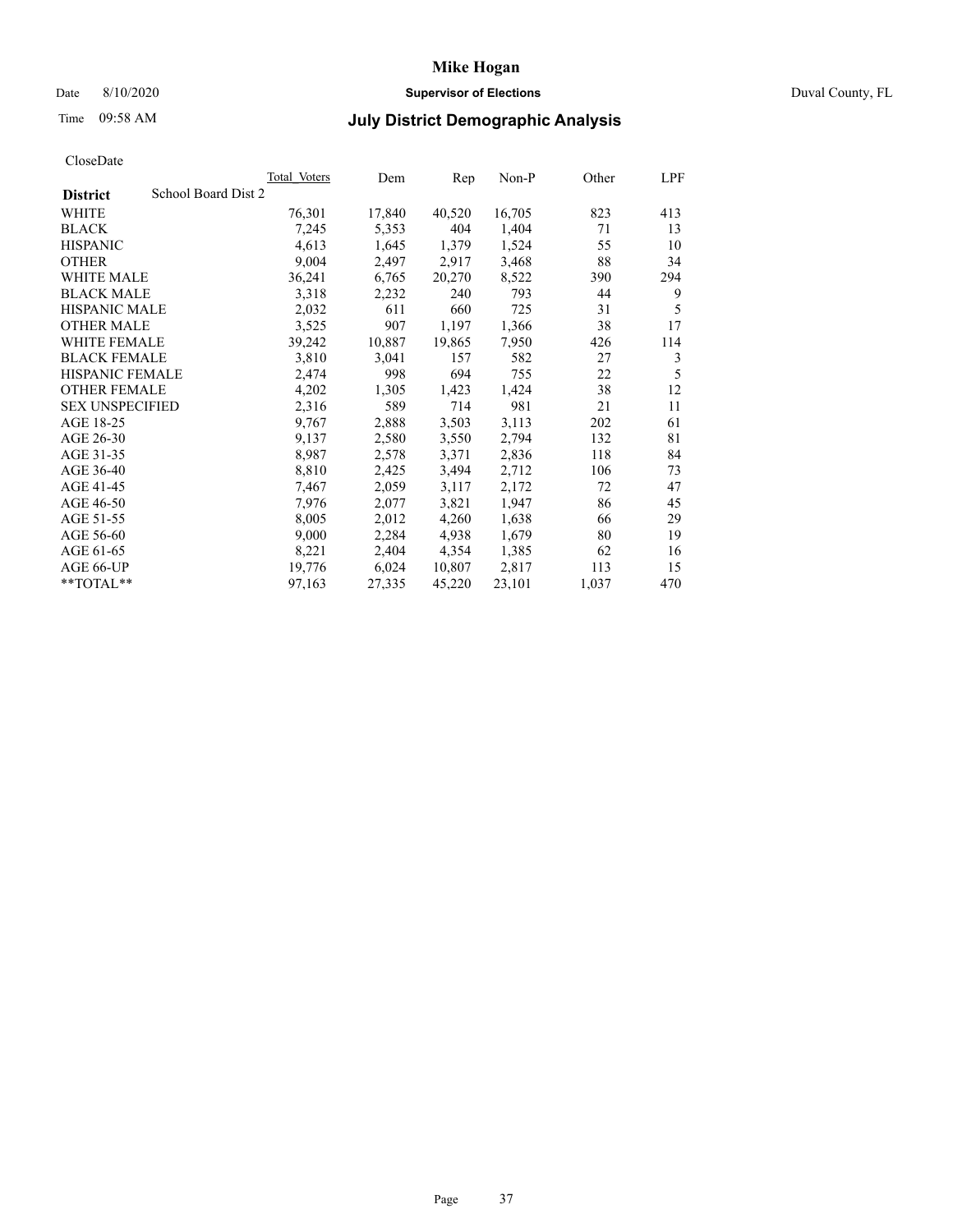# Mike Hogan

Date 8/10/2020 **Supervisor of Elections** Duval County, FL

Time 09:58 AM **July District Demographic Analysis**

CloseDate

| **District** | School Board Dist 2 | Total Voters | Dem | Rep | Non-P | Other | LPF |
|---|---|---|---|---|---|---|---|
| WHITE | | 76,301 | 17,840 | 40,520 | 16,705 | 823 | 413 |
| BLACK | | 7,245 | 5,353 | 404 | 1,404 | 71 | 13 |
| HISPANIC | | 4,613 | 1,645 | 1,379 | 1,524 | 55 | 10 |
| OTHER | | 9,004 | 2,497 | 2,917 | 3,468 | 88 | 34 |
| WHITE MALE | | 36,241 | 6,765 | 20,270 | 8,522 | 390 | 294 |
| BLACK MALE | | 3,318 | 2,232 | 240 | 793 | 44 | 9 |
| HISPANIC MALE | | 2,032 | 611 | 660 | 725 | 31 | 5 |
| OTHER MALE | | 3,525 | 907 | 1,197 | 1,366 | 38 | 17 |
| WHITE FEMALE | | 39,242 | 10,887 | 19,865 | 7,950 | 426 | 114 |
| BLACK FEMALE | | 3,810 | 3,041 | 157 | 582 | 27 | 3 |
| HISPANIC FEMALE | | 2,474 | 998 | 694 | 755 | 22 | 5 |
| OTHER FEMALE | | 4,202 | 1,305 | 1,423 | 1,424 | 38 | 12 |
| SEX UNSPECIFIED | | 2,316 | 589 | 714 | 981 | 21 | 11 |
| AGE 18-25 | | 9,767 | 2,888 | 3,503 | 3,113 | 202 | 61 |
| AGE 26-30 | | 9,137 | 2,580 | 3,550 | 2,794 | 132 | 81 |
| AGE 31-35 | | 8,987 | 2,578 | 3,371 | 2,836 | 118 | 84 |
| AGE 36-40 | | 8,810 | 2,425 | 3,494 | 2,712 | 106 | 73 |
| AGE 41-45 | | 7,467 | 2,059 | 3,117 | 2,172 | 72 | 47 |
| AGE 46-50 | | 7,976 | 2,077 | 3,821 | 1,947 | 86 | 45 |
| AGE 51-55 | | 8,005 | 2,012 | 4,260 | 1,638 | 66 | 29 |
| AGE 56-60 | | 9,000 | 2,284 | 4,938 | 1,679 | 80 | 19 |
| AGE 61-65 | | 8,221 | 2,404 | 4,354 | 1,385 | 62 | 16 |
| AGE 66-UP | | 19,776 | 6,024 | 10,807 | 2,817 | 113 | 15 |
| **TOTAL** | | 97,163 | 27,335 | 45,220 | 23,101 | 1,037 | 470 |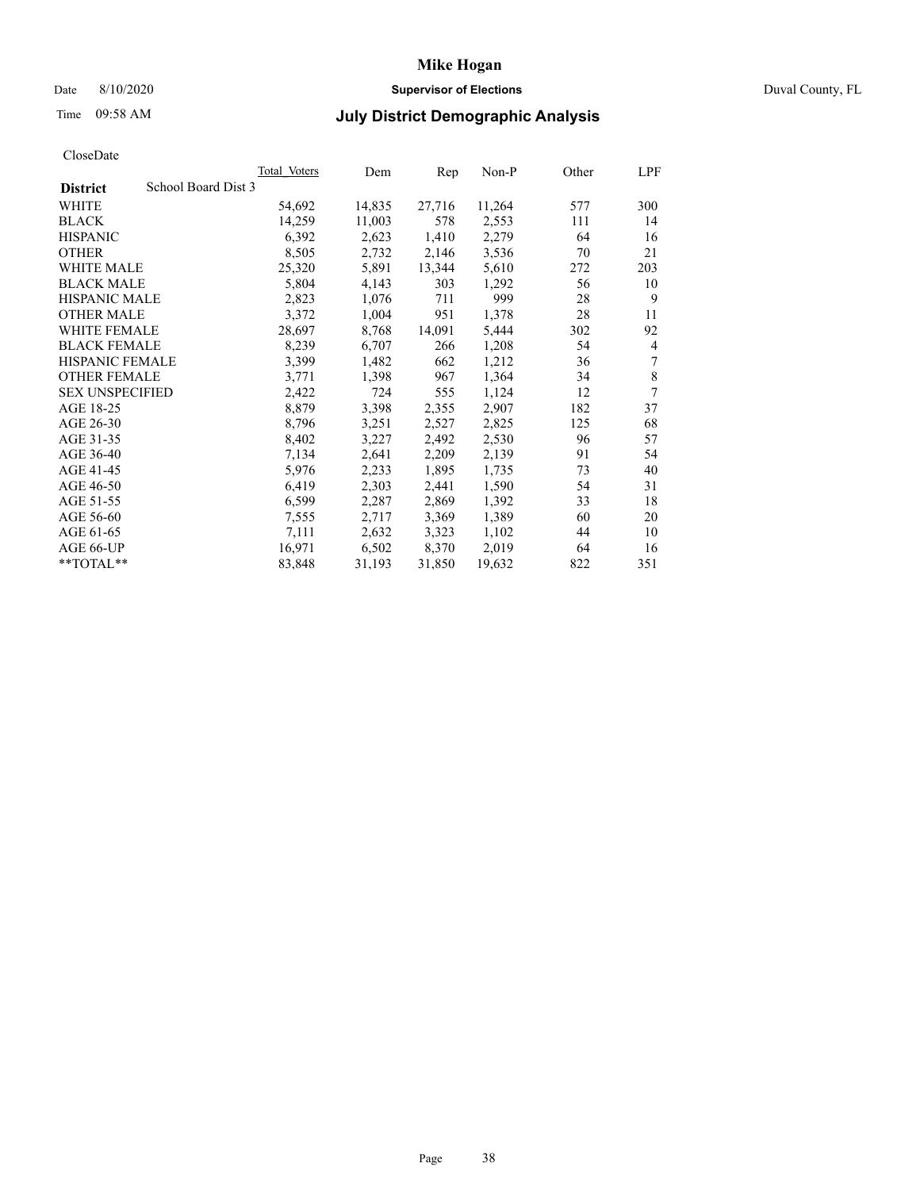# Mike Hogan

Date 8/10/2020 **Supervisor of Elections** Duval County, FL

Time 09:58 AM **July District Demographic Analysis**

CloseDate

| **District** School Board Dist 3 | Total Voters | Dem | Rep | Non-P | Other | LPF |
|---|---|---|---|---|---|---|
| WHITE | 54,692 | 14,835 | 27,716 | 11,264 | 577 | 300 |
| BLACK | 14,259 | 11,003 | 578 | 2,553 | 111 | 14 |
| HISPANIC | 6,392 | 2,623 | 1,410 | 2,279 | 64 | 16 |
| OTHER | 8,505 | 2,732 | 2,146 | 3,536 | 70 | 21 |
| WHITE MALE | 25,320 | 5,891 | 13,344 | 5,610 | 272 | 203 |
| BLACK MALE | 5,804 | 4,143 | 303 | 1,292 | 56 | 10 |
| HISPANIC MALE | 2,823 | 1,076 | 711 | 999 | 28 | 9 |
| OTHER MALE | 3,372 | 1,004 | 951 | 1,378 | 28 | 11 |
| WHITE FEMALE | 28,697 | 8,768 | 14,091 | 5,444 | 302 | 92 |
| BLACK FEMALE | 8,239 | 6,707 | 266 | 1,208 | 54 | 4 |
| HISPANIC FEMALE | 3,399 | 1,482 | 662 | 1,212 | 36 | 7 |
| OTHER FEMALE | 3,771 | 1,398 | 967 | 1,364 | 34 | 8 |
| SEX UNSPECIFIED | 2,422 | 724 | 555 | 1,124 | 12 | 7 |
| AGE 18-25 | 8,879 | 3,398 | 2,355 | 2,907 | 182 | 37 |
| AGE 26-30 | 8,796 | 3,251 | 2,527 | 2,825 | 125 | 68 |
| AGE 31-35 | 8,402 | 3,227 | 2,492 | 2,530 | 96 | 57 |
| AGE 36-40 | 7,134 | 2,641 | 2,209 | 2,139 | 91 | 54 |
| AGE 41-45 | 5,976 | 2,233 | 1,895 | 1,735 | 73 | 40 |
| AGE 46-50 | 6,419 | 2,303 | 2,441 | 1,590 | 54 | 31 |
| AGE 51-55 | 6,599 | 2,287 | 2,869 | 1,392 | 33 | 18 |
| AGE 56-60 | 7,555 | 2,717 | 3,369 | 1,389 | 60 | 20 |
| AGE 61-65 | 7,111 | 2,632 | 3,323 | 1,102 | 44 | 10 |
| AGE 66-UP | 16,971 | 6,502 | 8,370 | 2,019 | 64 | 16 |
| **TOTAL** | 83,848 | 31,193 | 31,850 | 19,632 | 822 | 351 |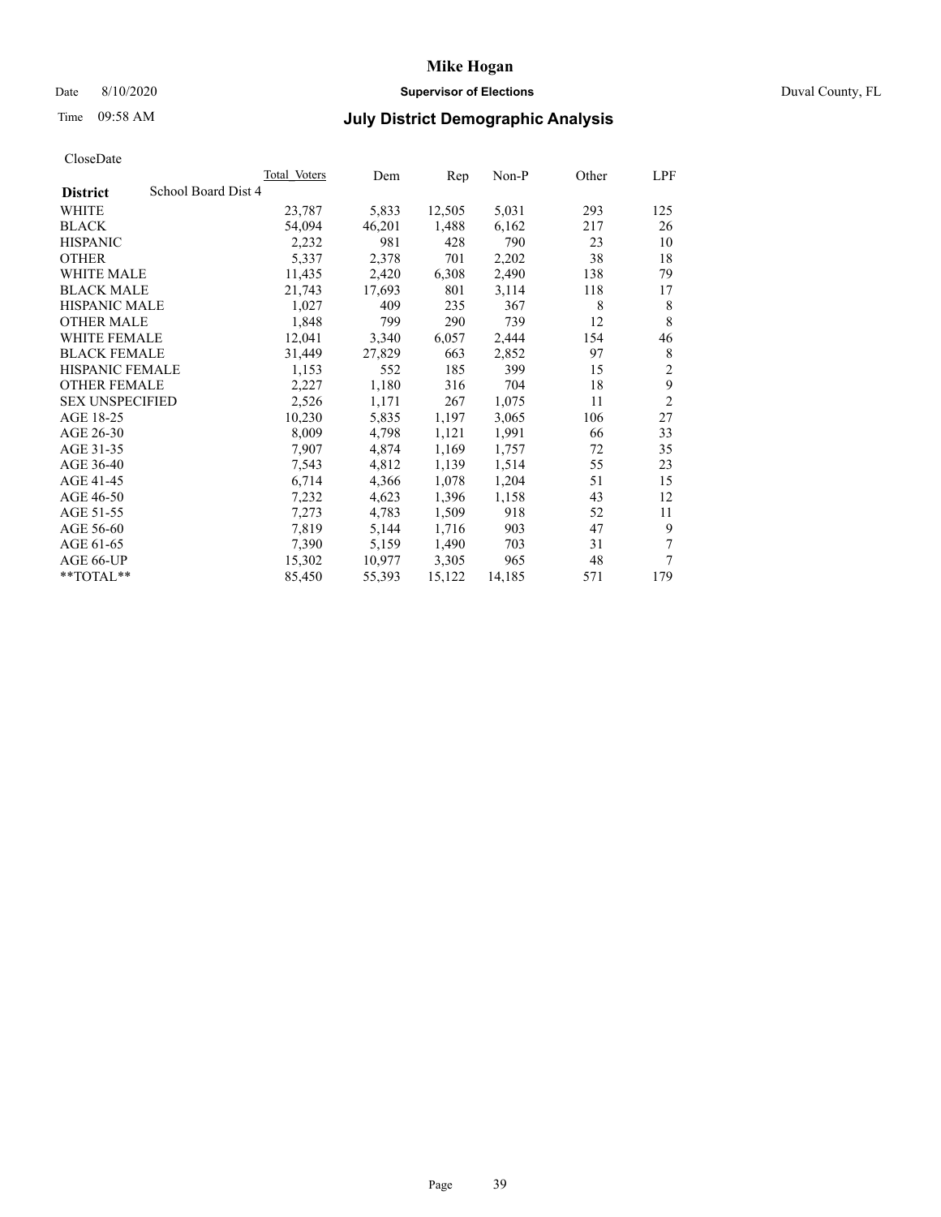CloseDate

| District | School Board Dist 4 | Total Voters | Dem | Rep | Non-P | Other | LPF |
|---|---|---|---|---|---|---|---|
| WHITE | | 23,787 | 5,833 | 12,505 | 5,031 | 293 | 125 |
| BLACK | | 54,094 | 46,201 | 1,488 | 6,162 | 217 | 26 |
| HISPANIC | | 2,232 | 981 | 428 | 790 | 23 | 10 |
| OTHER | | 5,337 | 2,378 | 701 | 2,202 | 38 | 18 |
| WHITE MALE | | 11,435 | 2,420 | 6,308 | 2,490 | 138 | 79 |
| BLACK MALE | | 21,743 | 17,693 | 801 | 3,114 | 118 | 17 |
| HISPANIC MALE | | 1,027 | 409 | 235 | 367 | 8 | 8 |
| OTHER MALE | | 1,848 | 799 | 290 | 739 | 12 | 8 |
| WHITE FEMALE | | 12,041 | 3,340 | 6,057 | 2,444 | 154 | 46 |
| BLACK FEMALE | | 31,449 | 27,829 | 663 | 2,852 | 97 | 8 |
| HISPANIC FEMALE | | 1,153 | 552 | 185 | 399 | 15 | 2 |
| OTHER FEMALE | | 2,227 | 1,180 | 316 | 704 | 18 | 9 |
| SEX UNSPECIFIED | | 2,526 | 1,171 | 267 | 1,075 | 11 | 2 |
| AGE 18-25 | | 10,230 | 5,835 | 1,197 | 3,065 | 106 | 27 |
| AGE 26-30 | | 8,009 | 4,798 | 1,121 | 1,991 | 66 | 33 |
| AGE 31-35 | | 7,907 | 4,874 | 1,169 | 1,757 | 72 | 35 |
| AGE 36-40 | | 7,543 | 4,812 | 1,139 | 1,514 | 55 | 23 |
| AGE 41-45 | | 6,714 | 4,366 | 1,078 | 1,204 | 51 | 15 |
| AGE 46-50 | | 7,232 | 4,623 | 1,396 | 1,158 | 43 | 12 |
| AGE 51-55 | | 7,273 | 4,783 | 1,509 | 918 | 52 | 11 |
| AGE 56-60 | | 7,819 | 5,144 | 1,716 | 903 | 47 | 9 |
| AGE 61-65 | | 7,390 | 5,159 | 1,490 | 703 | 31 | 7 |
| AGE 66-UP | | 15,302 | 10,977 | 3,305 | 965 | 48 | 7 |
| **TOTAL** | | 85,450 | 55,393 | 15,122 | 14,185 | 571 | 179 |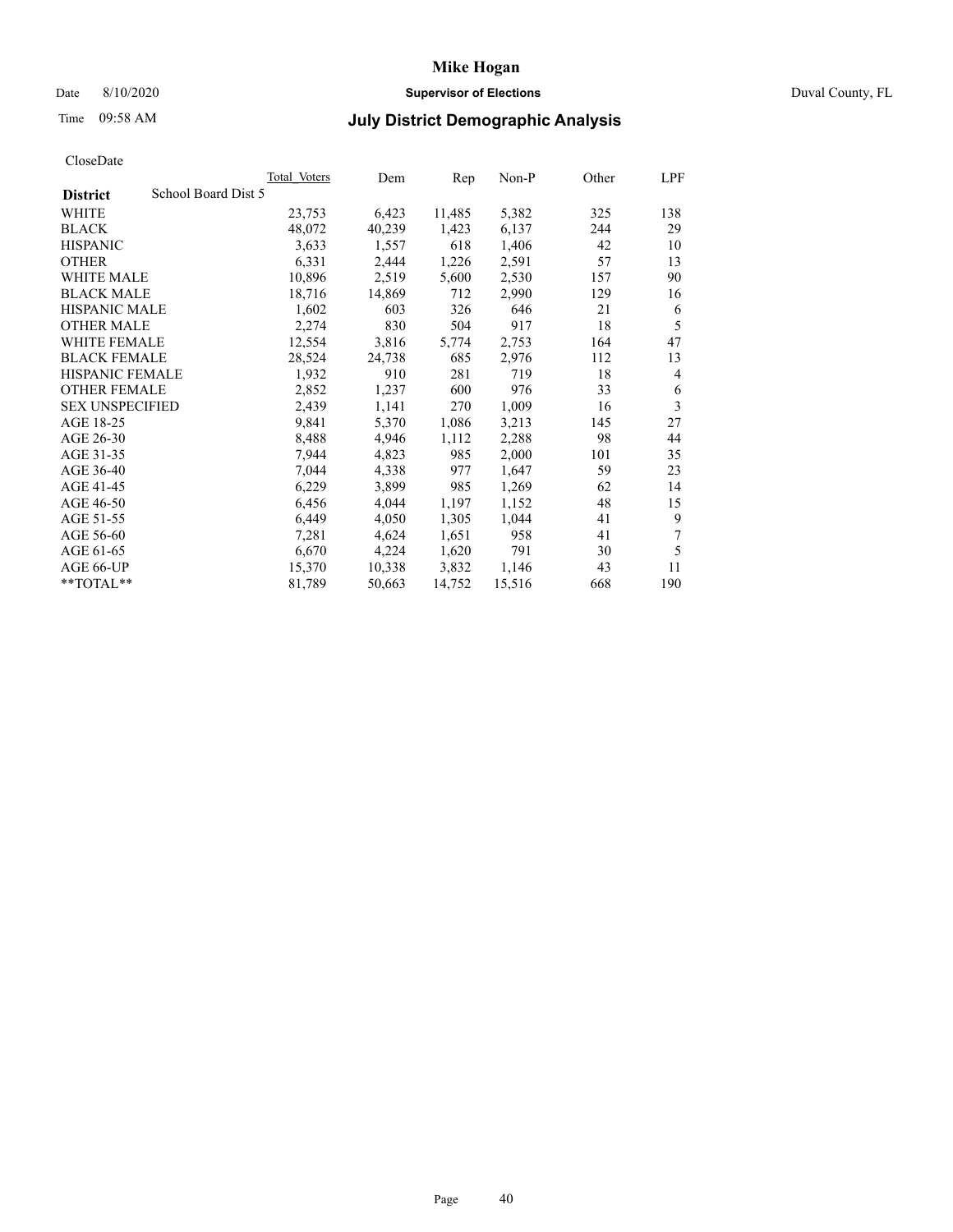# Mike Hogan

Date 8/10/2020 **Supervisor of Elections** Duval County, FL

Time 09:58 AM **July District Demographic Analysis**

CloseDate

| District | School Board Dist 5 | Total Voters | Dem | Rep | Non-P | Other | LPF |
|---|---|---|---|---|---|---|---|
| WHITE | | 23,753 | 6,423 | 11,485 | 5,382 | 325 | 138 |
| BLACK | | 48,072 | 40,239 | 1,423 | 6,137 | 244 | 29 |
| HISPANIC | | 3,633 | 1,557 | 618 | 1,406 | 42 | 10 |
| OTHER | | 6,331 | 2,444 | 1,226 | 2,591 | 57 | 13 |
| WHITE MALE | | 10,896 | 2,519 | 5,600 | 2,530 | 157 | 90 |
| BLACK MALE | | 18,716 | 14,869 | 712 | 2,990 | 129 | 16 |
| HISPANIC MALE | | 1,602 | 603 | 326 | 646 | 21 | 6 |
| OTHER MALE | | 2,274 | 830 | 504 | 917 | 18 | 5 |
| WHITE FEMALE | | 12,554 | 3,816 | 5,774 | 2,753 | 164 | 47 |
| BLACK FEMALE | | 28,524 | 24,738 | 685 | 2,976 | 112 | 13 |
| HISPANIC FEMALE | | 1,932 | 910 | 281 | 719 | 18 | 4 |
| OTHER FEMALE | | 2,852 | 1,237 | 600 | 976 | 33 | 6 |
| SEX UNSPECIFIED | | 2,439 | 1,141 | 270 | 1,009 | 16 | 3 |
| AGE 18-25 | | 9,841 | 5,370 | 1,086 | 3,213 | 145 | 27 |
| AGE 26-30 | | 8,488 | 4,946 | 1,112 | 2,288 | 98 | 44 |
| AGE 31-35 | | 7,944 | 4,823 | 985 | 2,000 | 101 | 35 |
| AGE 36-40 | | 7,044 | 4,338 | 977 | 1,647 | 59 | 23 |
| AGE 41-45 | | 6,229 | 3,899 | 985 | 1,269 | 62 | 14 |
| AGE 46-50 | | 6,456 | 4,044 | 1,197 | 1,152 | 48 | 15 |
| AGE 51-55 | | 6,449 | 4,050 | 1,305 | 1,044 | 41 | 9 |
| AGE 56-60 | | 7,281 | 4,624 | 1,651 | 958 | 41 | 7 |
| AGE 61-65 | | 6,670 | 4,224 | 1,620 | 791 | 30 | 5 |
| AGE 66-UP | | 15,370 | 10,338 | 3,832 | 1,146 | 43 | 11 |
| **TOTAL** | | 81,789 | 50,663 | 14,752 | 15,516 | 668 | 190 |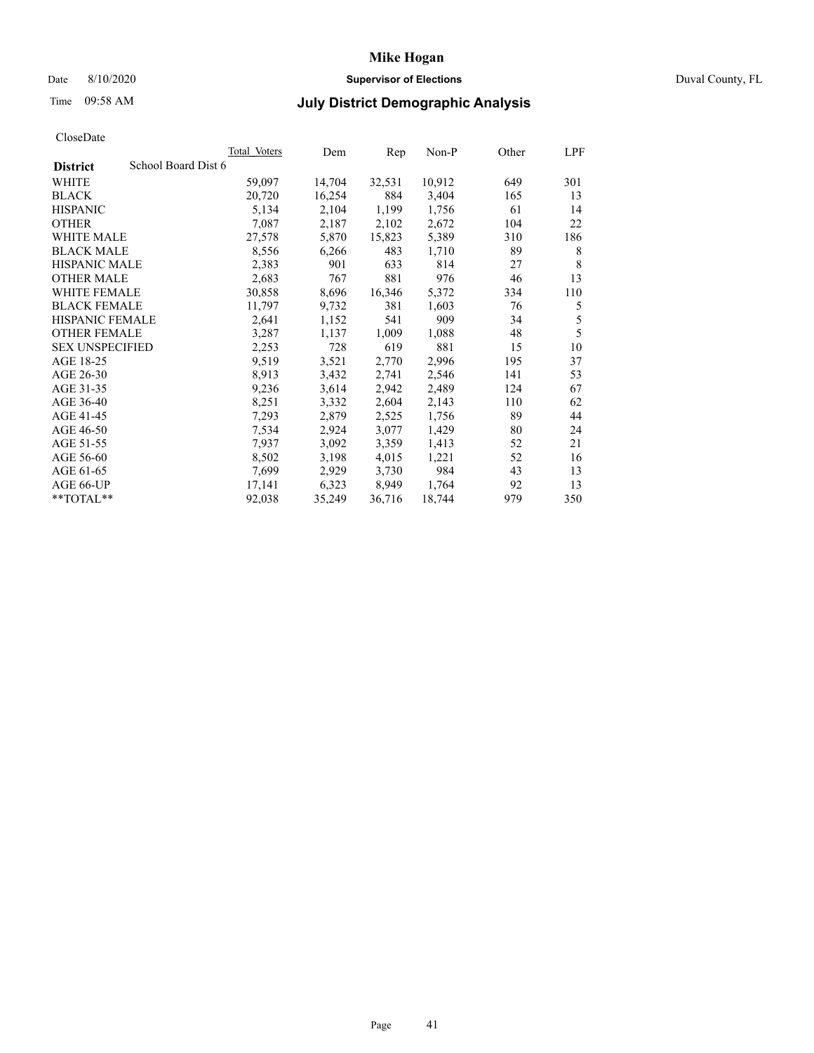CloseDate

| District | School Board Dist 6 | Total Voters | Dem | Rep | Non-P | Other | LPF |
|---|---|---|---|---|---|---|---|
| WHITE | | 59,097 | 14,704 | 32,531 | 10,912 | 649 | 301 |
| BLACK | | 20,720 | 16,254 | 884 | 3,404 | 165 | 13 |
| HISPANIC | | 5,134 | 2,104 | 1,199 | 1,756 | 61 | 14 |
| OTHER | | 7,087 | 2,187 | 2,102 | 2,672 | 104 | 22 |
| WHITE MALE | | 27,578 | 5,870 | 15,823 | 5,389 | 310 | 186 |
| BLACK MALE | | 8,556 | 6,266 | 483 | 1,710 | 89 | 8 |
| HISPANIC MALE | | 2,383 | 901 | 633 | 814 | 27 | 8 |
| OTHER MALE | | 2,683 | 767 | 881 | 976 | 46 | 13 |
| WHITE FEMALE | | 30,858 | 8,696 | 16,346 | 5,372 | 334 | 110 |
| BLACK FEMALE | | 11,797 | 9,732 | 381 | 1,603 | 76 | 5 |
| HISPANIC FEMALE | | 2,641 | 1,152 | 541 | 909 | 34 | 5 |
| OTHER FEMALE | | 3,287 | 1,137 | 1,009 | 1,088 | 48 | 5 |
| SEX UNSPECIFIED | | 2,253 | 728 | 619 | 881 | 15 | 10 |
| AGE 18-25 | | 9,519 | 3,521 | 2,770 | 2,996 | 195 | 37 |
| AGE 26-30 | | 8,913 | 3,432 | 2,741 | 2,546 | 141 | 53 |
| AGE 31-35 | | 9,236 | 3,614 | 2,942 | 2,489 | 124 | 67 |
| AGE 36-40 | | 8,251 | 3,332 | 2,604 | 2,143 | 110 | 62 |
| AGE 41-45 | | 7,293 | 2,879 | 2,525 | 1,756 | 89 | 44 |
| AGE 46-50 | | 7,534 | 2,924 | 3,077 | 1,429 | 80 | 24 |
| AGE 51-55 | | 7,937 | 3,092 | 3,359 | 1,413 | 52 | 21 |
| AGE 56-60 | | 8,502 | 3,198 | 4,015 | 1,221 | 52 | 16 |
| AGE 61-65 | | 7,699 | 2,929 | 3,730 | 984 | 43 | 13 |
| AGE 66-UP | | 17,141 | 6,323 | 8,949 | 1,764 | 92 | 13 |
| **TOTAL** | | 92,038 | 35,249 | 36,716 | 18,744 | 979 | 350 |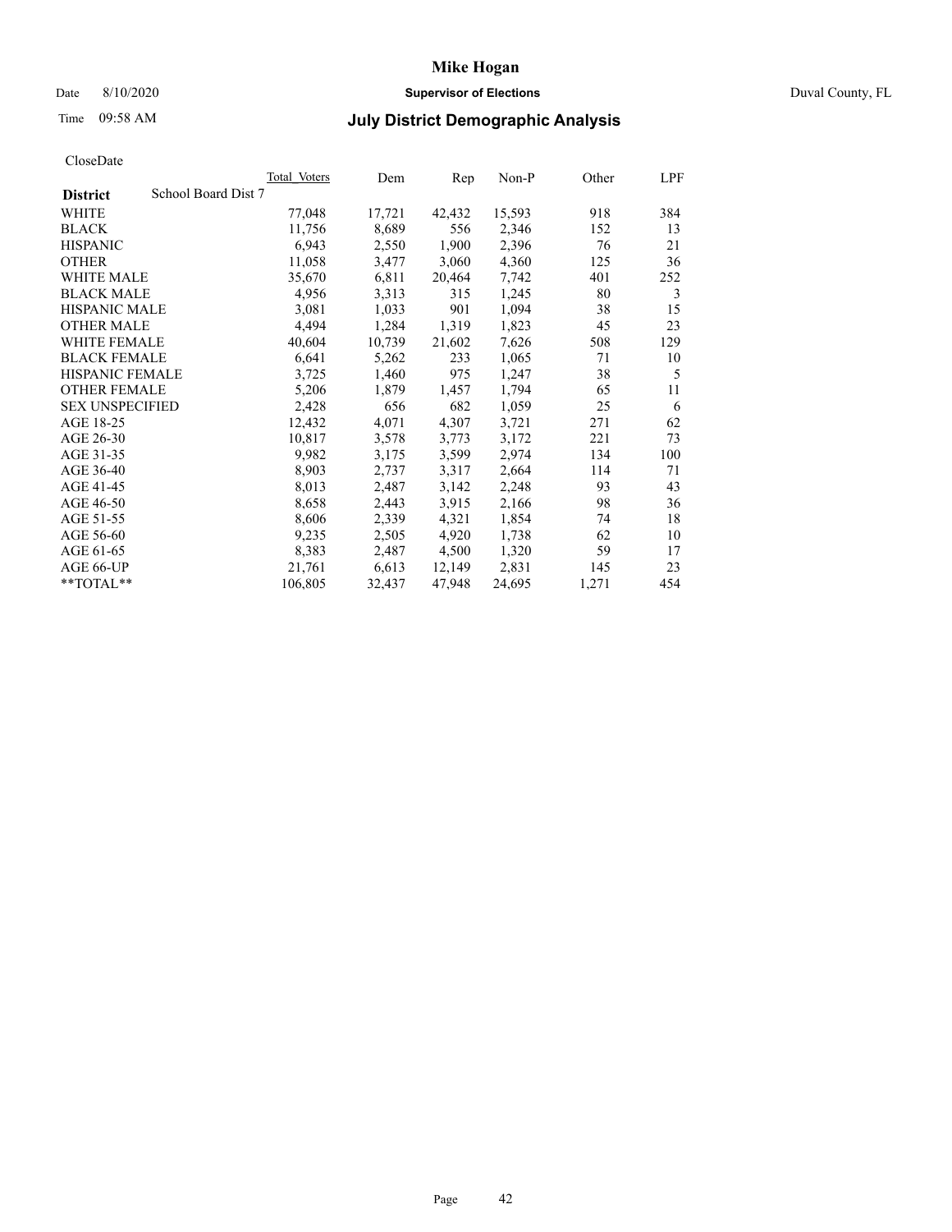# Mike Hogan

Date 8/10/2020 **Supervisor of Elections** Duval County, FL

Time 09:58 AM

## July District Demographic Analysis

CloseDate

| District | Total Voters | Dem | Rep | Non-P | Other | LPF |
|---|---|---|---|---|---|---|
| School Board Dist 7 | | | | | | |
| WHITE | 77,048 | 17,721 | 42,432 | 15,593 | 918 | 384 |
| BLACK | 11,756 | 8,689 | 556 | 2,346 | 152 | 13 |
| HISPANIC | 6,943 | 2,550 | 1,900 | 2,396 | 76 | 21 |
| OTHER | 11,058 | 3,477 | 3,060 | 4,360 | 125 | 36 |
| WHITE MALE | 35,670 | 6,811 | 20,464 | 7,742 | 401 | 252 |
| BLACK MALE | 4,956 | 3,313 | 315 | 1,245 | 80 | 3 |
| HISPANIC MALE | 3,081 | 1,033 | 901 | 1,094 | 38 | 15 |
| OTHER MALE | 4,494 | 1,284 | 1,319 | 1,823 | 45 | 23 |
| WHITE FEMALE | 40,604 | 10,739 | 21,602 | 7,626 | 508 | 129 |
| BLACK FEMALE | 6,641 | 5,262 | 233 | 1,065 | 71 | 10 |
| HISPANIC FEMALE | 3,725 | 1,460 | 975 | 1,247 | 38 | 5 |
| OTHER FEMALE | 5,206 | 1,879 | 1,457 | 1,794 | 65 | 11 |
| SEX UNSPECIFIED | 2,428 | 656 | 682 | 1,059 | 25 | 6 |
| AGE 18-25 | 12,432 | 4,071 | 4,307 | 3,721 | 271 | 62 |
| AGE 26-30 | 10,817 | 3,578 | 3,773 | 3,172 | 221 | 73 |
| AGE 31-35 | 9,982 | 3,175 | 3,599 | 2,974 | 134 | 100 |
| AGE 36-40 | 8,903 | 2,737 | 3,317 | 2,664 | 114 | 71 |
| AGE 41-45 | 8,013 | 2,487 | 3,142 | 2,248 | 93 | 43 |
| AGE 46-50 | 8,658 | 2,443 | 3,915 | 2,166 | 98 | 36 |
| AGE 51-55 | 8,606 | 2,339 | 4,321 | 1,854 | 74 | 18 |
| AGE 56-60 | 9,235 | 2,505 | 4,920 | 1,738 | 62 | 10 |
| AGE 61-65 | 8,383 | 2,487 | 4,500 | 1,320 | 59 | 17 |
| AGE 66-UP | 21,761 | 6,613 | 12,149 | 2,831 | 145 | 23 |
| **TOTAL** | 106,805 | 32,437 | 47,948 | 24,695 | 1,271 | 454 |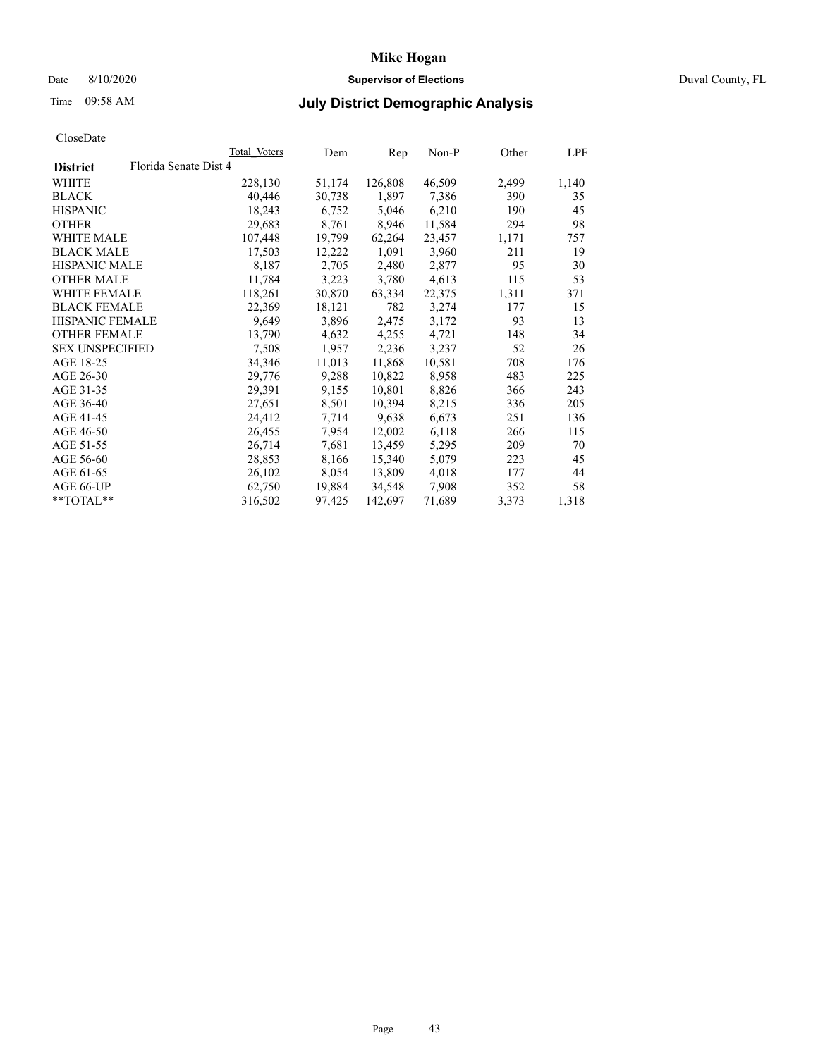# Mike Hogan

Date 8/10/2020 **Supervisor of Elections** Duval County, FL

Time 09:58 AM **July District Demographic Analysis**

CloseDate

| District | Florida Senate Dist 4 | Total Voters | Dem | Rep | Non-P | Other | LPF |
|---|---|---|---|---|---|---|---|
| WHITE | | 228,130 | 51,174 | 126,808 | 46,509 | 2,499 | 1,140 |
| BLACK | | 40,446 | 30,738 | 1,897 | 7,386 | 390 | 35 |
| HISPANIC | | 18,243 | 6,752 | 5,046 | 6,210 | 190 | 45 |
| OTHER | | 29,683 | 8,761 | 8,946 | 11,584 | 294 | 98 |
| WHITE MALE | | 107,448 | 19,799 | 62,264 | 23,457 | 1,171 | 757 |
| BLACK MALE | | 17,503 | 12,222 | 1,091 | 3,960 | 211 | 19 |
| HISPANIC MALE | | 8,187 | 2,705 | 2,480 | 2,877 | 95 | 30 |
| OTHER MALE | | 11,784 | 3,223 | 3,780 | 4,613 | 115 | 53 |
| WHITE FEMALE | | 118,261 | 30,870 | 63,334 | 22,375 | 1,311 | 371 |
| BLACK FEMALE | | 22,369 | 18,121 | 782 | 3,274 | 177 | 15 |
| HISPANIC FEMALE | | 9,649 | 3,896 | 2,475 | 3,172 | 93 | 13 |
| OTHER FEMALE | | 13,790 | 4,632 | 4,255 | 4,721 | 148 | 34 |
| SEX UNSPECIFIED | | 7,508 | 1,957 | 2,236 | 3,237 | 52 | 26 |
| AGE 18-25 | | 34,346 | 11,013 | 11,868 | 10,581 | 708 | 176 |
| AGE 26-30 | | 29,776 | 9,288 | 10,822 | 8,958 | 483 | 225 |
| AGE 31-35 | | 29,391 | 9,155 | 10,801 | 8,826 | 366 | 243 |
| AGE 36-40 | | 27,651 | 8,501 | 10,394 | 8,215 | 336 | 205 |
| AGE 41-45 | | 24,412 | 7,714 | 9,638 | 6,673 | 251 | 136 |
| AGE 46-50 | | 26,455 | 7,954 | 12,002 | 6,118 | 266 | 115 |
| AGE 51-55 | | 26,714 | 7,681 | 13,459 | 5,295 | 209 | 70 |
| AGE 56-60 | | 28,853 | 8,166 | 15,340 | 5,079 | 223 | 45 |
| AGE 61-65 | | 26,102 | 8,054 | 13,809 | 4,018 | 177 | 44 |
| AGE 66-UP | | 62,750 | 19,884 | 34,548 | 7,908 | 352 | 58 |
| **TOTAL** | | 316,502 | 97,425 | 142,697 | 71,689 | 3,373 | 1,318 |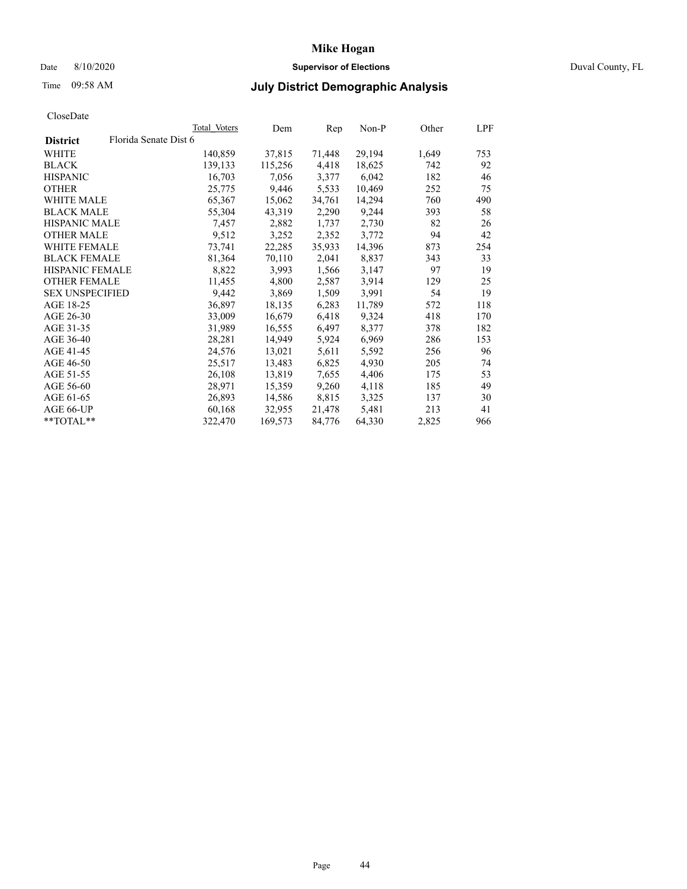# Mike Hogan

Date 8/10/2020 **Supervisor of Elections** Duval County, FL

Time 09:58 AM **July District Demographic Analysis**

CloseDate

| District | Total Voters | Dem | Rep | Non-P | Other | LPF |
|---|---|---|---|---|---|---|
| Florida Senate Dist 6 | | | | | | |
| WHITE | 140,859 | 37,815 | 71,448 | 29,194 | 1,649 | 753 |
| BLACK | 139,133 | 115,256 | 4,418 | 18,625 | 742 | 92 |
| HISPANIC | 16,703 | 7,056 | 3,377 | 6,042 | 182 | 46 |
| OTHER | 25,775 | 9,446 | 5,533 | 10,469 | 252 | 75 |
| WHITE MALE | 65,367 | 15,062 | 34,761 | 14,294 | 760 | 490 |
| BLACK MALE | 55,304 | 43,319 | 2,290 | 9,244 | 393 | 58 |
| HISPANIC MALE | 7,457 | 2,882 | 1,737 | 2,730 | 82 | 26 |
| OTHER MALE | 9,512 | 3,252 | 2,352 | 3,772 | 94 | 42 |
| WHITE FEMALE | 73,741 | 22,285 | 35,933 | 14,396 | 873 | 254 |
| BLACK FEMALE | 81,364 | 70,110 | 2,041 | 8,837 | 343 | 33 |
| HISPANIC FEMALE | 8,822 | 3,993 | 1,566 | 3,147 | 97 | 19 |
| OTHER FEMALE | 11,455 | 4,800 | 2,587 | 3,914 | 129 | 25 |
| SEX UNSPECIFIED | 9,442 | 3,869 | 1,509 | 3,991 | 54 | 19 |
| AGE 18-25 | 36,897 | 18,135 | 6,283 | 11,789 | 572 | 118 |
| AGE 26-30 | 33,009 | 16,679 | 6,418 | 9,324 | 418 | 170 |
| AGE 31-35 | 31,989 | 16,555 | 6,497 | 8,377 | 378 | 182 |
| AGE 36-40 | 28,281 | 14,949 | 5,924 | 6,969 | 286 | 153 |
| AGE 41-45 | 24,576 | 13,021 | 5,611 | 5,592 | 256 | 96 |
| AGE 46-50 | 25,517 | 13,483 | 6,825 | 4,930 | 205 | 74 |
| AGE 51-55 | 26,108 | 13,819 | 7,655 | 4,406 | 175 | 53 |
| AGE 56-60 | 28,971 | 15,359 | 9,260 | 4,118 | 185 | 49 |
| AGE 61-65 | 26,893 | 14,586 | 8,815 | 3,325 | 137 | 30 |
| AGE 66-UP | 60,168 | 32,955 | 21,478 | 5,481 | 213 | 41 |
| **TOTAL** | 322,470 | 169,573 | 84,776 | 64,330 | 2,825 | 966 |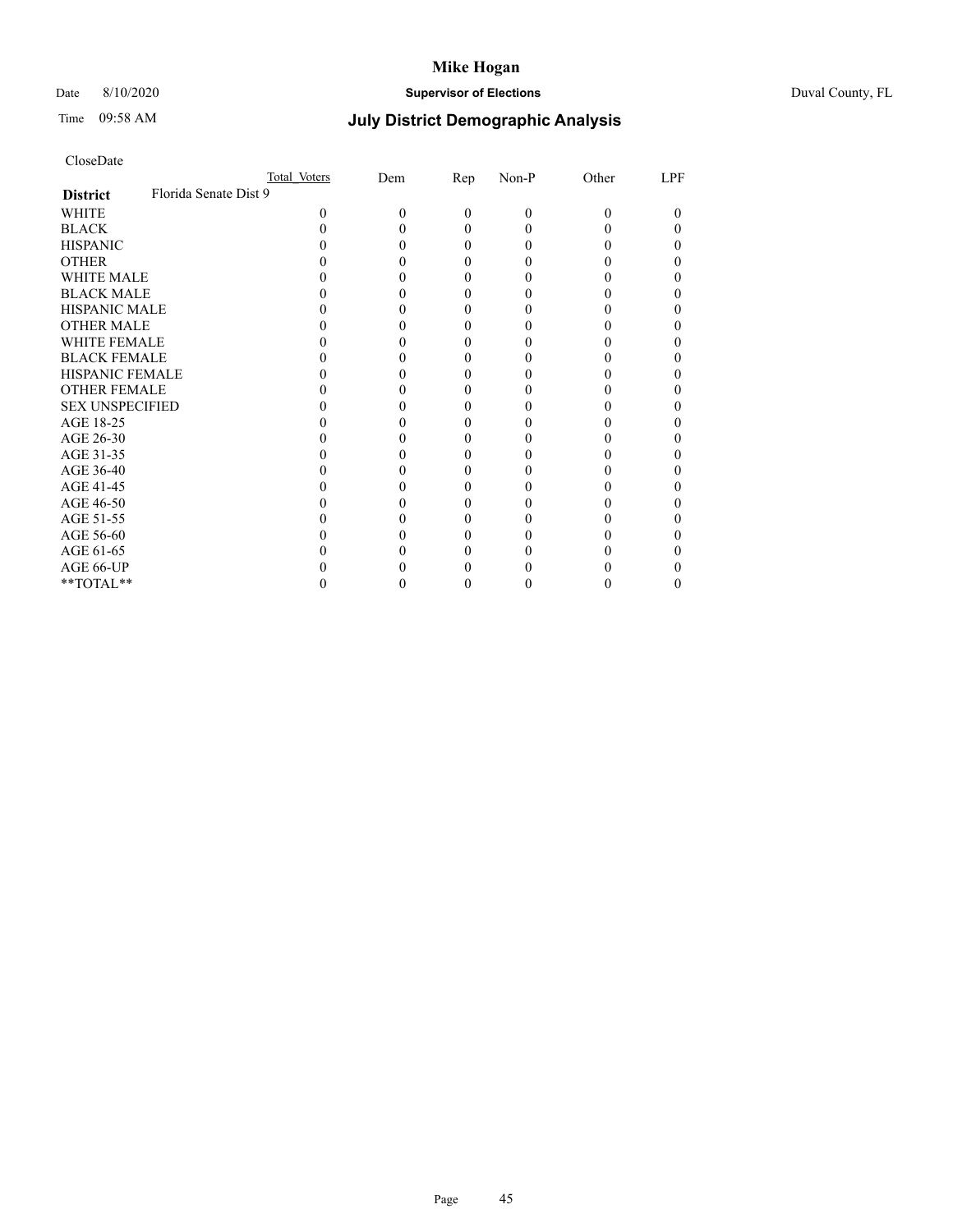CloseDate

| District | Florida Senate Dist 9 | Total Voters | Dem | Rep | Non-P | Other | LPF |
|---|---|---|---|---|---|---|---|
| WHITE | | 0 | 0 | 0 | 0 | 0 | 0 |
| BLACK | | 0 | 0 | 0 | 0 | 0 | 0 |
| HISPANIC | | 0 | 0 | 0 | 0 | 0 | 0 |
| OTHER | | 0 | 0 | 0 | 0 | 0 | 0 |
| WHITE MALE | | 0 | 0 | 0 | 0 | 0 | 0 |
| BLACK MALE | | 0 | 0 | 0 | 0 | 0 | 0 |
| HISPANIC MALE | | 0 | 0 | 0 | 0 | 0 | 0 |
| OTHER MALE | | 0 | 0 | 0 | 0 | 0 | 0 |
| WHITE FEMALE | | 0 | 0 | 0 | 0 | 0 | 0 |
| BLACK FEMALE | | 0 | 0 | 0 | 0 | 0 | 0 |
| HISPANIC FEMALE | | 0 | 0 | 0 | 0 | 0 | 0 |
| OTHER FEMALE | | 0 | 0 | 0 | 0 | 0 | 0 |
| SEX UNSPECIFIED | | 0 | 0 | 0 | 0 | 0 | 0 |
| AGE 18-25 | | 0 | 0 | 0 | 0 | 0 | 0 |
| AGE 26-30 | | 0 | 0 | 0 | 0 | 0 | 0 |
| AGE 31-35 | | 0 | 0 | 0 | 0 | 0 | 0 |
| AGE 36-40 | | 0 | 0 | 0 | 0 | 0 | 0 |
| AGE 41-45 | | 0 | 0 | 0 | 0 | 0 | 0 |
| AGE 46-50 | | 0 | 0 | 0 | 0 | 0 | 0 |
| AGE 51-55 | | 0 | 0 | 0 | 0 | 0 | 0 |
| AGE 56-60 | | 0 | 0 | 0 | 0 | 0 | 0 |
| AGE 61-65 | | 0 | 0 | 0 | 0 | 0 | 0 |
| AGE 66-UP | | 0 | 0 | 0 | 0 | 0 | 0 |
| **TOTAL** | | 0 | 0 | 0 | 0 | 0 | 0 |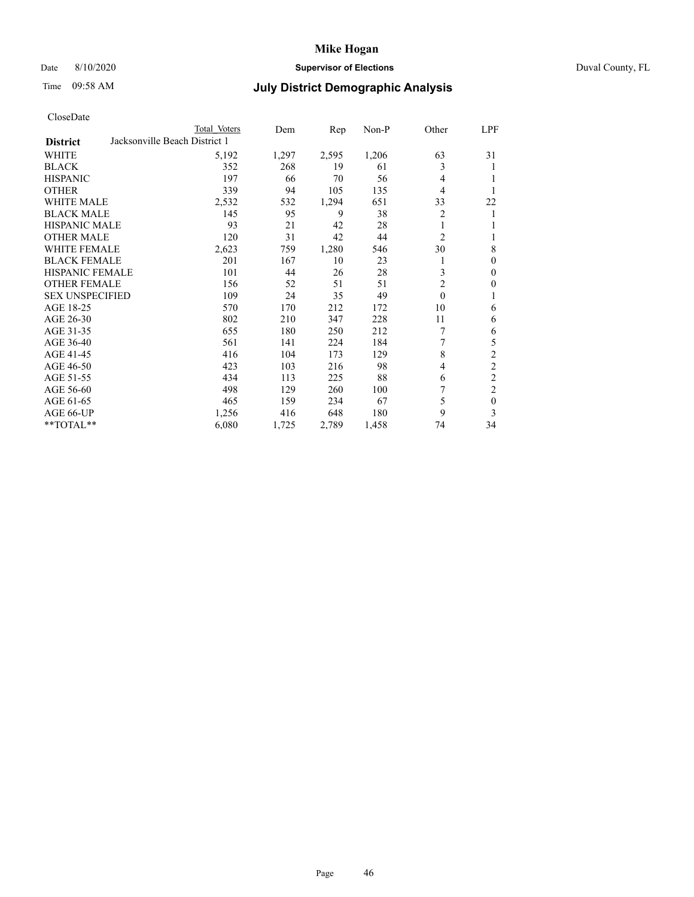# Mike Hogan

Date 8/10/2020 **Supervisor of Elections** Duval County, FL

Time 09:58 AM **July District Demographic Analysis**

CloseDate

| District | Total Voters | Dem | Rep | Non-P | Other | LPF |
|---|---|---|---|---|---|---|
| **Jacksonville Beach District 1** | | | | | | |
| WHITE | 5,192 | 1,297 | 2,595 | 1,206 | 63 | 31 |
| BLACK | 352 | 268 | 19 | 61 | 3 | 1 |
| HISPANIC | 197 | 66 | 70 | 56 | 4 | 1 |
| OTHER | 339 | 94 | 105 | 135 | 4 | 1 |
| WHITE MALE | 2,532 | 532 | 1,294 | 651 | 33 | 22 |
| BLACK MALE | 145 | 95 | 9 | 38 | 2 | 1 |
| HISPANIC MALE | 93 | 21 | 42 | 28 | 1 | 1 |
| OTHER MALE | 120 | 31 | 42 | 44 | 2 | 1 |
| WHITE FEMALE | 2,623 | 759 | 1,280 | 546 | 30 | 8 |
| BLACK FEMALE | 201 | 167 | 10 | 23 | 1 | 0 |
| HISPANIC FEMALE | 101 | 44 | 26 | 28 | 3 | 0 |
| OTHER FEMALE | 156 | 52 | 51 | 51 | 2 | 0 |
| SEX UNSPECIFIED | 109 | 24 | 35 | 49 | 0 | 1 |
| AGE 18-25 | 570 | 170 | 212 | 172 | 10 | 6 |
| AGE 26-30 | 802 | 210 | 347 | 228 | 11 | 6 |
| AGE 31-35 | 655 | 180 | 250 | 212 | 7 | 6 |
| AGE 36-40 | 561 | 141 | 224 | 184 | 7 | 5 |
| AGE 41-45 | 416 | 104 | 173 | 129 | 8 | 2 |
| AGE 46-50 | 423 | 103 | 216 | 98 | 4 | 2 |
| AGE 51-55 | 434 | 113 | 225 | 88 | 6 | 2 |
| AGE 56-60 | 498 | 129 | 260 | 100 | 7 | 2 |
| AGE 61-65 | 465 | 159 | 234 | 67 | 5 | 0 |
| AGE 66-UP | 1,256 | 416 | 648 | 180 | 9 | 3 |
| **TOTAL** | 6,080 | 1,725 | 2,789 | 1,458 | 74 | 34 |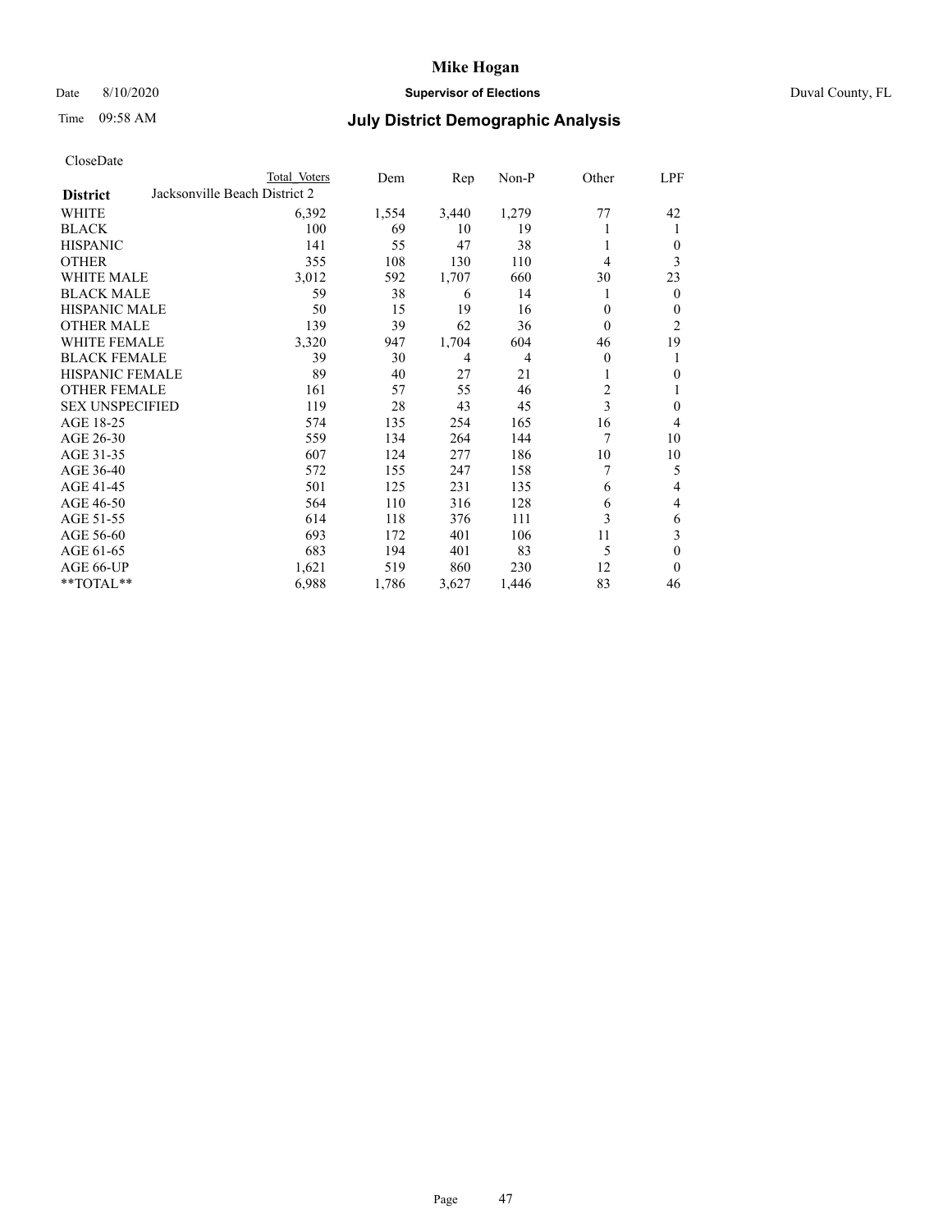# Mike Hogan

Date 8/10/2020 **Supervisor of Elections** Duval County, FL

Time 09:58 AM **July District Demographic Analysis**

CloseDate

| District | Jacksonville Beach District 2 Total Voters | Dem | Rep | Non-P | Other | LPF |
|---|---|---|---|---|---|---|
| WHITE | 6,392 | 1,554 | 3,440 | 1,279 | 77 | 42 |
| BLACK | 100 | 69 | 10 | 19 | 1 | 1 |
| HISPANIC | 141 | 55 | 47 | 38 | 1 | 0 |
| OTHER | 355 | 108 | 130 | 110 | 4 | 3 |
| WHITE MALE | 3,012 | 592 | 1,707 | 660 | 30 | 23 |
| BLACK MALE | 59 | 38 | 6 | 14 | 1 | 0 |
| HISPANIC MALE | 50 | 15 | 19 | 16 | 0 | 0 |
| OTHER MALE | 139 | 39 | 62 | 36 | 0 | 2 |
| WHITE FEMALE | 3,320 | 947 | 1,704 | 604 | 46 | 19 |
| BLACK FEMALE | 39 | 30 | 4 | 4 | 0 | 1 |
| HISPANIC FEMALE | 89 | 40 | 27 | 21 | 1 | 0 |
| OTHER FEMALE | 161 | 57 | 55 | 46 | 2 | 1 |
| SEX UNSPECIFIED | 119 | 28 | 43 | 45 | 3 | 0 |
| AGE 18-25 | 574 | 135 | 254 | 165 | 16 | 4 |
| AGE 26-30 | 559 | 134 | 264 | 144 | 7 | 10 |
| AGE 31-35 | 607 | 124 | 277 | 186 | 10 | 10 |
| AGE 36-40 | 572 | 155 | 247 | 158 | 7 | 5 |
| AGE 41-45 | 501 | 125 | 231 | 135 | 6 | 4 |
| AGE 46-50 | 564 | 110 | 316 | 128 | 6 | 4 |
| AGE 51-55 | 614 | 118 | 376 | 111 | 3 | 6 |
| AGE 56-60 | 693 | 172 | 401 | 106 | 11 | 3 |
| AGE 61-65 | 683 | 194 | 401 | 83 | 5 | 0 |
| AGE 66-UP | 1,621 | 519 | 860 | 230 | 12 | 0 |
| **TOTAL** | 6,988 | 1,786 | 3,627 | 1,446 | 83 | 46 |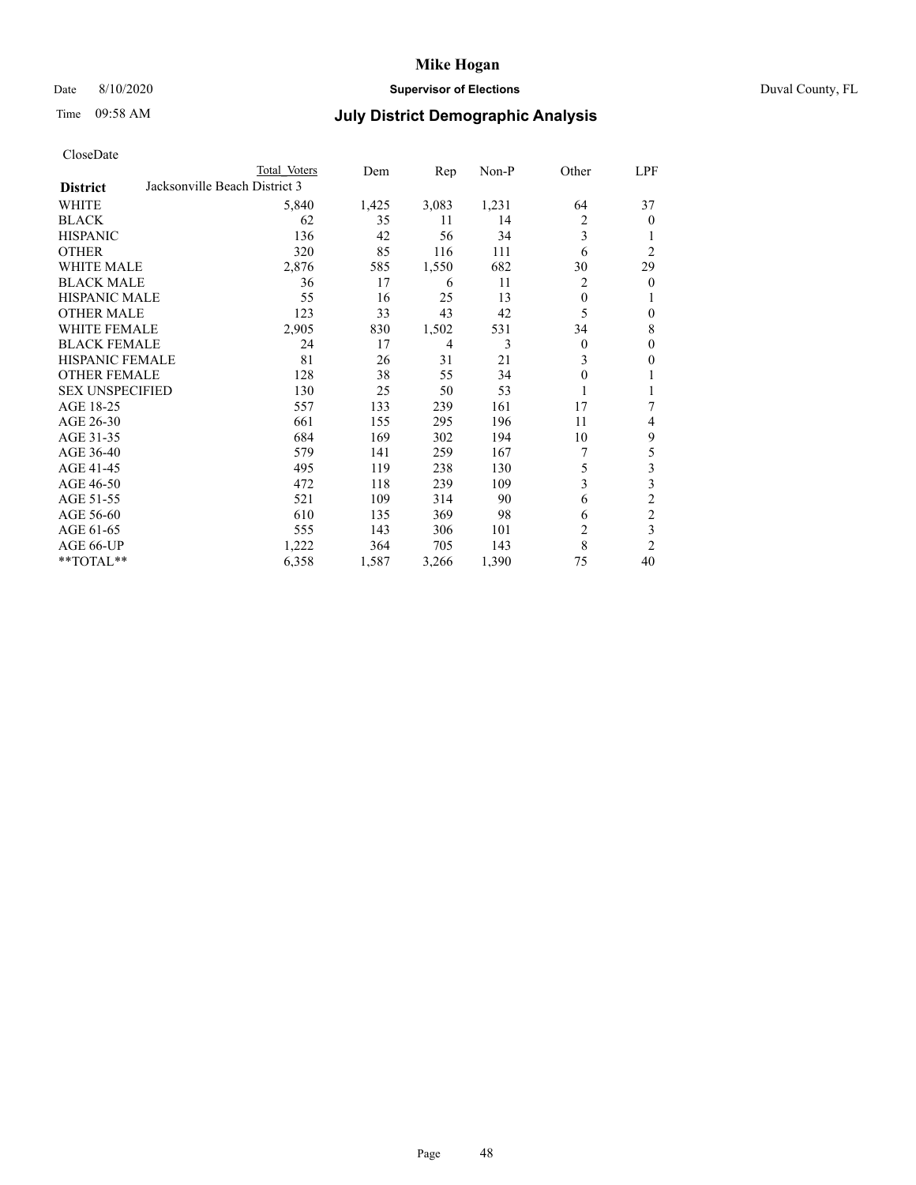# Mike Hogan

Date 8/10/2020 **Supervisor of Elections** Duval County, FL

Time 09:58 AM **July District Demographic Analysis**

CloseDate

| District | Total Voters | Dem | Rep | Non-P | Other | LPF |
|---|---|---|---|---|---|---|
| Jacksonville Beach District 3 | | | | | | |
| WHITE | 5,840 | 1,425 | 3,083 | 1,231 | 64 | 37 |
| BLACK | 62 | 35 | 11 | 14 | 2 | 0 |
| HISPANIC | 136 | 42 | 56 | 34 | 3 | 1 |
| OTHER | 320 | 85 | 116 | 111 | 6 | 2 |
| WHITE MALE | 2,876 | 585 | 1,550 | 682 | 30 | 29 |
| BLACK MALE | 36 | 17 | 6 | 11 | 2 | 0 |
| HISPANIC MALE | 55 | 16 | 25 | 13 | 0 | 1 |
| OTHER MALE | 123 | 33 | 43 | 42 | 5 | 0 |
| WHITE FEMALE | 2,905 | 830 | 1,502 | 531 | 34 | 8 |
| BLACK FEMALE | 24 | 17 | 4 | 3 | 0 | 0 |
| HISPANIC FEMALE | 81 | 26 | 31 | 21 | 3 | 0 |
| OTHER FEMALE | 128 | 38 | 55 | 34 | 0 | 1 |
| SEX UNSPECIFIED | 130 | 25 | 50 | 53 | 1 | 1 |
| AGE 18-25 | 557 | 133 | 239 | 161 | 17 | 7 |
| AGE 26-30 | 661 | 155 | 295 | 196 | 11 | 4 |
| AGE 31-35 | 684 | 169 | 302 | 194 | 10 | 9 |
| AGE 36-40 | 579 | 141 | 259 | 167 | 7 | 5 |
| AGE 41-45 | 495 | 119 | 238 | 130 | 5 | 3 |
| AGE 46-50 | 472 | 118 | 239 | 109 | 3 | 3 |
| AGE 51-55 | 521 | 109 | 314 | 90 | 6 | 2 |
| AGE 56-60 | 610 | 135 | 369 | 98 | 6 | 2 |
| AGE 61-65 | 555 | 143 | 306 | 101 | 2 | 3 |
| AGE 66-UP | 1,222 | 364 | 705 | 143 | 8 | 2 |
| **TOTAL** | 6,358 | 1,587 | 3,266 | 1,390 | 75 | 40 |